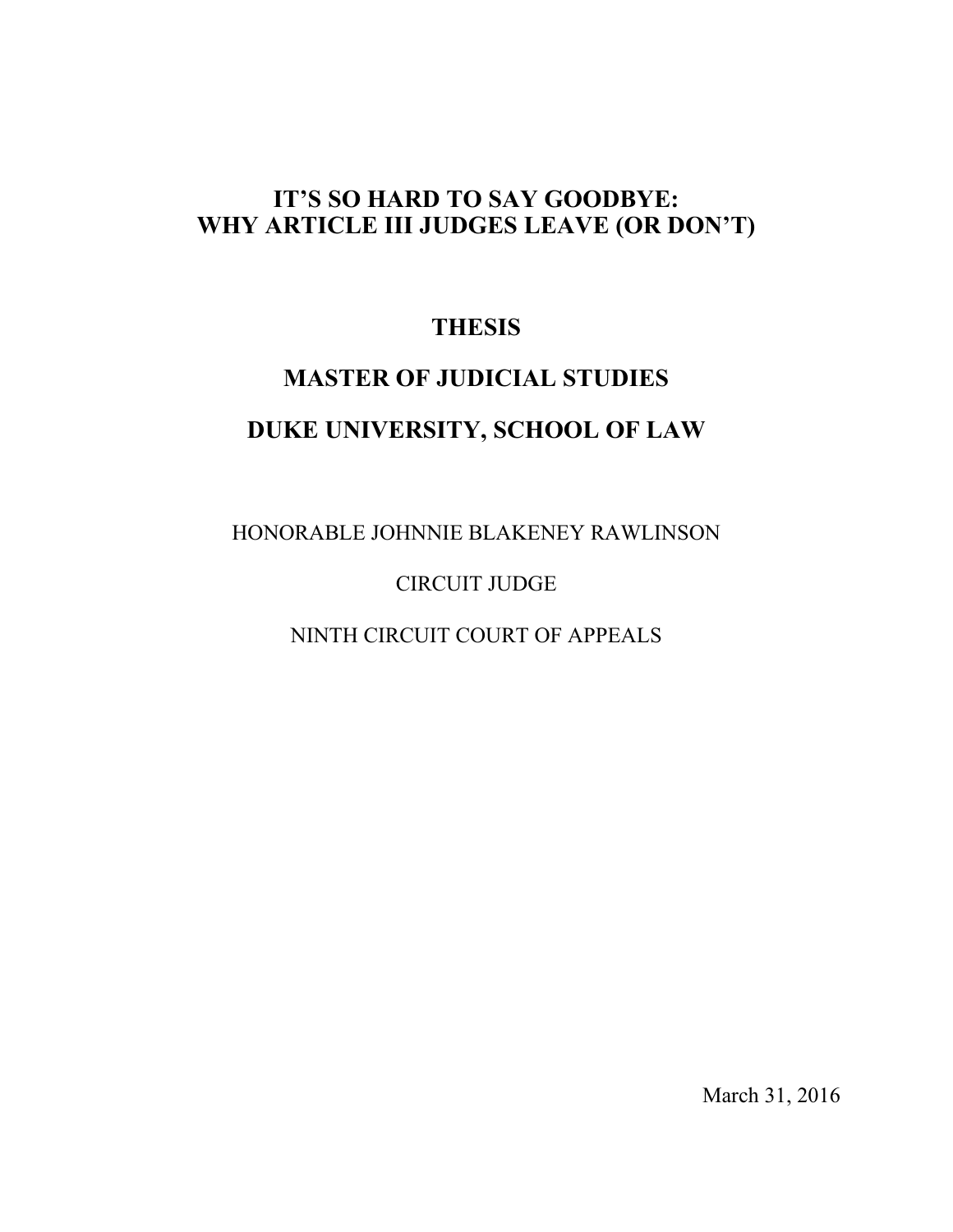# IT'S SO HARD TO SAY GOODBYE: WHY ARTICLE III JUDGES LEAVE (OR DON'T)

## THESIS

## MASTER OF JUDICIAL STUDIES

## DUKE UNIVERSITY, SCHOOL OF LAW

HONORABLE JOHNNIE BLAKENEY RAWLINSON

CIRCUIT JUDGE

NINTH CIRCUIT COURT OF APPEALS

March 31, 2016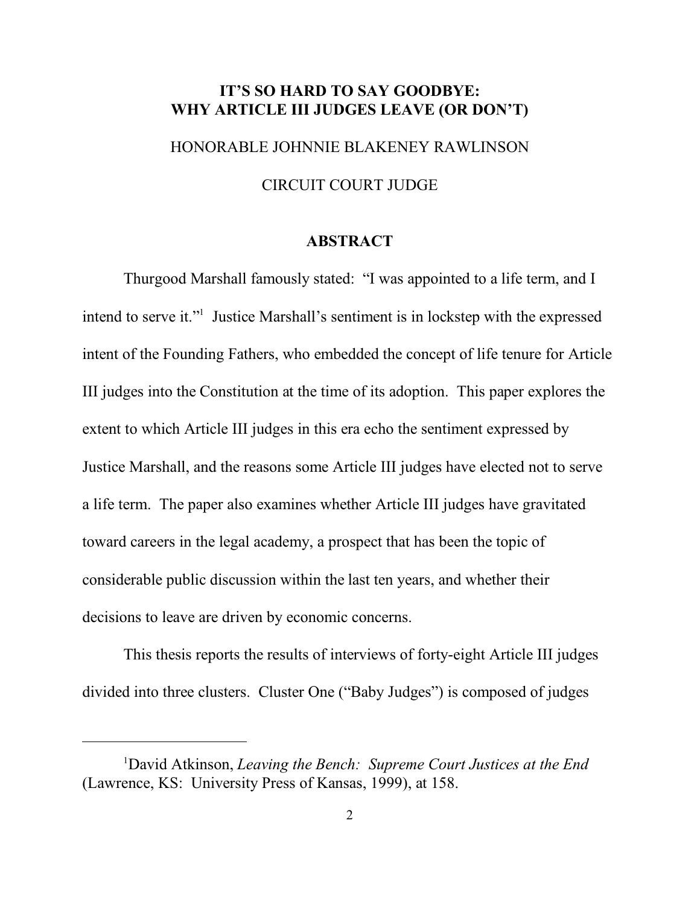# IT'S SO HARD TO SAY GOODBYE: WHY ARTICLE III JUDGES LEAVE (OR DON'T)

HONORABLE JOHNNIE BLAKENEY RAWLINSON

CIRCUIT COURT JUDGE

## ABSTRACT

Thurgood Marshall famously stated: "I was appointed to a life term, and I intend to serve it."[1] Justice Marshall's sentiment is in lockstep with the expressed intent of the Founding Fathers, who embedded the concept of life tenure for Article III judges into the Constitution at the time of its adoption. This paper explores the extent to which Article III judges in this era echo the sentiment expressed by Justice Marshall, and the reasons some Article III judges have elected not to serve a life term. The paper also examines whether Article III judges have gravitated toward careers in the legal academy, a prospect that has been the topic of considerable public discussion within the last ten years, and whether their decisions to leave are driven by economic concerns.

This thesis reports the results of interviews of forty-eight Article III judges divided into three clusters. Cluster One ("Baby Judges") is composed of judges

---

[1]David Atkinson, *Leaving the Bench: Supreme Court Justices at the End* (Lawrence, KS: University Press of Kansas, 1999), at 158.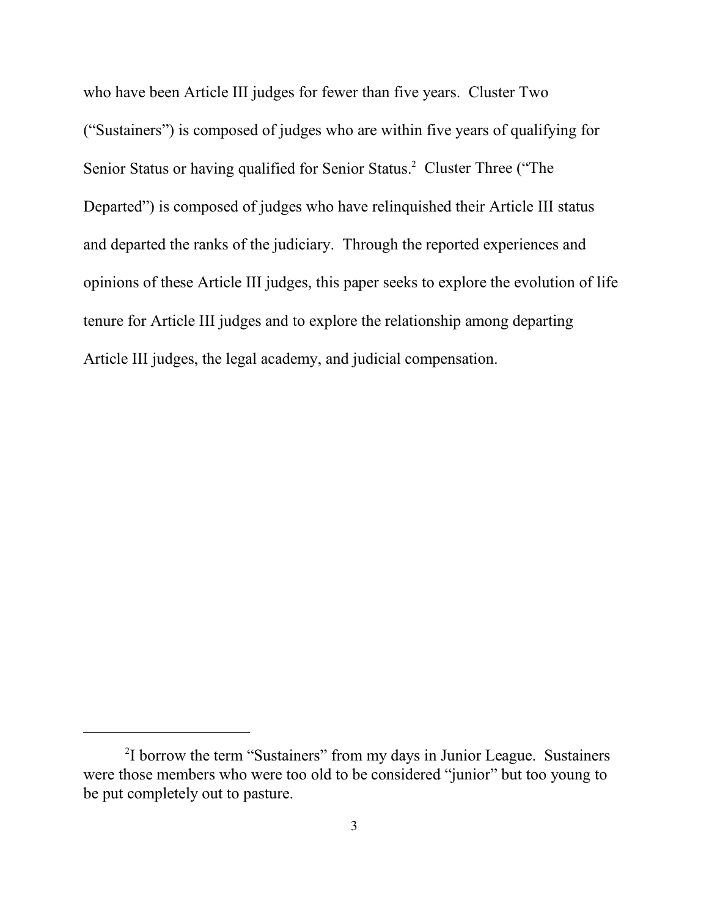who have been Article III judges for fewer than five years. Cluster Two ("Sustainers") is composed of judges who are within five years of qualifying for Senior Status or having qualified for Senior Status.[2] Cluster Three ("The Departed") is composed of judges who have relinquished their Article III status and departed the ranks of the judiciary. Through the reported experiences and opinions of these Article III judges, this paper seeks to explore the evolution of life tenure for Article III judges and to explore the relationship among departing Article III judges, the legal academy, and judicial compensation.

---

[2] I borrow the term "Sustainers" from my days in Junior League. Sustainers were those members who were too old to be considered "junior" but too young to be put completely out to pasture.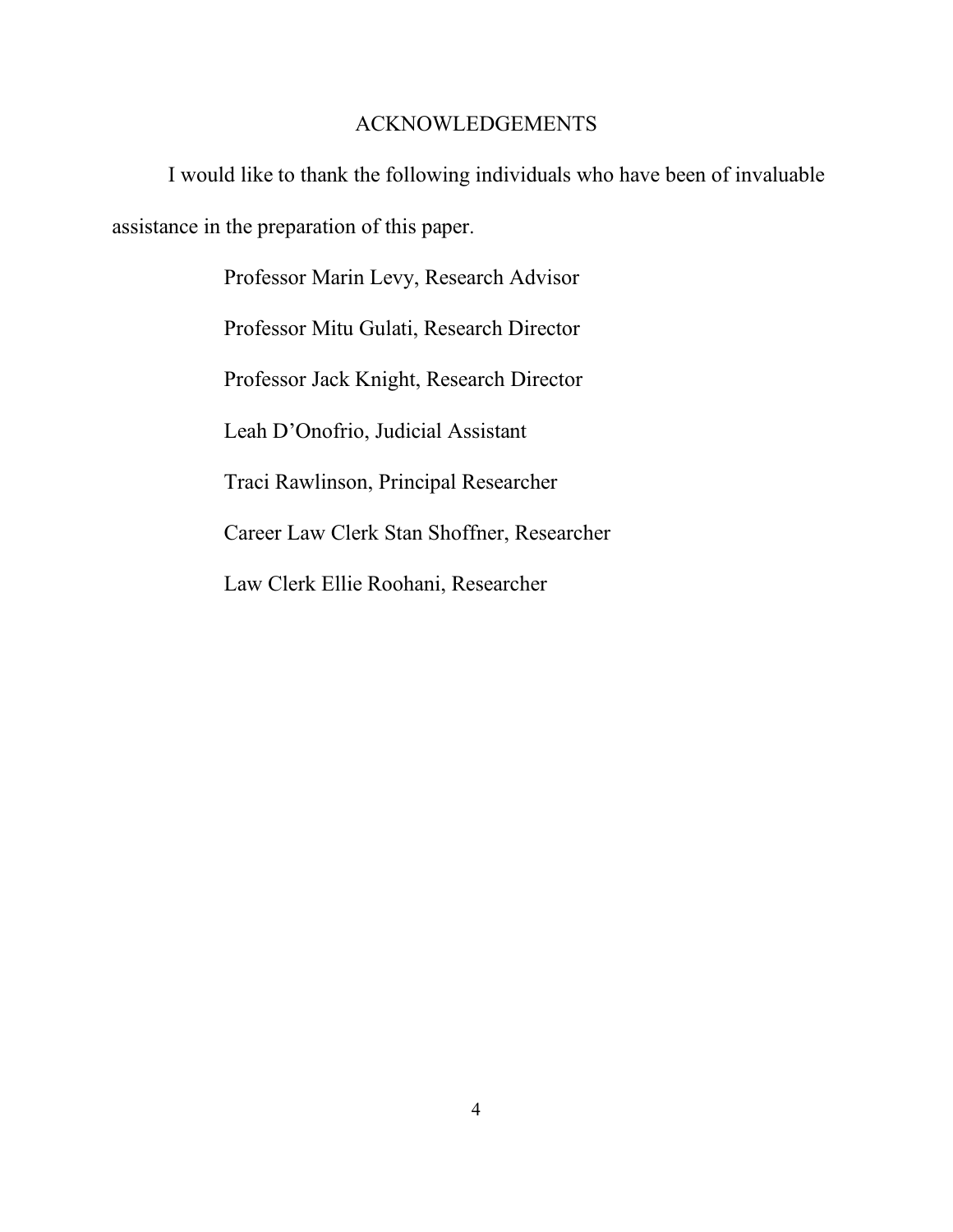# ACKNOWLEDGEMENTS

I would like to thank the following individuals who have been of invaluable assistance in the preparation of this paper.

Professor Marin Levy, Research Advisor

Professor Mitu Gulati, Research Director

Professor Jack Knight, Research Director

Leah D'Onofrio, Judicial Assistant

Traci Rawlinson, Principal Researcher

Career Law Clerk Stan Shoffner, Researcher

Law Clerk Ellie Roohani, Researcher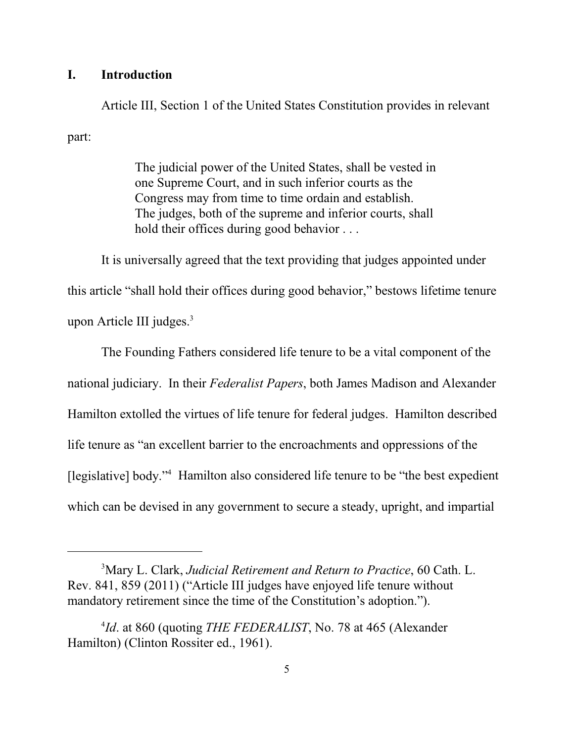## I. Introduction

Article III, Section 1 of the United States Constitution provides in relevant part:

> The judicial power of the United States, shall be vested in one Supreme Court, and in such inferior courts as the Congress may from time to time ordain and establish. The judges, both of the supreme and inferior courts, shall hold their offices during good behavior . . .

It is universally agreed that the text providing that judges appointed under this article "shall hold their offices during good behavior," bestows lifetime tenure upon Article III judges.[3]

The Founding Fathers considered life tenure to be a vital component of the national judiciary. In their *Federalist Papers*, both James Madison and Alexander Hamilton extolled the virtues of life tenure for federal judges. Hamilton described life tenure as "an excellent barrier to the encroachments and oppressions of the [legislative] body."[4] Hamilton also considered life tenure to be "the best expedient which can be devised in any government to secure a steady, upright, and impartial

---

[3] Mary L. Clark, *Judicial Retirement and Return to Practice*, 60 Cath. L. Rev. 841, 859 (2011) ("Article III judges have enjoyed life tenure without mandatory retirement since the time of the Constitution's adoption.").

[4] *Id*. at 860 (quoting *THE FEDERALIST*, No. 78 at 465 (Alexander Hamilton) (Clinton Rossiter ed., 1961).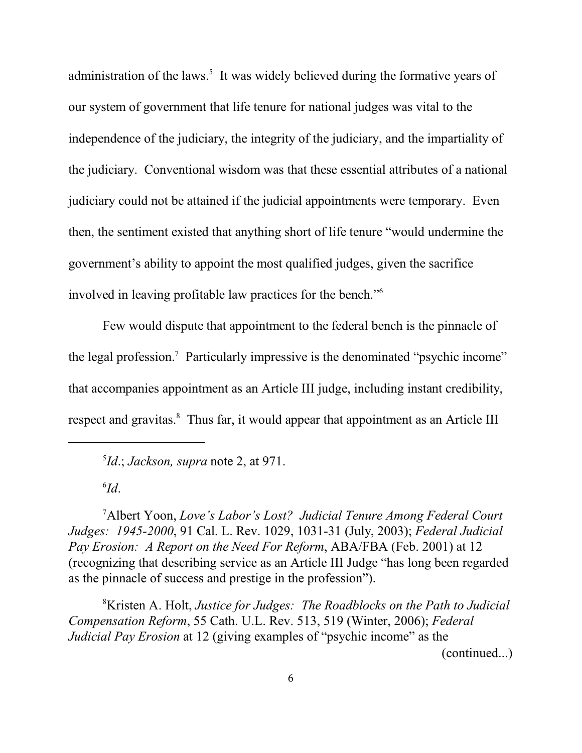administration of the laws.[5] It was widely believed during the formative years of our system of government that life tenure for national judges was vital to the independence of the judiciary, the integrity of the judiciary, and the impartiality of the judiciary. Conventional wisdom was that these essential attributes of a national judiciary could not be attained if the judicial appointments were temporary. Even then, the sentiment existed that anything short of life tenure "would undermine the government's ability to appoint the most qualified judges, given the sacrifice involved in leaving profitable law practices for the bench."[6]

Few would dispute that appointment to the federal bench is the pinnacle of the legal profession.[7] Particularly impressive is the denominated "psychic income" that accompanies appointment as an Article III judge, including instant credibility, respect and gravitas.[8] Thus far, it would appear that appointment as an Article III

---

[5] *Id*.; *Jackson, supra* note 2, at 971.

[6] *Id*.

[7] Albert Yoon, *Love's Labor's Lost? Judicial Tenure Among Federal Court Judges: 1945-2000*, 91 Cal. L. Rev. 1029, 1031-31 (July, 2003); *Federal Judicial Pay Erosion: A Report on the Need For Reform*, ABA/FBA (Feb. 2001) at 12 (recognizing that describing service as an Article III Judge "has long been regarded as the pinnacle of success and prestige in the profession").

[8] Kristen A. Holt, *Justice for Judges: The Roadblocks on the Path to Judicial Compensation Reform*, 55 Cath. U.L. Rev. 513, 519 (Winter, 2006); *Federal Judicial Pay Erosion* at 12 (giving examples of "psychic income" as the (continued...)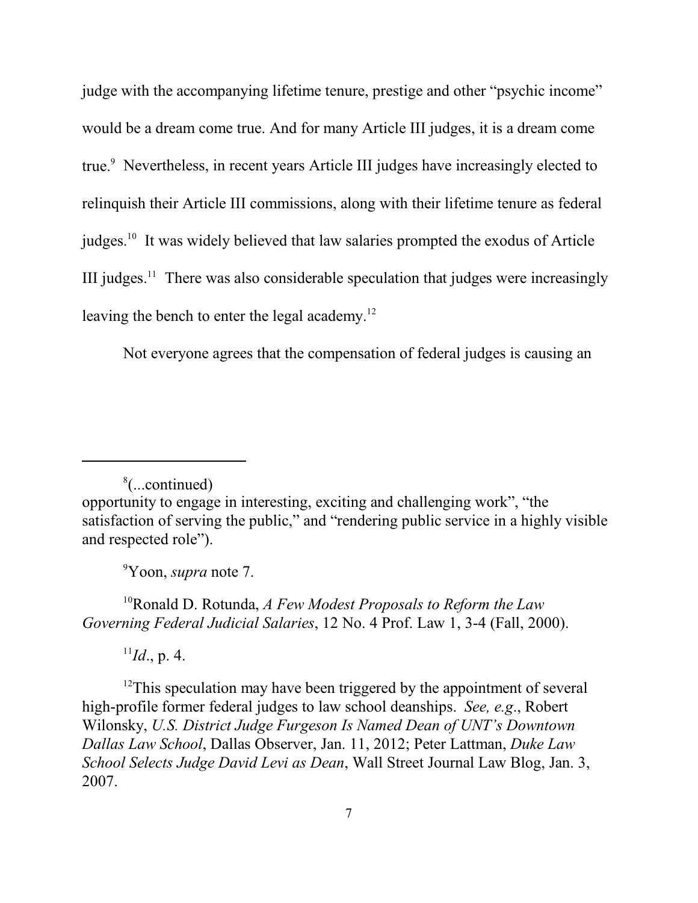judge with the accompanying lifetime tenure, prestige and other "psychic income" would be a dream come true. And for many Article III judges, it is a dream come true.[9] Nevertheless, in recent years Article III judges have increasingly elected to relinquish their Article III commissions, along with their lifetime tenure as federal judges.[10] It was widely believed that law salaries prompted the exodus of Article III judges.[11] There was also considerable speculation that judges were increasingly leaving the bench to enter the legal academy.[12]

Not everyone agrees that the compensation of federal judges is causing an

---

[8](...continued)
opportunity to engage in interesting, exciting and challenging work", "the satisfaction of serving the public," and "rendering public service in a highly visible and respected role").

[9]Yoon, *supra* note 7.

[10]Ronald D. Rotunda, *A Few Modest Proposals to Reform the Law Governing Federal Judicial Salaries*, 12 No. 4 Prof. Law 1, 3-4 (Fall, 2000).

[11]*Id*., p. 4.

[12]This speculation may have been triggered by the appointment of several high-profile former federal judges to law school deanships. *See, e.g*., Robert Wilonsky, *U.S. District Judge Furgeson Is Named Dean of UNT's Downtown Dallas Law School*, Dallas Observer, Jan. 11, 2012; Peter Lattman, *Duke Law School Selects Judge David Levi as Dean*, Wall Street Journal Law Blog, Jan. 3, 2007.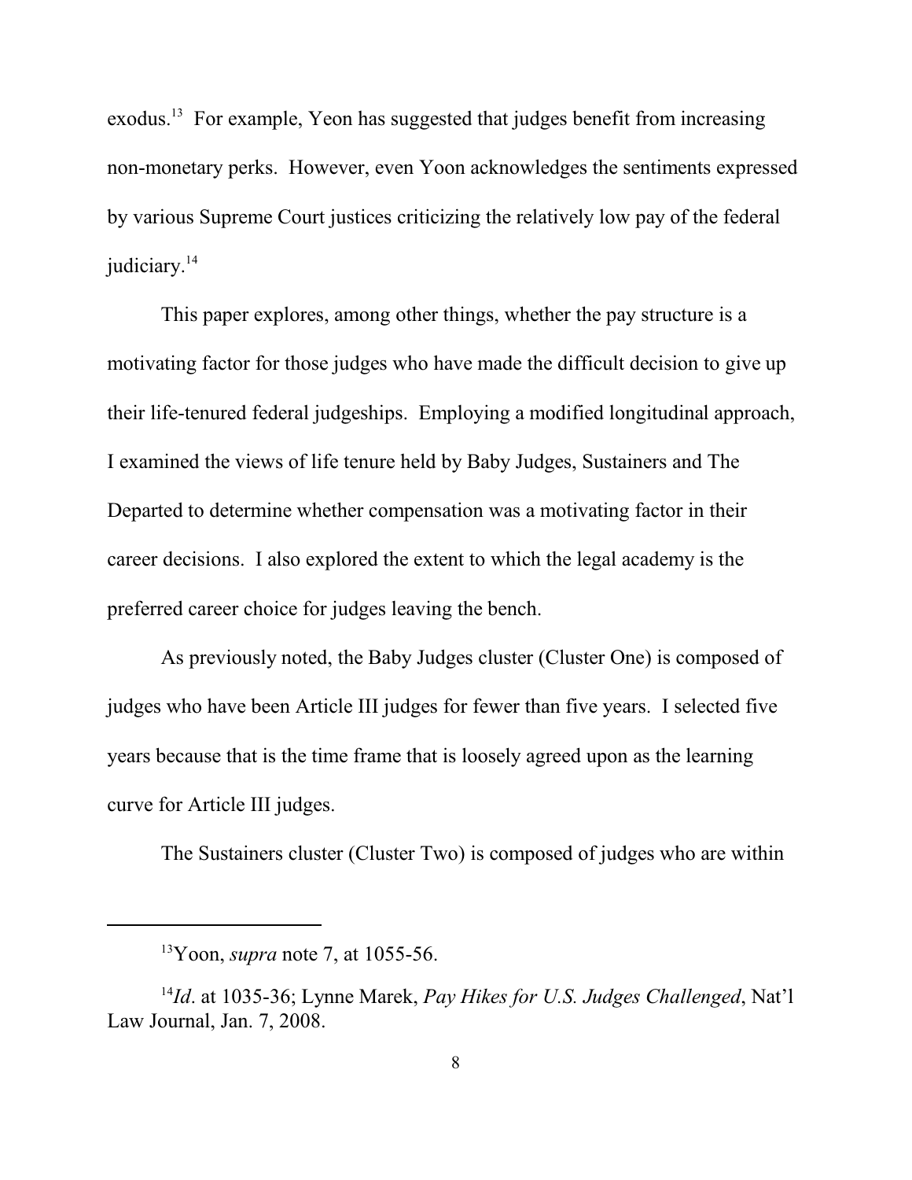exodus.[13] For example, Yeon has suggested that judges benefit from increasing non-monetary perks. However, even Yoon acknowledges the sentiments expressed by various Supreme Court justices criticizing the relatively low pay of the federal judiciary.[14]

This paper explores, among other things, whether the pay structure is a motivating factor for those judges who have made the difficult decision to give up their life-tenured federal judgeships. Employing a modified longitudinal approach, I examined the views of life tenure held by Baby Judges, Sustainers and The Departed to determine whether compensation was a motivating factor in their career decisions. I also explored the extent to which the legal academy is the preferred career choice for judges leaving the bench.

As previously noted, the Baby Judges cluster (Cluster One) is composed of judges who have been Article III judges for fewer than five years. I selected five years because that is the time frame that is loosely agreed upon as the learning curve for Article III judges.

The Sustainers cluster (Cluster Two) is composed of judges who are within

---

[13] Yoon, *supra* note 7, at 1055-56.

[14] *Id*. at 1035-36; Lynne Marek, *Pay Hikes for U.S. Judges Challenged*, Nat'l Law Journal, Jan. 7, 2008.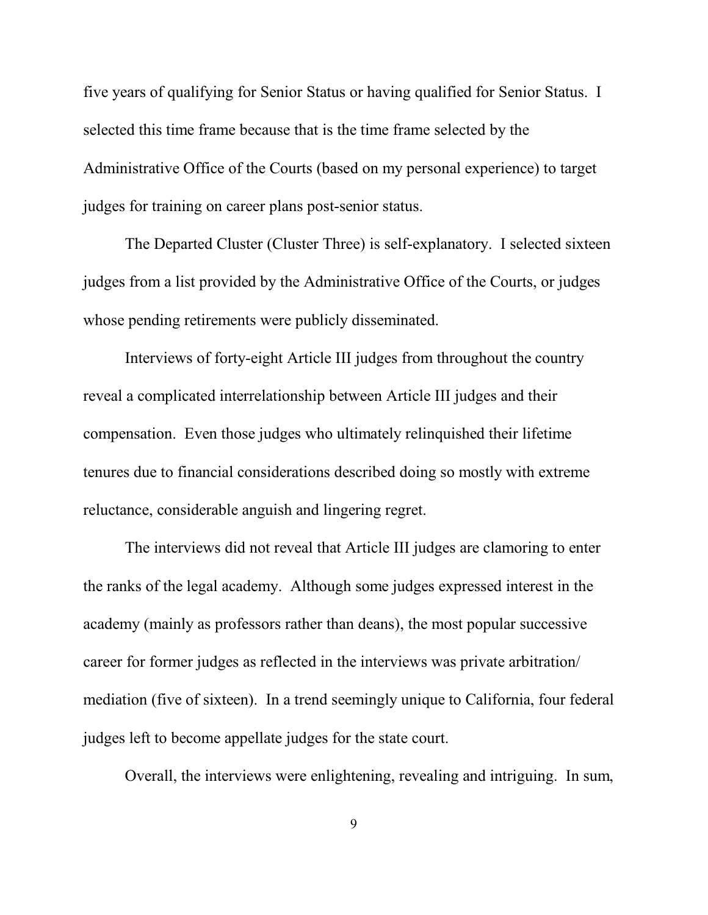five years of qualifying for Senior Status or having qualified for Senior Status. I selected this time frame because that is the time frame selected by the Administrative Office of the Courts (based on my personal experience) to target judges for training on career plans post-senior status.

The Departed Cluster (Cluster Three) is self-explanatory. I selected sixteen judges from a list provided by the Administrative Office of the Courts, or judges whose pending retirements were publicly disseminated.

Interviews of forty-eight Article III judges from throughout the country reveal a complicated interrelationship between Article III judges and their compensation. Even those judges who ultimately relinquished their lifetime tenures due to financial considerations described doing so mostly with extreme reluctance, considerable anguish and lingering regret.

The interviews did not reveal that Article III judges are clamoring to enter the ranks of the legal academy. Although some judges expressed interest in the academy (mainly as professors rather than deans), the most popular successive career for former judges as reflected in the interviews was private arbitration/ mediation (five of sixteen). In a trend seemingly unique to California, four federal judges left to become appellate judges for the state court.

Overall, the interviews were enlightening, revealing and intriguing. In sum,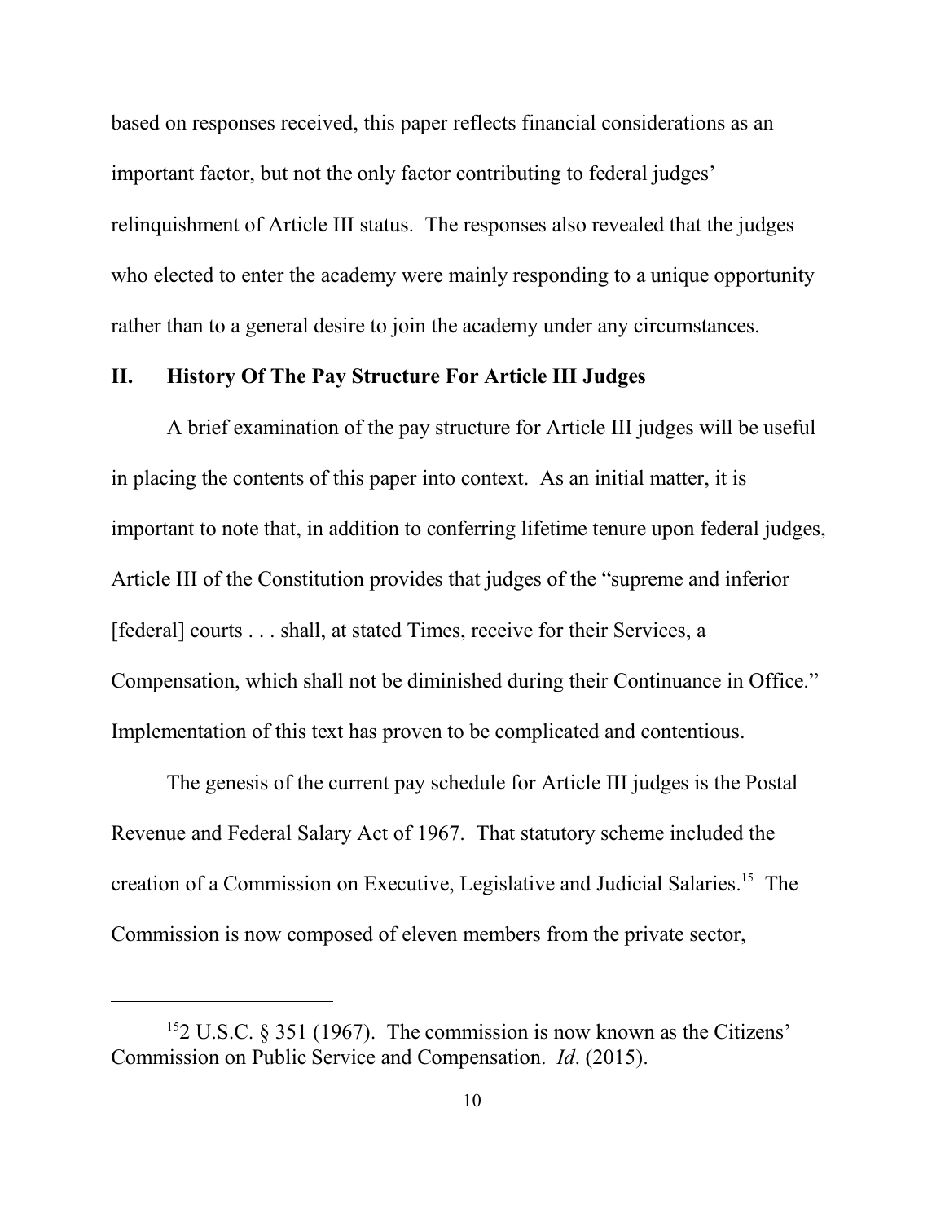based on responses received, this paper reflects financial considerations as an important factor, but not the only factor contributing to federal judges' relinquishment of Article III status. The responses also revealed that the judges who elected to enter the academy were mainly responding to a unique opportunity rather than to a general desire to join the academy under any circumstances.

## II. History Of The Pay Structure For Article III Judges

A brief examination of the pay structure for Article III judges will be useful in placing the contents of this paper into context. As an initial matter, it is important to note that, in addition to conferring lifetime tenure upon federal judges, Article III of the Constitution provides that judges of the "supreme and inferior [federal] courts . . . shall, at stated Times, receive for their Services, a Compensation, which shall not be diminished during their Continuance in Office." Implementation of this text has proven to be complicated and contentious.

The genesis of the current pay schedule for Article III judges is the Postal Revenue and Federal Salary Act of 1967. That statutory scheme included the creation of a Commission on Executive, Legislative and Judicial Salaries.[15] The Commission is now composed of eleven members from the private sector,

---

[15] 2 U.S.C. § 351 (1967). The commission is now known as the Citizens' Commission on Public Service and Compensation. *Id*. (2015).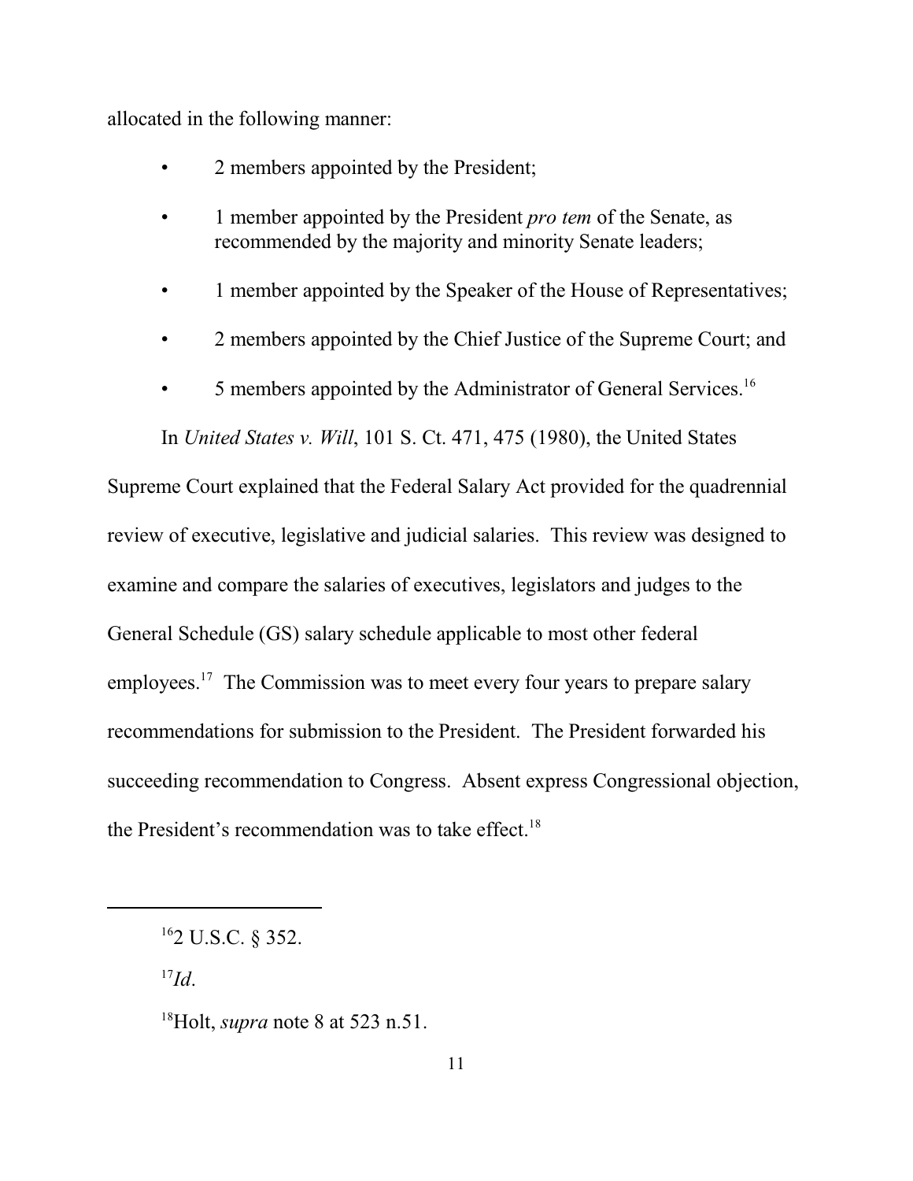allocated in the following manner:

- 2 members appointed by the President;
- 1 member appointed by the President *pro tem* of the Senate, as recommended by the majority and minority Senate leaders;
- 1 member appointed by the Speaker of the House of Representatives;
- 2 members appointed by the Chief Justice of the Supreme Court; and
- 5 members appointed by the Administrator of General Services.[16]

In *United States v. Will*, 101 S. Ct. 471, 475 (1980), the United States Supreme Court explained that the Federal Salary Act provided for the quadrennial review of executive, legislative and judicial salaries. This review was designed to examine and compare the salaries of executives, legislators and judges to the General Schedule (GS) salary schedule applicable to most other federal employees.[17] The Commission was to meet every four years to prepare salary recommendations for submission to the President. The President forwarded his succeeding recommendation to Congress. Absent express Congressional objection, the President's recommendation was to take effect.[18]

---

[16] 2 U.S.C. § 352.

[17] *Id*.

[18] Holt, *supra* note 8 at 523 n.51.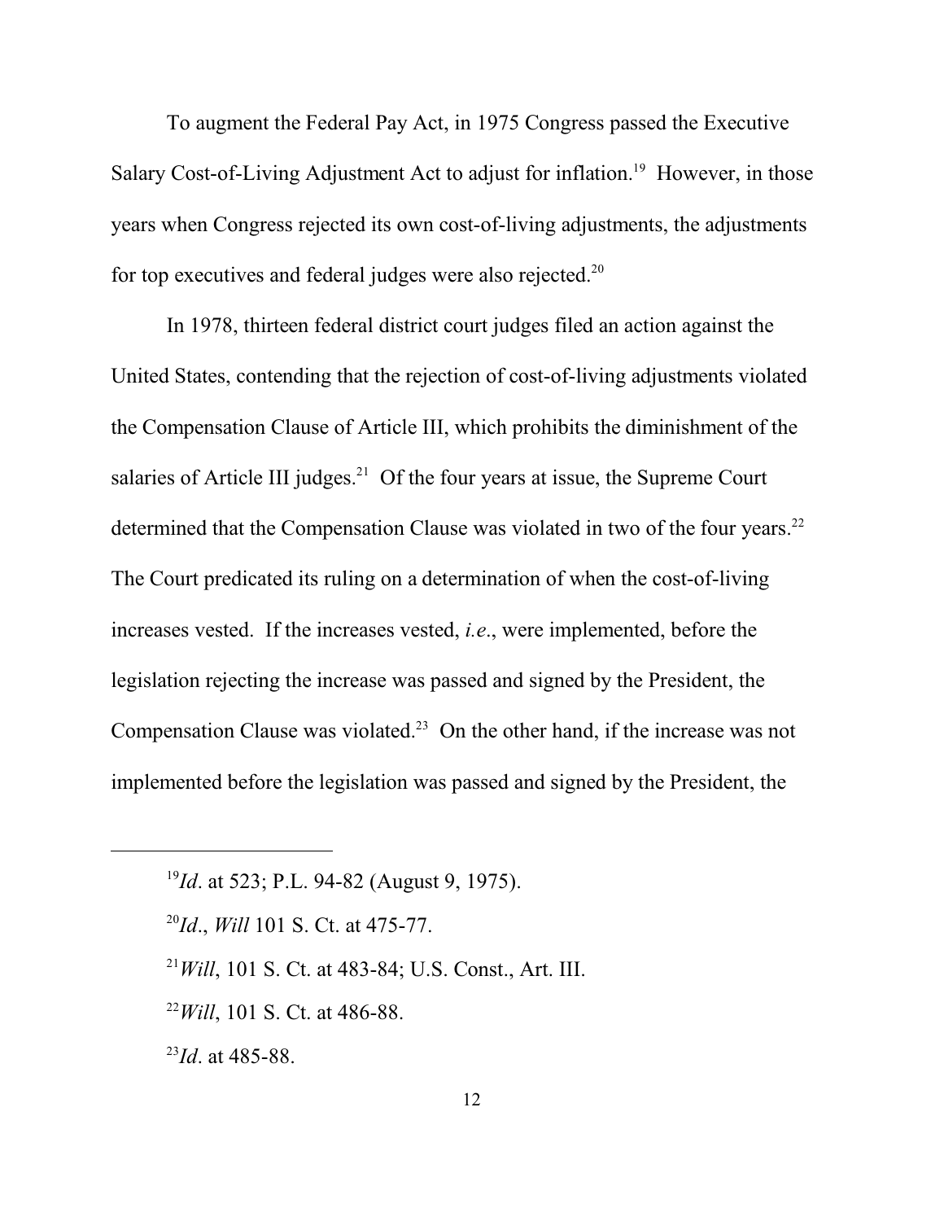To augment the Federal Pay Act, in 1975 Congress passed the Executive Salary Cost-of-Living Adjustment Act to adjust for inflation.[19] However, in those years when Congress rejected its own cost-of-living adjustments, the adjustments for top executives and federal judges were also rejected.[20]

In 1978, thirteen federal district court judges filed an action against the United States, contending that the rejection of cost-of-living adjustments violated the Compensation Clause of Article III, which prohibits the diminishment of the salaries of Article III judges.[21] Of the four years at issue, the Supreme Court determined that the Compensation Clause was violated in two of the four years.[22] The Court predicated its ruling on a determination of when the cost-of-living increases vested. If the increases vested, *i.e.*, were implemented, before the legislation rejecting the increase was passed and signed by the President, the Compensation Clause was violated.[23] On the other hand, if the increase was not implemented before the legislation was passed and signed by the President, the

---

[19]*Id*. at 523; P.L. 94-82 (August 9, 1975).

[20]*Id*., *Will* 101 S. Ct. at 475-77.

[21]*Will*, 101 S. Ct. at 483-84; U.S. Const., Art. III.

[22]*Will*, 101 S. Ct. at 486-88.

[23]*Id*. at 485-88.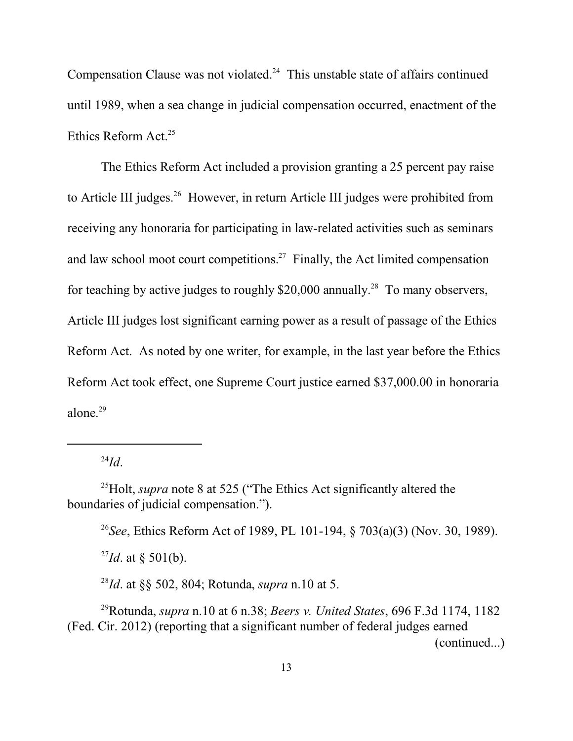Compensation Clause was not violated.[24] This unstable state of affairs continued until 1989, when a sea change in judicial compensation occurred, enactment of the Ethics Reform Act.[25]

The Ethics Reform Act included a provision granting a 25 percent pay raise to Article III judges.[26] However, in return Article III judges were prohibited from receiving any honoraria for participating in law-related activities such as seminars and law school moot court competitions.[27] Finally, the Act limited compensation for teaching by active judges to roughly $20,000 annually.[28] To many observers, Article III judges lost significant earning power as a result of passage of the Ethics Reform Act. As noted by one writer, for example, in the last year before the Ethics Reform Act took effect, one Supreme Court justice earned $37,000.00 in honoraria alone.[29]

---

[24]*Id*.

[25]Holt, *supra* note 8 at 525 ("The Ethics Act significantly altered the boundaries of judicial compensation.").

[26]*See*, Ethics Reform Act of 1989, PL 101-194, § 703(a)(3) (Nov. 30, 1989).

[27]*Id*. at § 501(b).

[28]*Id*. at §§ 502, 804; Rotunda, *supra* n.10 at 5.

[29]Rotunda, *supra* n.10 at 6 n.38; *Beers v. United States*, 696 F.3d 1174, 1182 (Fed. Cir. 2012) (reporting that a significant number of federal judges earned (continued...)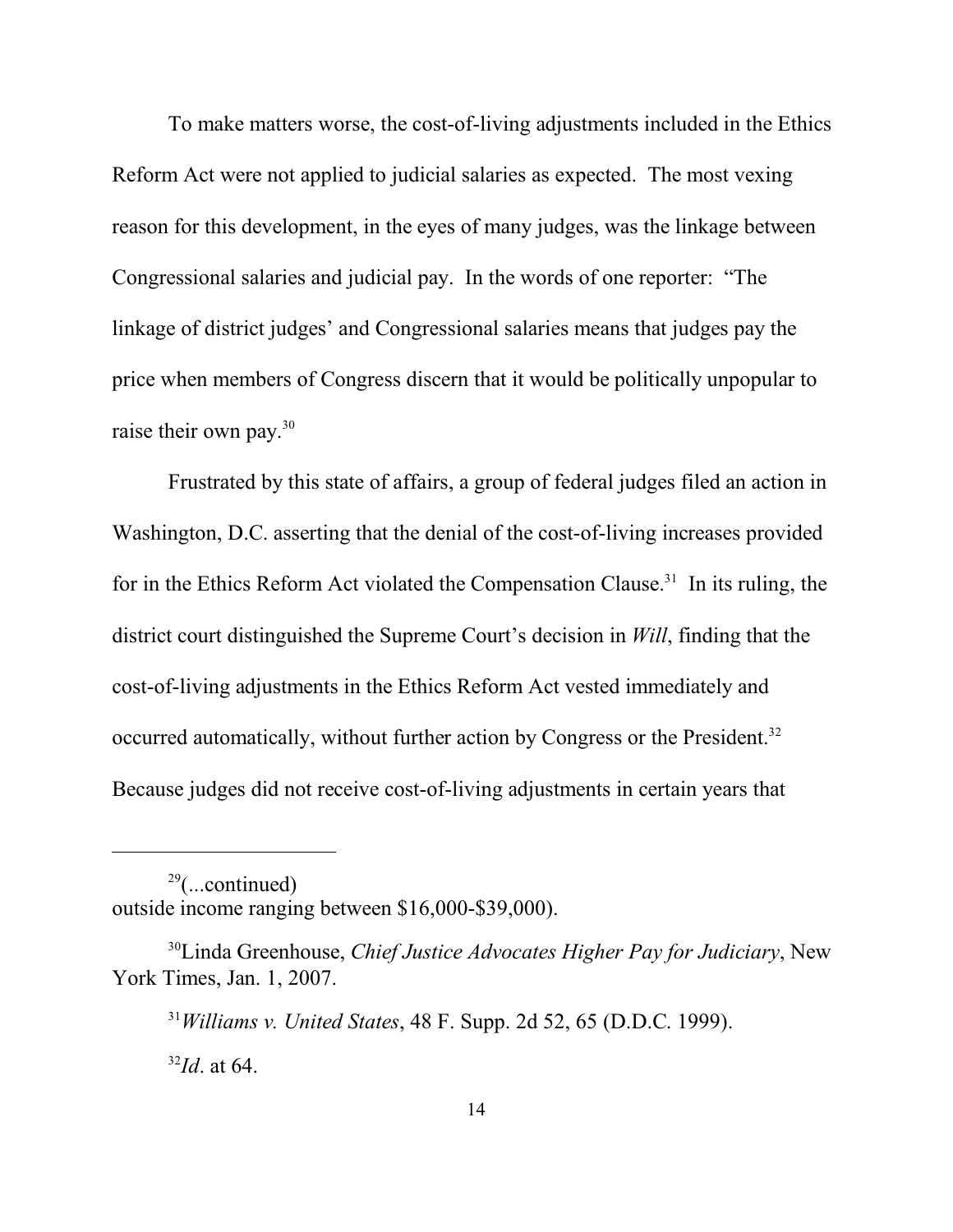To make matters worse, the cost-of-living adjustments included in the Ethics Reform Act were not applied to judicial salaries as expected. The most vexing reason for this development, in the eyes of many judges, was the linkage between Congressional salaries and judicial pay. In the words of one reporter: "The linkage of district judges' and Congressional salaries means that judges pay the price when members of Congress discern that it would be politically unpopular to raise their own pay.[30]

Frustrated by this state of affairs, a group of federal judges filed an action in Washington, D.C. asserting that the denial of the cost-of-living increases provided for in the Ethics Reform Act violated the Compensation Clause.[31] In its ruling, the district court distinguished the Supreme Court's decision in *Will*, finding that the cost-of-living adjustments in the Ethics Reform Act vested immediately and occurred automatically, without further action by Congress or the President.[32] Because judges did not receive cost-of-living adjustments in certain years that

---

[29](...continued) outside income ranging between $16,000-$39,000).

[30]Linda Greenhouse, *Chief Justice Advocates Higher Pay for Judiciary*, New York Times, Jan. 1, 2007.

[31]*Williams v. United States*, 48 F. Supp. 2d 52, 65 (D.D.C. 1999).

[32]*Id*. at 64.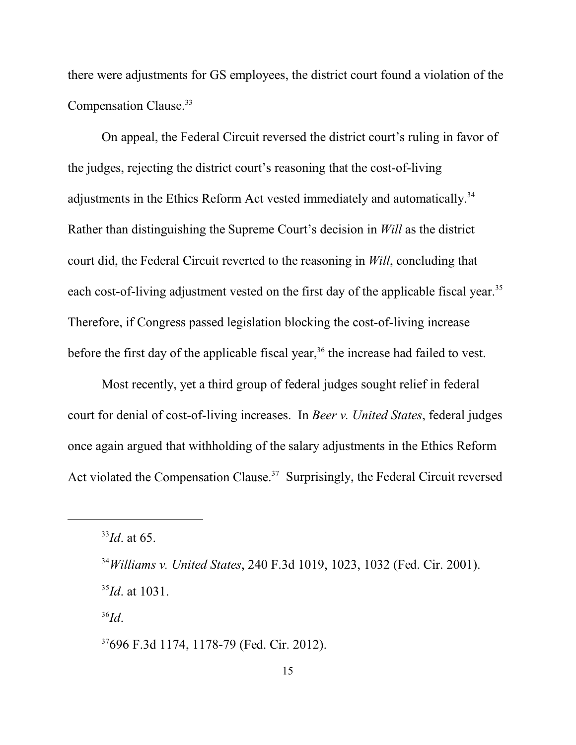there were adjustments for GS employees, the district court found a violation of the Compensation Clause.[33]

On appeal, the Federal Circuit reversed the district court's ruling in favor of the judges, rejecting the district court's reasoning that the cost-of-living adjustments in the Ethics Reform Act vested immediately and automatically.[34] Rather than distinguishing the Supreme Court's decision in *Will* as the district court did, the Federal Circuit reverted to the reasoning in *Will*, concluding that each cost-of-living adjustment vested on the first day of the applicable fiscal year.[35] Therefore, if Congress passed legislation blocking the cost-of-living increase before the first day of the applicable fiscal year,[36] the increase had failed to vest.

Most recently, yet a third group of federal judges sought relief in federal court for denial of cost-of-living increases. In *Beer v. United States*, federal judges once again argued that withholding of the salary adjustments in the Ethics Reform Act violated the Compensation Clause.[37] Surprisingly, the Federal Circuit reversed

---

[33] *Id*. at 65.

[34] *Williams v. United States*, 240 F.3d 1019, 1023, 1032 (Fed. Cir. 2001).

[35] *Id*. at 1031.

[36] *Id*.

[37] 696 F.3d 1174, 1178-79 (Fed. Cir. 2012).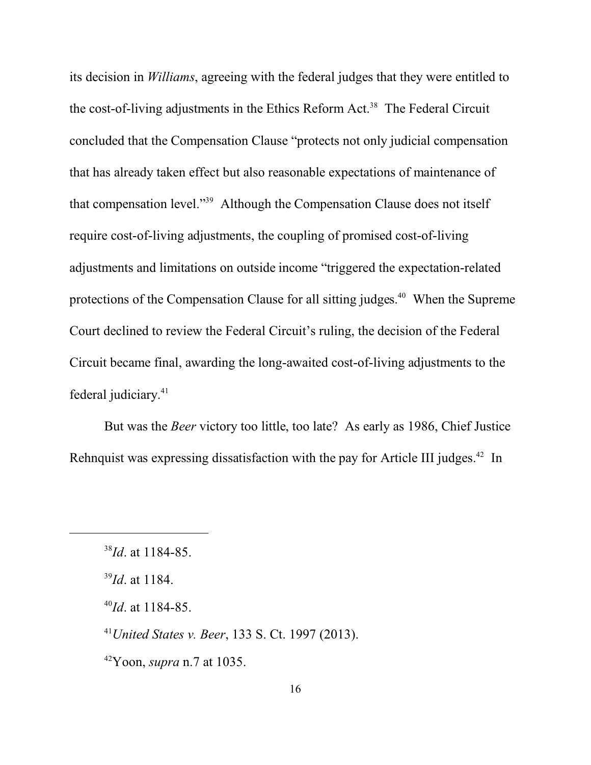its decision in *Williams*, agreeing with the federal judges that they were entitled to the cost-of-living adjustments in the Ethics Reform Act.[38] The Federal Circuit concluded that the Compensation Clause "protects not only judicial compensation that has already taken effect but also reasonable expectations of maintenance of that compensation level."[39] Although the Compensation Clause does not itself require cost-of-living adjustments, the coupling of promised cost-of-living adjustments and limitations on outside income "triggered the expectation-related protections of the Compensation Clause for all sitting judges.[40] When the Supreme Court declined to review the Federal Circuit's ruling, the decision of the Federal Circuit became final, awarding the long-awaited cost-of-living adjustments to the federal judiciary.[41]

But was the *Beer* victory too little, too late? As early as 1986, Chief Justice Rehnquist was expressing dissatisfaction with the pay for Article III judges.[42] In

---

[38] *Id*. at 1184-85.

[39] *Id*. at 1184.

[40] *Id*. at 1184-85.

[41] *United States v. Beer*, 133 S. Ct. 1997 (2013).

[42] Yoon, *supra* n.7 at 1035.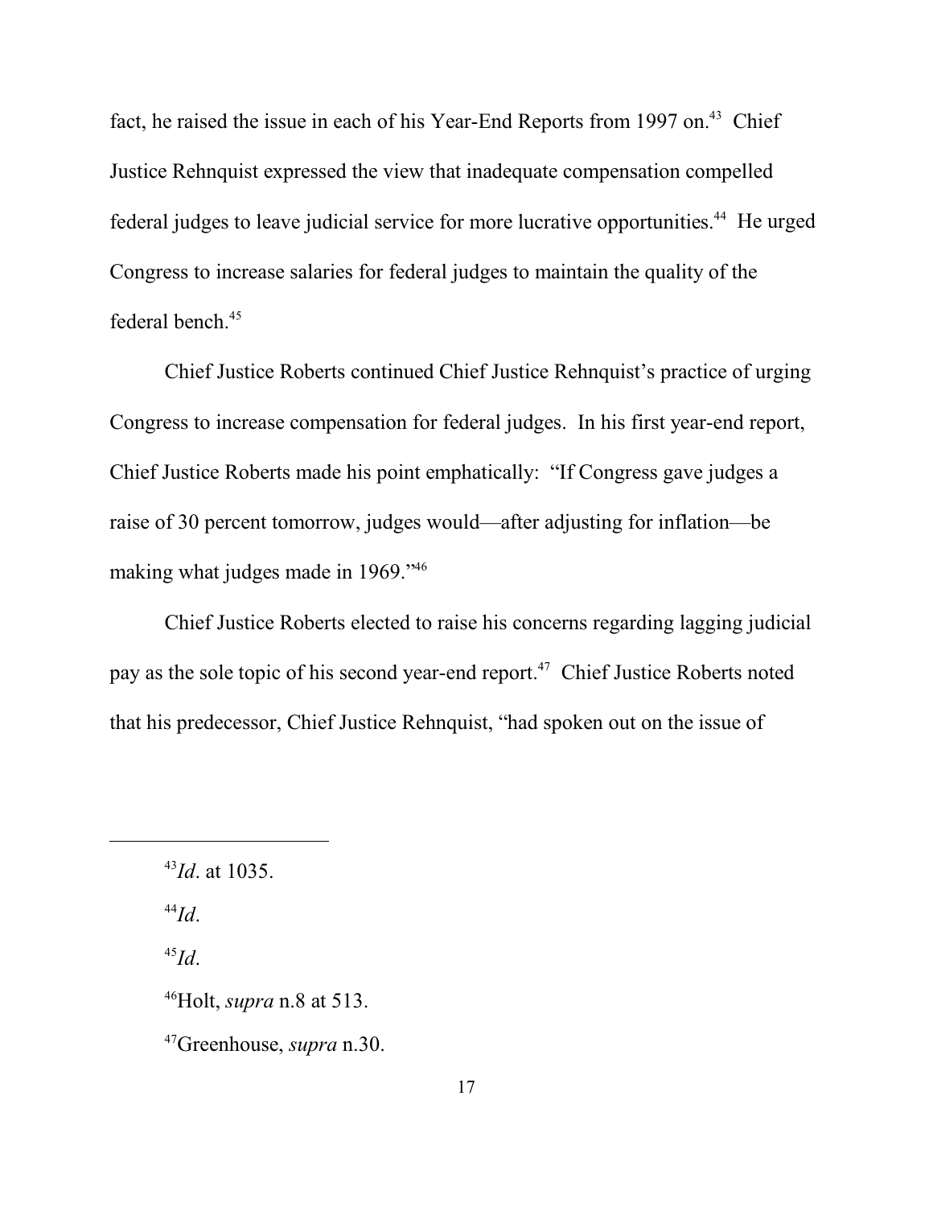fact, he raised the issue in each of his Year-End Reports from 1997 on.[43] Chief Justice Rehnquist expressed the view that inadequate compensation compelled federal judges to leave judicial service for more lucrative opportunities.[44] He urged Congress to increase salaries for federal judges to maintain the quality of the federal bench.[45]

Chief Justice Roberts continued Chief Justice Rehnquist's practice of urging Congress to increase compensation for federal judges. In his first year-end report, Chief Justice Roberts made his point emphatically: "If Congress gave judges a raise of 30 percent tomorrow, judges would—after adjusting for inflation—be making what judges made in 1969."[46]

Chief Justice Roberts elected to raise his concerns regarding lagging judicial pay as the sole topic of his second year-end report.[47] Chief Justice Roberts noted that his predecessor, Chief Justice Rehnquist, "had spoken out on the issue of

---

[43] *Id*. at 1035.

[44] *Id*.

[45] *Id*.

[46] Holt, *supra* n.8 at 513.

[47] Greenhouse, *supra* n.30.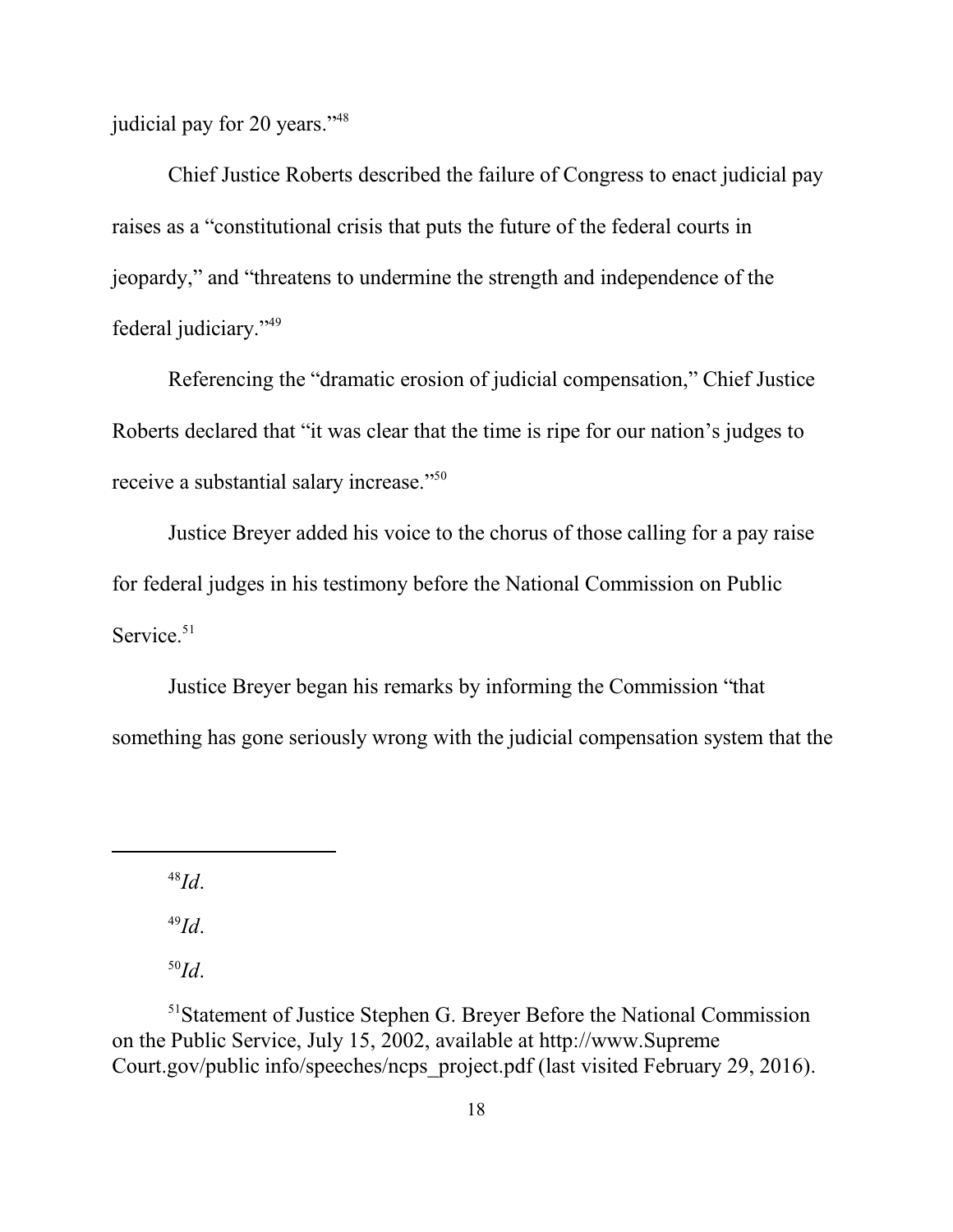judicial pay for 20 years."[48]

Chief Justice Roberts described the failure of Congress to enact judicial pay raises as a "constitutional crisis that puts the future of the federal courts in jeopardy," and "threatens to undermine the strength and independence of the federal judiciary."[49]

Referencing the "dramatic erosion of judicial compensation," Chief Justice Roberts declared that "it was clear that the time is ripe for our nation's judges to receive a substantial salary increase."[50]

Justice Breyer added his voice to the chorus of those calling for a pay raise for federal judges in his testimony before the National Commission on Public Service.[51]

Justice Breyer began his remarks by informing the Commission "that something has gone seriously wrong with the judicial compensation system that the

---

[48] *Id*.

[49] *Id*.

[50] *Id*.

[51] Statement of Justice Stephen G. Breyer Before the National Commission on the Public Service, July 15, 2002, available at http://www.Supreme Court.gov/public info/speeches/ncps_project.pdf (last visited February 29, 2016).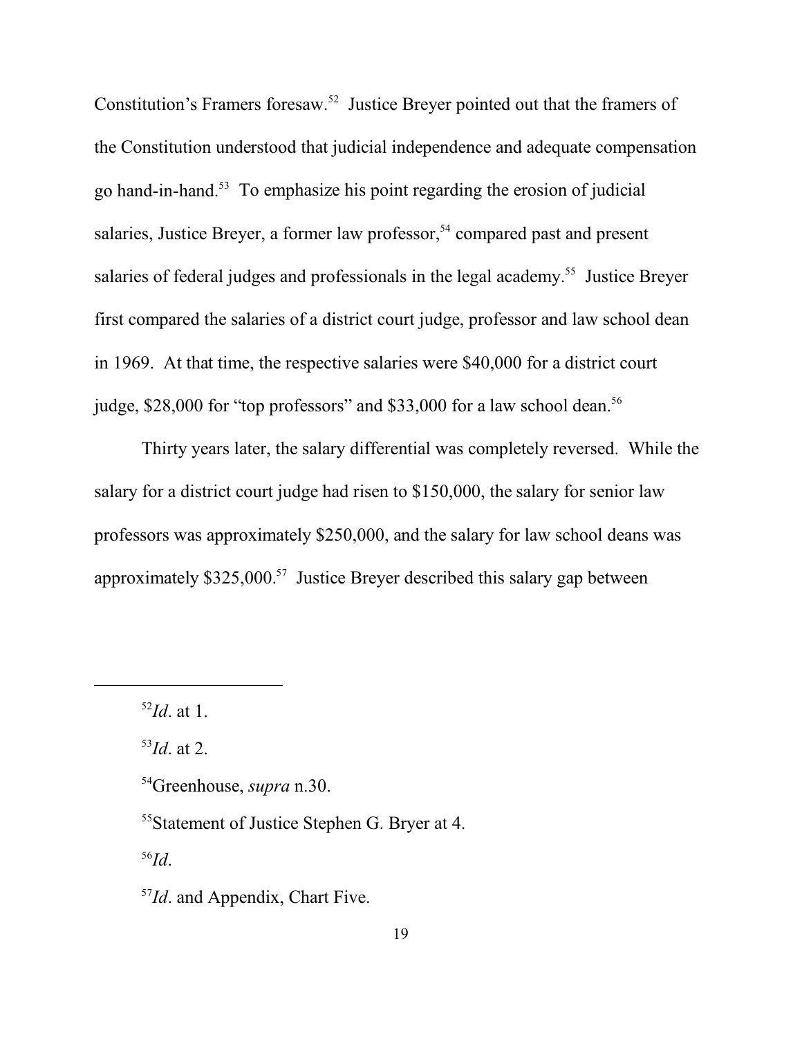Constitution's Framers foresaw.[52] Justice Breyer pointed out that the framers of the Constitution understood that judicial independence and adequate compensation go hand-in-hand.[53] To emphasize his point regarding the erosion of judicial salaries, Justice Breyer, a former law professor,[54] compared past and present salaries of federal judges and professionals in the legal academy.[55] Justice Breyer first compared the salaries of a district court judge, professor and law school dean in 1969. At that time, the respective salaries were $40,000 for a district court judge, $28,000 for "top professors" and $33,000 for a law school dean.[56]

Thirty years later, the salary differential was completely reversed. While the salary for a district court judge had risen to $150,000, the salary for senior law professors was approximately $250,000, and the salary for law school deans was approximately $325,000.[57] Justice Breyer described this salary gap between

---

[52] *Id*. at 1.

[53] *Id*. at 2.

[54] Greenhouse, *supra* n.30.

[55] Statement of Justice Stephen G. Bryer at 4.

[56] *Id*.

[57] *Id*. and Appendix, Chart Five.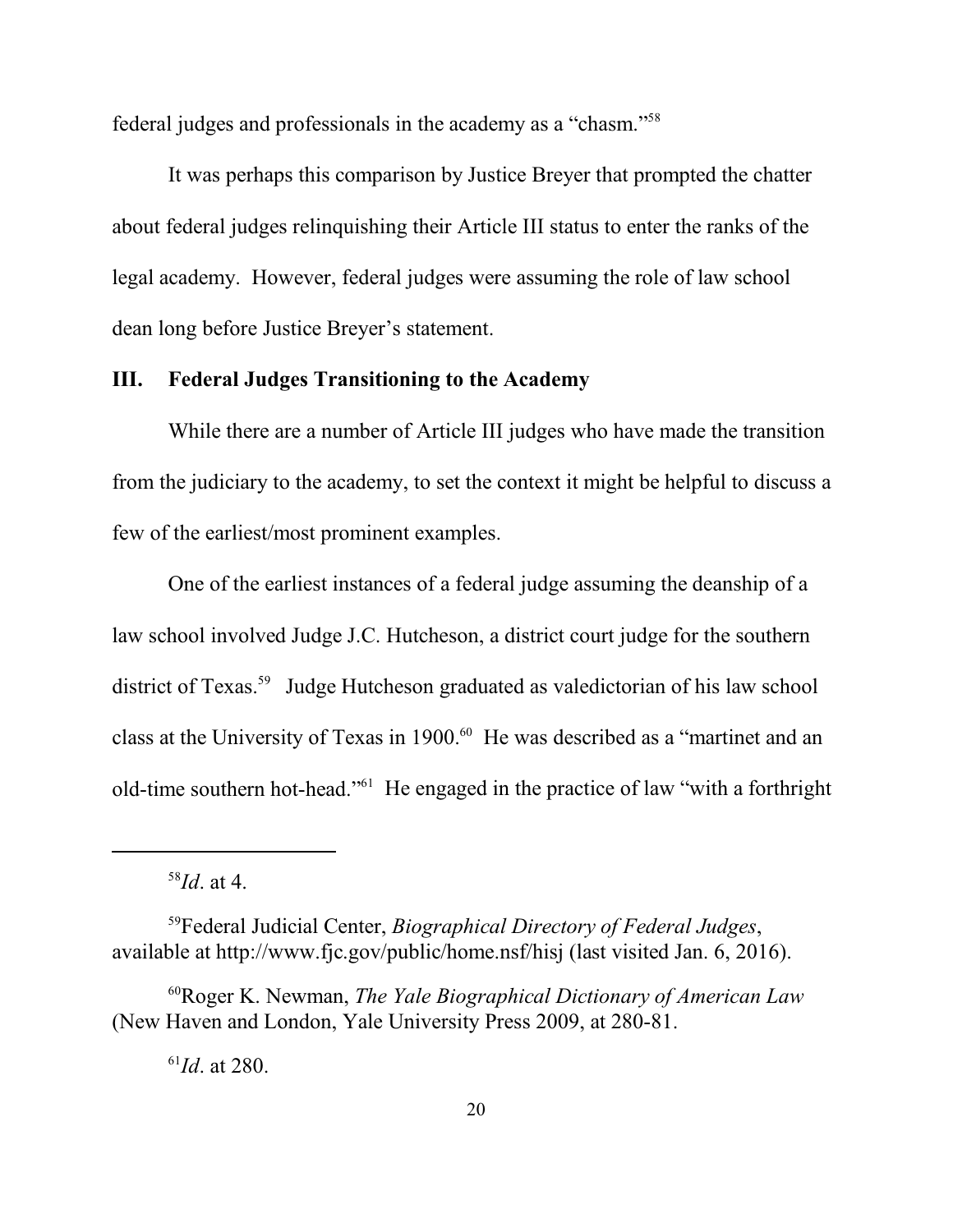federal judges and professionals in the academy as a "chasm."[58]

It was perhaps this comparison by Justice Breyer that prompted the chatter about federal judges relinquishing their Article III status to enter the ranks of the legal academy. However, federal judges were assuming the role of law school dean long before Justice Breyer's statement.

## III. Federal Judges Transitioning to the Academy

While there are a number of Article III judges who have made the transition from the judiciary to the academy, to set the context it might be helpful to discuss a few of the earliest/most prominent examples.

One of the earliest instances of a federal judge assuming the deanship of a law school involved Judge J.C. Hutcheson, a district court judge for the southern district of Texas.[59] Judge Hutcheson graduated as valedictorian of his law school class at the University of Texas in 1900.[60] He was described as a "martinet and an old-time southern hot-head."[61] He engaged in the practice of law "with a forthright

---

[58] *Id*. at 4.

[59] Federal Judicial Center, *Biographical Directory of Federal Judges*, available at http://www.fjc.gov/public/home.nsf/hisj (last visited Jan. 6, 2016).

[60] Roger K. Newman, *The Yale Biographical Dictionary of American Law* (New Haven and London, Yale University Press 2009, at 280-81.

[61] *Id*. at 280.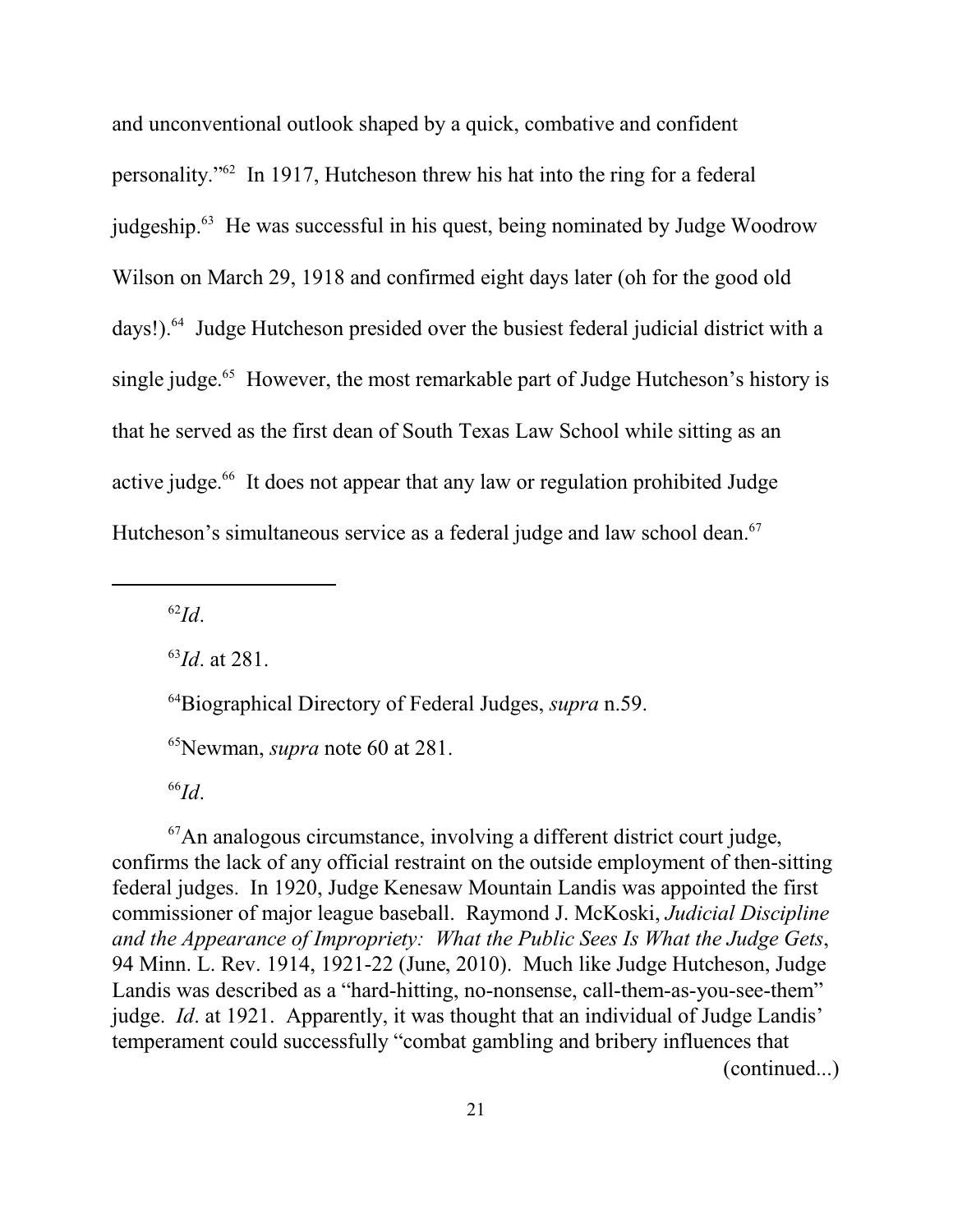and unconventional outlook shaped by a quick, combative and confident personality."[62] In 1917, Hutcheson threw his hat into the ring for a federal judgeship.[63] He was successful in his quest, being nominated by Judge Woodrow Wilson on March 29, 1918 and confirmed eight days later (oh for the good old days!).[64] Judge Hutcheson presided over the busiest federal judicial district with a single judge.[65] However, the most remarkable part of Judge Hutcheson's history is that he served as the first dean of South Texas Law School while sitting as an active judge.[66] It does not appear that any law or regulation prohibited Judge Hutcheson's simultaneous service as a federal judge and law school dean.[67]

---

[62] *Id*.

[63] *Id*. at 281.

[64] Biographical Directory of Federal Judges, *supra* n.59.

[65] Newman, *supra* note 60 at 281.

[66] *Id*.

[67] An analogous circumstance, involving a different district court judge, confirms the lack of any official restraint on the outside employment of then-sitting federal judges. In 1920, Judge Kenesaw Mountain Landis was appointed the first commissioner of major league baseball. Raymond J. McKoski, *Judicial Discipline and the Appearance of Impropriety: What the Public Sees Is What the Judge Gets*, 94 Minn. L. Rev. 1914, 1921-22 (June, 2010). Much like Judge Hutcheson, Judge Landis was described as a "hard-hitting, no-nonsense, call-them-as-you-see-them" judge. *Id*. at 1921. Apparently, it was thought that an individual of Judge Landis' temperament could successfully "combat gambling and bribery influences that (continued...)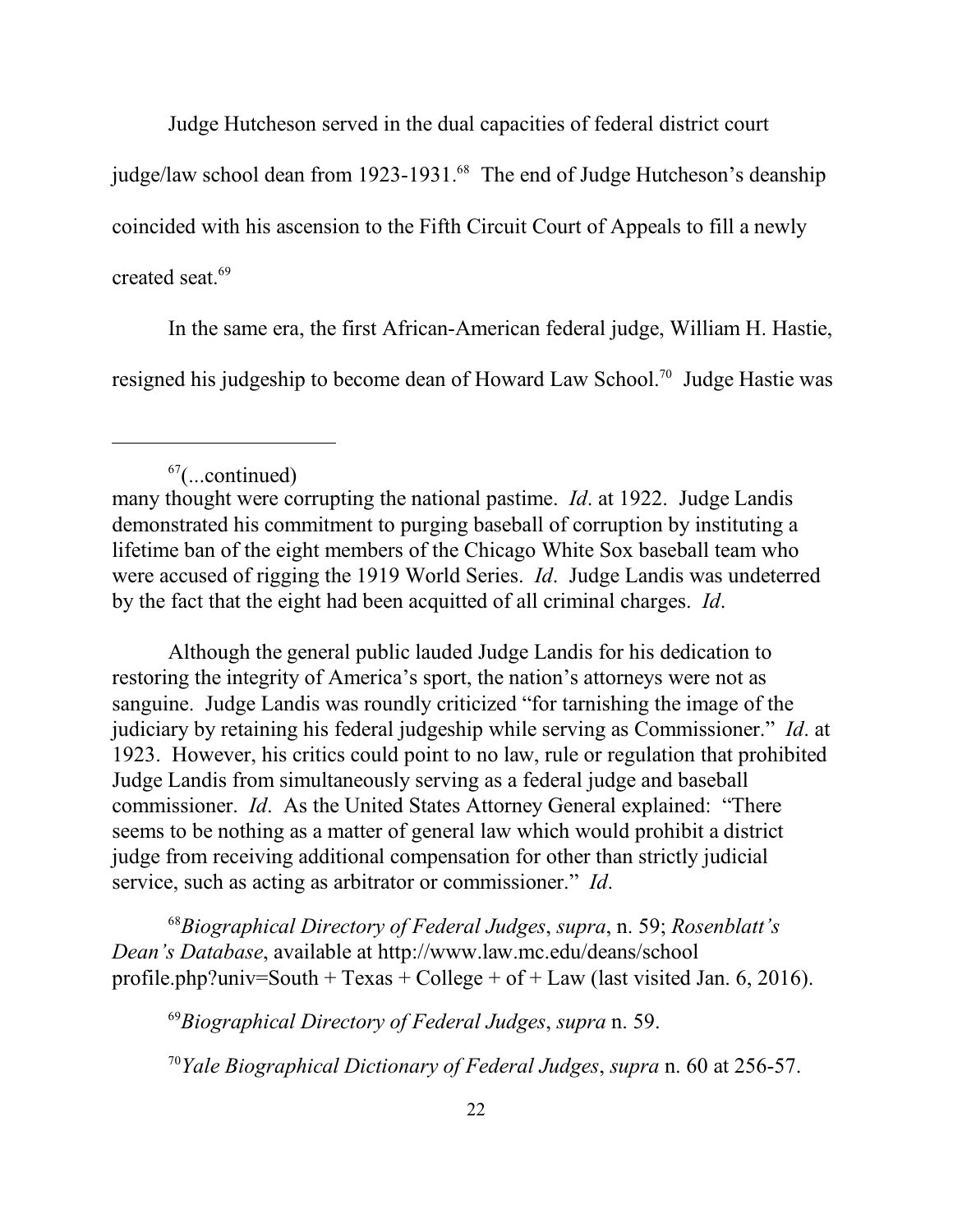Judge Hutcheson served in the dual capacities of federal district court judge/law school dean from 1923-1931.[68] The end of Judge Hutcheson's deanship coincided with his ascension to the Fifth Circuit Court of Appeals to fill a newly created seat.[69]

In the same era, the first African-American federal judge, William H. Hastie, resigned his judgeship to become dean of Howard Law School.[70] Judge Hastie was

---

[67](...continued) many thought were corrupting the national pastime. *Id*. at 1922. Judge Landis demonstrated his commitment to purging baseball of corruption by instituting a lifetime ban of the eight members of the Chicago White Sox baseball team who were accused of rigging the 1919 World Series. *Id*. Judge Landis was undeterred by the fact that the eight had been acquitted of all criminal charges. *Id*.

Although the general public lauded Judge Landis for his dedication to restoring the integrity of America's sport, the nation's attorneys were not as sanguine. Judge Landis was roundly criticized "for tarnishing the image of the judiciary by retaining his federal judgeship while serving as Commissioner." *Id*. at 1923. However, his critics could point to no law, rule or regulation that prohibited Judge Landis from simultaneously serving as a federal judge and baseball commissioner. *Id*. As the United States Attorney General explained: "There seems to be nothing as a matter of general law which would prohibit a district judge from receiving additional compensation for other than strictly judicial service, such as acting as arbitrator or commissioner." *Id*.

[68]*Biographical Directory of Federal Judges*, *supra*, n. 59; *Rosenblatt's Dean's Database*, available at http://www.law.mc.edu/deans/school profile.php?univ=South + Texas + College + of + Law (last visited Jan. 6, 2016).

[69]*Biographical Directory of Federal Judges*, *supra* n. 59.

[70]*Yale Biographical Dictionary of Federal Judges*, *supra* n. 60 at 256-57.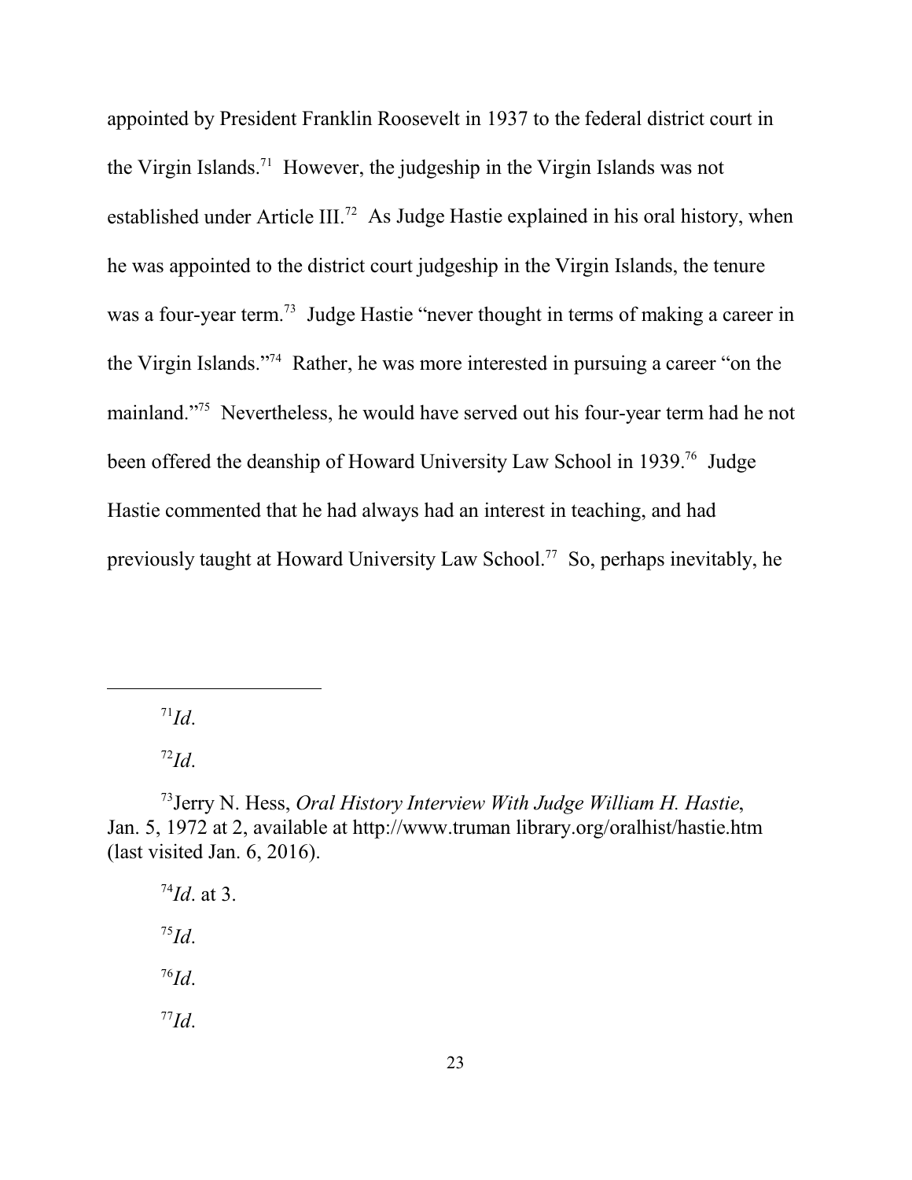appointed by President Franklin Roosevelt in 1937 to the federal district court in the Virgin Islands.[71] However, the judgeship in the Virgin Islands was not established under Article III.[72] As Judge Hastie explained in his oral history, when he was appointed to the district court judgeship in the Virgin Islands, the tenure was a four-year term.[73] Judge Hastie "never thought in terms of making a career in the Virgin Islands."[74] Rather, he was more interested in pursuing a career "on the mainland."[75] Nevertheless, he would have served out his four-year term had he not been offered the deanship of Howard University Law School in 1939.[76] Judge Hastie commented that he had always had an interest in teaching, and had previously taught at Howard University Law School.[77] So, perhaps inevitably, he

---

[71] *Id*.

[72] *Id*.

[73] Jerry N. Hess, *Oral History Interview With Judge William H. Hastie*, Jan. 5, 1972 at 2, available at http://www.truman library.org/oralhist/hastie.htm (last visited Jan. 6, 2016).

[74] *Id*. at 3.

[75] *Id*.

[76] *Id*.

[77] *Id*.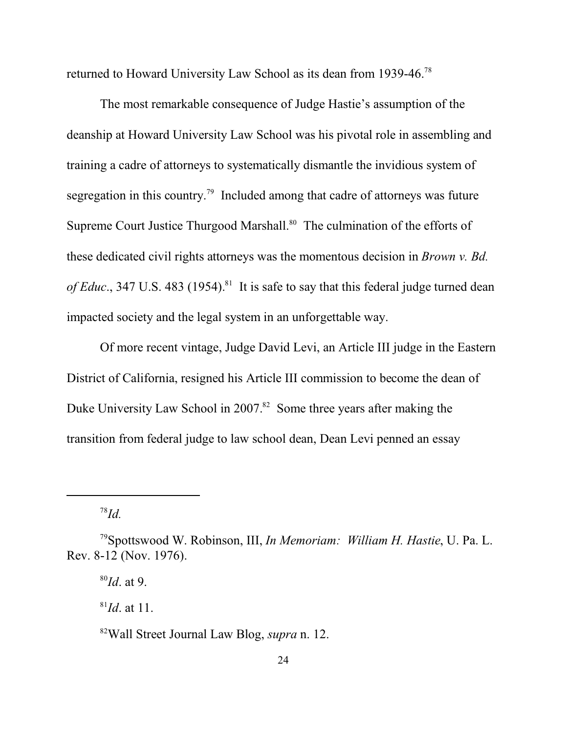returned to Howard University Law School as its dean from 1939-46.[78]

The most remarkable consequence of Judge Hastie's assumption of the deanship at Howard University Law School was his pivotal role in assembling and training a cadre of attorneys to systematically dismantle the invidious system of segregation in this country.[79] Included among that cadre of attorneys was future Supreme Court Justice Thurgood Marshall.[80] The culmination of the efforts of these dedicated civil rights attorneys was the momentous decision in *Brown v. Bd. of Educ*., 347 U.S. 483 (1954).[81] It is safe to say that this federal judge turned dean impacted society and the legal system in an unforgettable way.

Of more recent vintage, Judge David Levi, an Article III judge in the Eastern District of California, resigned his Article III commission to become the dean of Duke University Law School in 2007.[82] Some three years after making the transition from federal judge to law school dean, Dean Levi penned an essay

---

[78] *Id.*

[79] Spottswood W. Robinson, III, *In Memoriam: William H. Hastie*, U. Pa. L. Rev. 8-12 (Nov. 1976).

[80] *Id*. at 9.

[81] *Id*. at 11.

[82] Wall Street Journal Law Blog, *supra* n. 12.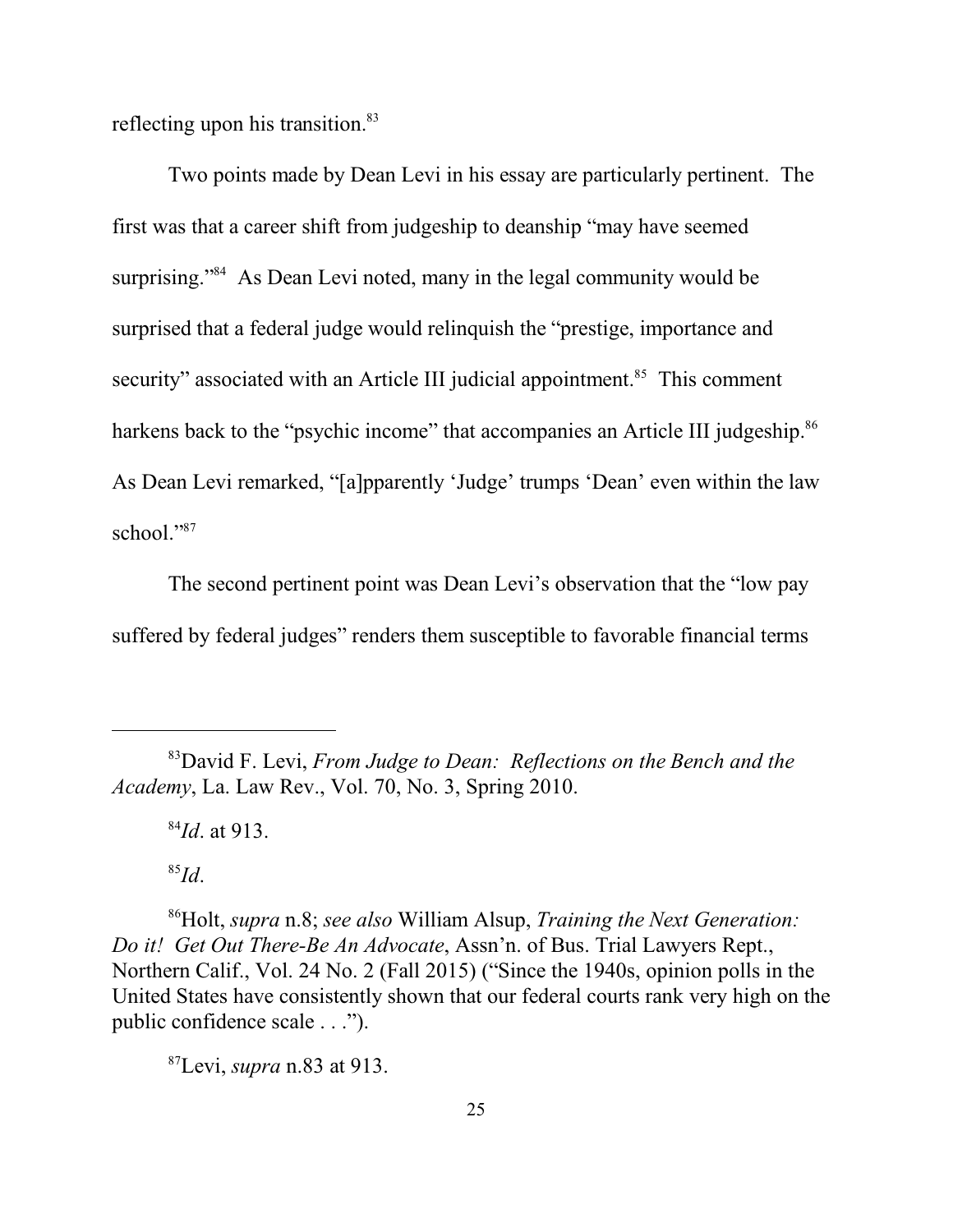reflecting upon his transition.[83]

Two points made by Dean Levi in his essay are particularly pertinent. The first was that a career shift from judgeship to deanship "may have seemed surprising."[84] As Dean Levi noted, many in the legal community would be surprised that a federal judge would relinquish the "prestige, importance and security" associated with an Article III judicial appointment.[85] This comment harkens back to the "psychic income" that accompanies an Article III judgeship.[86] As Dean Levi remarked, "[a]pparently 'Judge' trumps 'Dean' even within the law school."[87]

The second pertinent point was Dean Levi's observation that the "low pay suffered by federal judges" renders them susceptible to favorable financial terms

---

[83] David F. Levi, *From Judge to Dean: Reflections on the Bench and the Academy*, La. Law Rev., Vol. 70, No. 3, Spring 2010.

[84] *Id*. at 913.

[85] *Id*.

[86] Holt, *supra* n.8; *see also* William Alsup, *Training the Next Generation: Do it! Get Out There-Be An Advocate*, Assn'n. of Bus. Trial Lawyers Rept., Northern Calif., Vol. 24 No. 2 (Fall 2015) ("Since the 1940s, opinion polls in the United States have consistently shown that our federal courts rank very high on the public confidence scale . . .").

[87] Levi, *supra* n.83 at 913.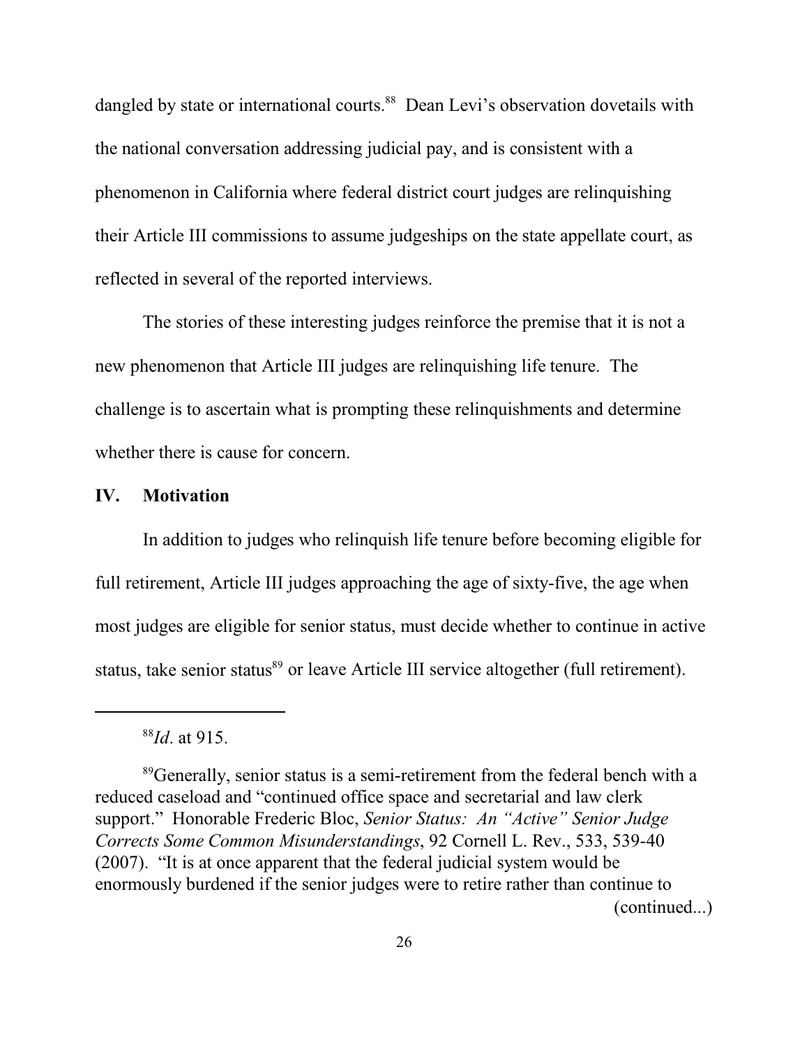dangled by state or international courts.[88] Dean Levi's observation dovetails with the national conversation addressing judicial pay, and is consistent with a phenomenon in California where federal district court judges are relinquishing their Article III commissions to assume judgeships on the state appellate court, as reflected in several of the reported interviews.

The stories of these interesting judges reinforce the premise that it is not a new phenomenon that Article III judges are relinquishing life tenure. The challenge is to ascertain what is prompting these relinquishments and determine whether there is cause for concern.

## IV. Motivation

In addition to judges who relinquish life tenure before becoming eligible for full retirement, Article III judges approaching the age of sixty-five, the age when most judges are eligible for senior status, must decide whether to continue in active status, take senior status[89] or leave Article III service altogether (full retirement).

---

[88]*Id*. at 915.

[89]Generally, senior status is a semi-retirement from the federal bench with a reduced caseload and "continued office space and secretarial and law clerk support." Honorable Frederic Bloc, *Senior Status: An "Active" Senior Judge Corrects Some Common Misunderstandings*, 92 Cornell L. Rev., 533, 539-40 (2007). "It is at once apparent that the federal judicial system would be enormously burdened if the senior judges were to retire rather than continue to (continued...)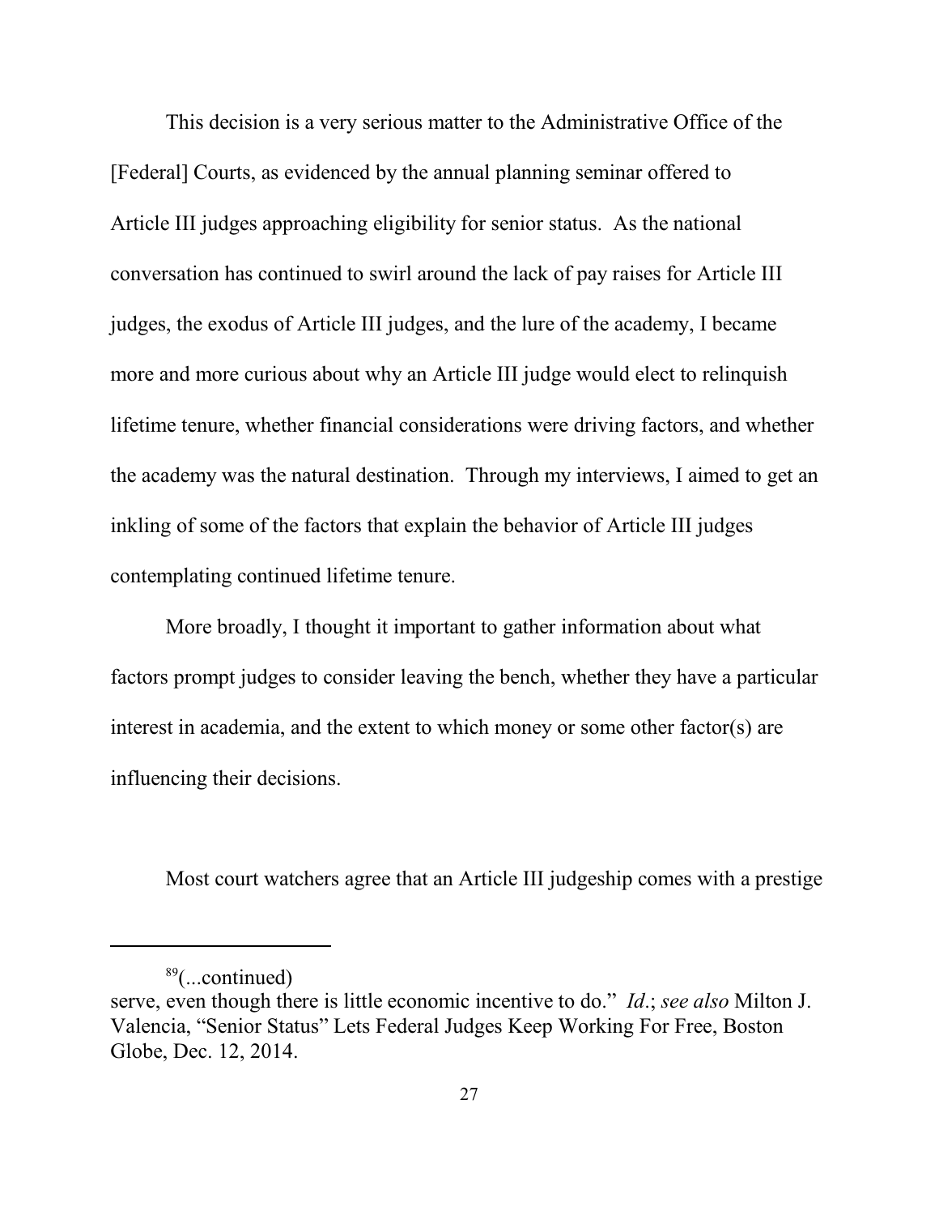This decision is a very serious matter to the Administrative Office of the [Federal] Courts, as evidenced by the annual planning seminar offered to Article III judges approaching eligibility for senior status. As the national conversation has continued to swirl around the lack of pay raises for Article III judges, the exodus of Article III judges, and the lure of the academy, I became more and more curious about why an Article III judge would elect to relinquish lifetime tenure, whether financial considerations were driving factors, and whether the academy was the natural destination. Through my interviews, I aimed to get an inkling of some of the factors that explain the behavior of Article III judges contemplating continued lifetime tenure.

More broadly, I thought it important to gather information about what factors prompt judges to consider leaving the bench, whether they have a particular interest in academia, and the extent to which money or some other factor(s) are influencing their decisions.

Most court watchers agree that an Article III judgeship comes with a prestige

---

[89](...continued)
serve, even though there is little economic incentive to do." *Id*.; *see also* Milton J. Valencia, "Senior Status" Lets Federal Judges Keep Working For Free, Boston Globe, Dec. 12, 2014.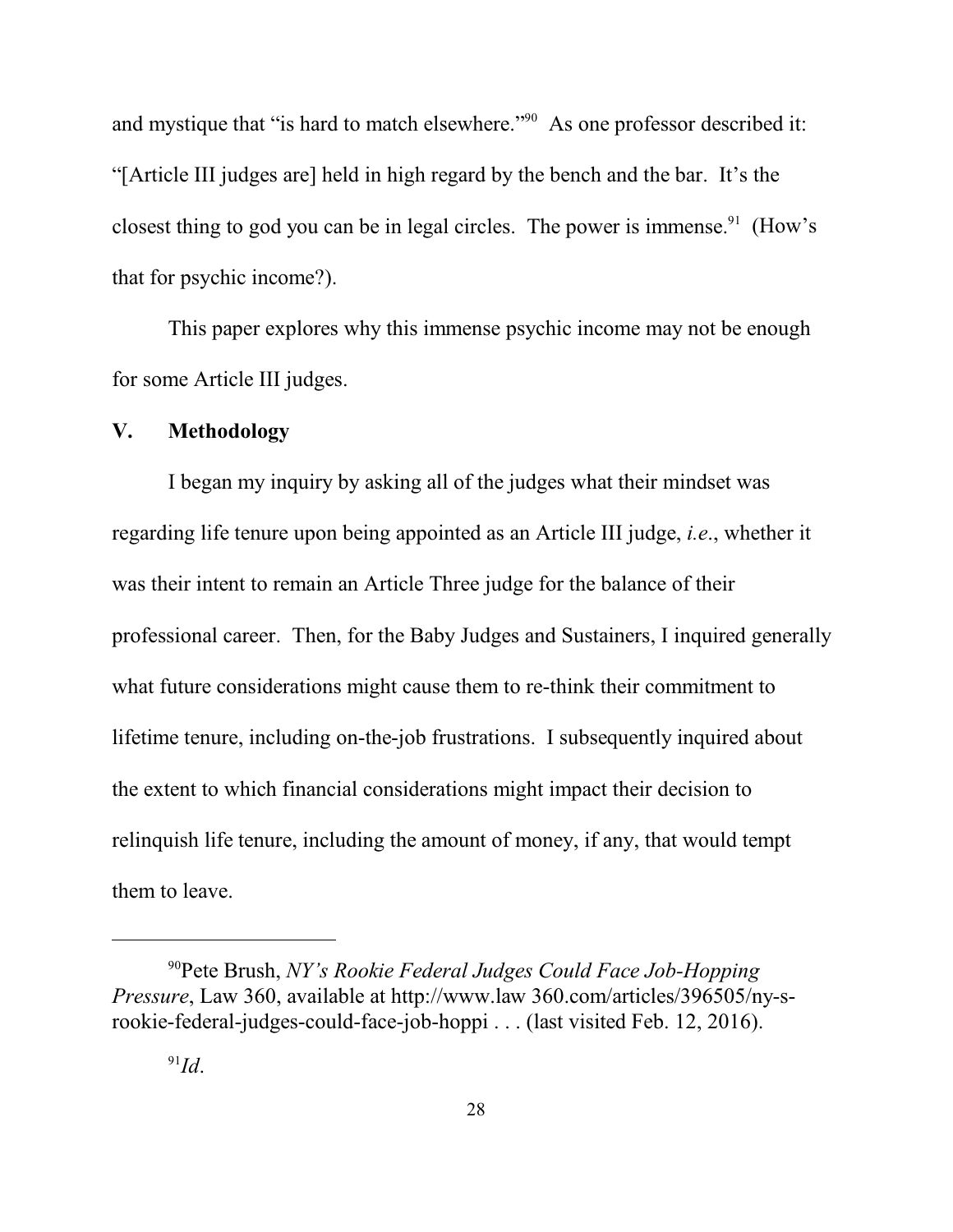and mystique that "is hard to match elsewhere."[90] As one professor described it: "[Article III judges are] held in high regard by the bench and the bar. It's the closest thing to god you can be in legal circles. The power is immense.[91] (How's that for psychic income?).

This paper explores why this immense psychic income may not be enough for some Article III judges.

## V. Methodology

I began my inquiry by asking all of the judges what their mindset was regarding life tenure upon being appointed as an Article III judge, *i.e.*, whether it was their intent to remain an Article Three judge for the balance of their professional career. Then, for the Baby Judges and Sustainers, I inquired generally what future considerations might cause them to re-think their commitment to lifetime tenure, including on-the-job frustrations. I subsequently inquired about the extent to which financial considerations might impact their decision to relinquish life tenure, including the amount of money, if any, that would tempt them to leave.

---

[90] Pete Brush, *NY's Rookie Federal Judges Could Face Job-Hopping Pressure*, Law 360, available at http://www.law 360.com/articles/396505/ny-s-rookie-federal-judges-could-face-job-hoppi . . . (last visited Feb. 12, 2016).

[91] *Id*.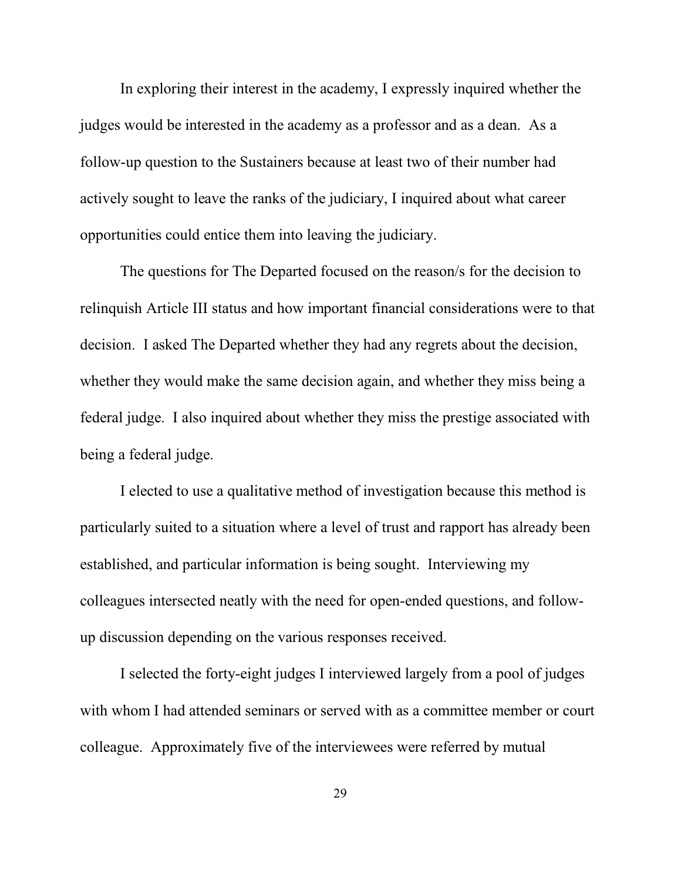In exploring their interest in the academy, I expressly inquired whether the judges would be interested in the academy as a professor and as a dean. As a follow-up question to the Sustainers because at least two of their number had actively sought to leave the ranks of the judiciary, I inquired about what career opportunities could entice them into leaving the judiciary.

The questions for The Departed focused on the reason/s for the decision to relinquish Article III status and how important financial considerations were to that decision. I asked The Departed whether they had any regrets about the decision, whether they would make the same decision again, and whether they miss being a federal judge. I also inquired about whether they miss the prestige associated with being a federal judge.

I elected to use a qualitative method of investigation because this method is particularly suited to a situation where a level of trust and rapport has already been established, and particular information is being sought. Interviewing my colleagues intersected neatly with the need for open-ended questions, and follow-up discussion depending on the various responses received.

I selected the forty-eight judges I interviewed largely from a pool of judges with whom I had attended seminars or served with as a committee member or court colleague. Approximately five of the interviewees were referred by mutual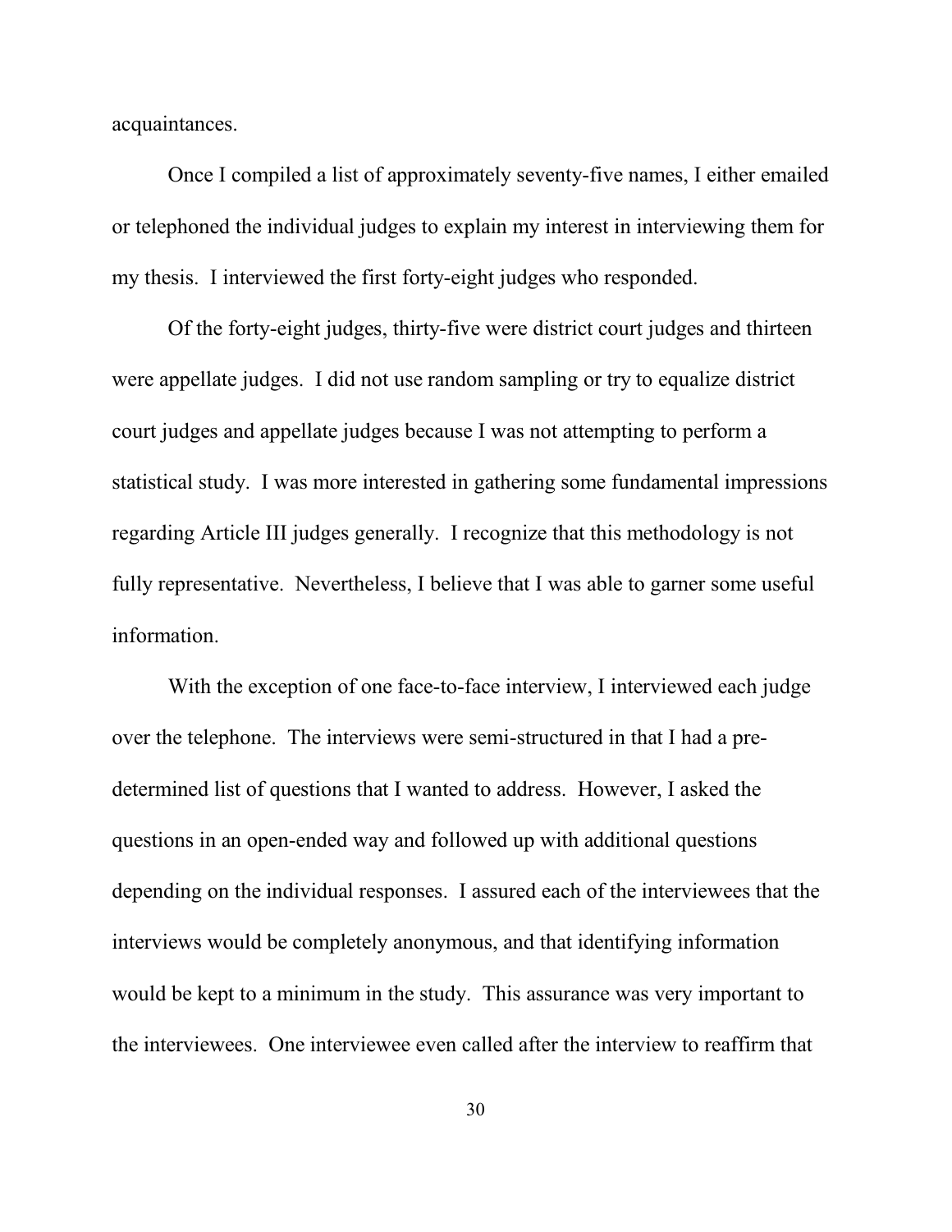acquaintances.

Once I compiled a list of approximately seventy-five names, I either emailed or telephoned the individual judges to explain my interest in interviewing them for my thesis. I interviewed the first forty-eight judges who responded.

Of the forty-eight judges, thirty-five were district court judges and thirteen were appellate judges. I did not use random sampling or try to equalize district court judges and appellate judges because I was not attempting to perform a statistical study. I was more interested in gathering some fundamental impressions regarding Article III judges generally. I recognize that this methodology is not fully representative. Nevertheless, I believe that I was able to garner some useful information.

With the exception of one face-to-face interview, I interviewed each judge over the telephone. The interviews were semi-structured in that I had a pre-determined list of questions that I wanted to address. However, I asked the questions in an open-ended way and followed up with additional questions depending on the individual responses. I assured each of the interviewees that the interviews would be completely anonymous, and that identifying information would be kept to a minimum in the study. This assurance was very important to the interviewees. One interviewee even called after the interview to reaffirm that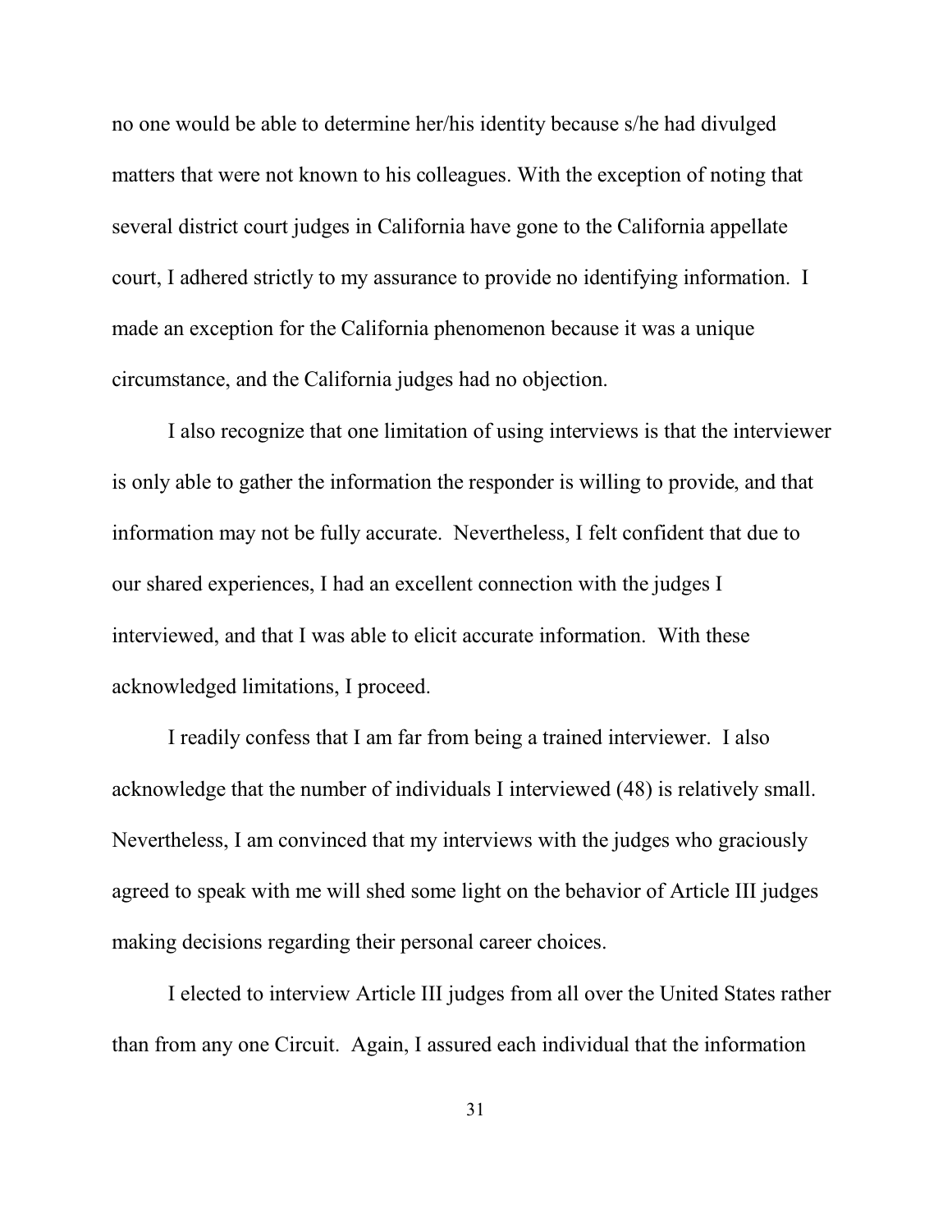no one would be able to determine her/his identity because s/he had divulged matters that were not known to his colleagues. With the exception of noting that several district court judges in California have gone to the California appellate court, I adhered strictly to my assurance to provide no identifying information. I made an exception for the California phenomenon because it was a unique circumstance, and the California judges had no objection.

I also recognize that one limitation of using interviews is that the interviewer is only able to gather the information the responder is willing to provide, and that information may not be fully accurate. Nevertheless, I felt confident that due to our shared experiences, I had an excellent connection with the judges I interviewed, and that I was able to elicit accurate information. With these acknowledged limitations, I proceed.

I readily confess that I am far from being a trained interviewer. I also acknowledge that the number of individuals I interviewed (48) is relatively small. Nevertheless, I am convinced that my interviews with the judges who graciously agreed to speak with me will shed some light on the behavior of Article III judges making decisions regarding their personal career choices.

I elected to interview Article III judges from all over the United States rather than from any one Circuit. Again, I assured each individual that the information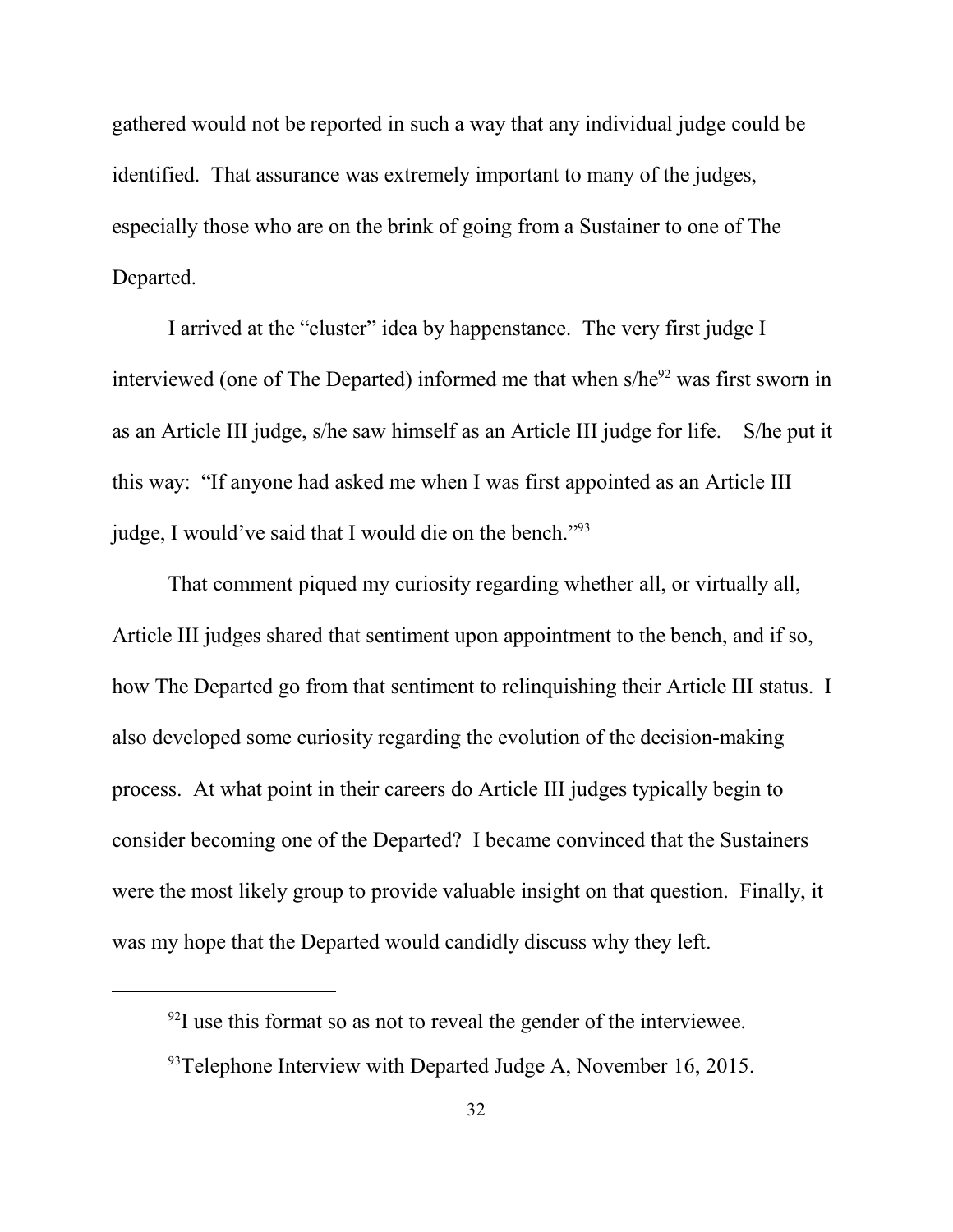gathered would not be reported in such a way that any individual judge could be identified. That assurance was extremely important to many of the judges, especially those who are on the brink of going from a Sustainer to one of The Departed.

I arrived at the "cluster" idea by happenstance. The very first judge I interviewed (one of The Departed) informed me that when s/he[92] was first sworn in as an Article III judge, s/he saw himself as an Article III judge for life. S/he put it this way: "If anyone had asked me when I was first appointed as an Article III judge, I would've said that I would die on the bench."[93]

That comment piqued my curiosity regarding whether all, or virtually all, Article III judges shared that sentiment upon appointment to the bench, and if so, how The Departed go from that sentiment to relinquishing their Article III status. I also developed some curiosity regarding the evolution of the decision-making process. At what point in their careers do Article III judges typically begin to consider becoming one of the Departed? I became convinced that the Sustainers were the most likely group to provide valuable insight on that question. Finally, it was my hope that the Departed would candidly discuss why they left.

---

[92] I use this format so as not to reveal the gender of the interviewee.

[93] Telephone Interview with Departed Judge A, November 16, 2015.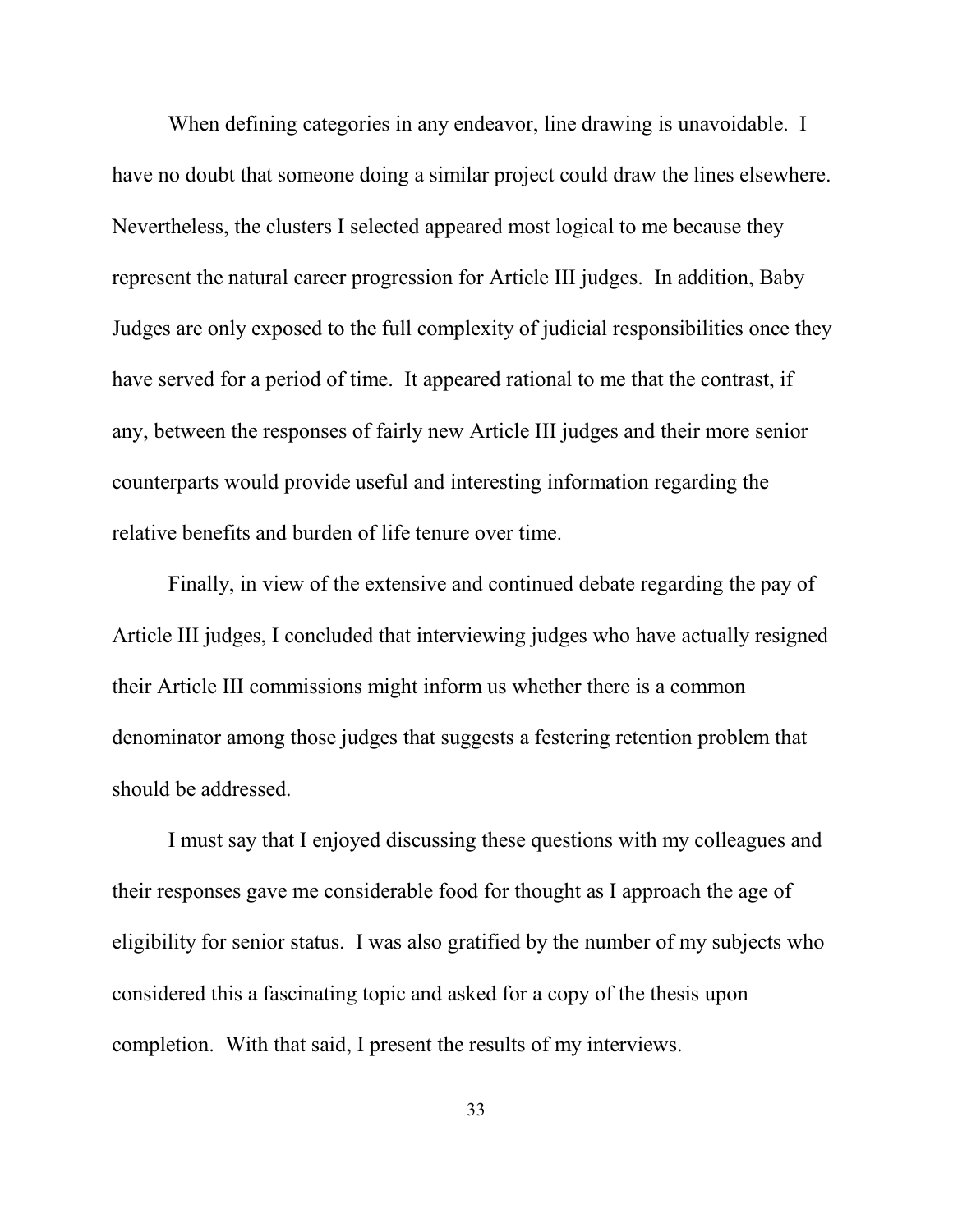When defining categories in any endeavor, line drawing is unavoidable. I have no doubt that someone doing a similar project could draw the lines elsewhere. Nevertheless, the clusters I selected appeared most logical to me because they represent the natural career progression for Article III judges. In addition, Baby Judges are only exposed to the full complexity of judicial responsibilities once they have served for a period of time. It appeared rational to me that the contrast, if any, between the responses of fairly new Article III judges and their more senior counterparts would provide useful and interesting information regarding the relative benefits and burden of life tenure over time.

Finally, in view of the extensive and continued debate regarding the pay of Article III judges, I concluded that interviewing judges who have actually resigned their Article III commissions might inform us whether there is a common denominator among those judges that suggests a festering retention problem that should be addressed.

I must say that I enjoyed discussing these questions with my colleagues and their responses gave me considerable food for thought as I approach the age of eligibility for senior status. I was also gratified by the number of my subjects who considered this a fascinating topic and asked for a copy of the thesis upon completion. With that said, I present the results of my interviews.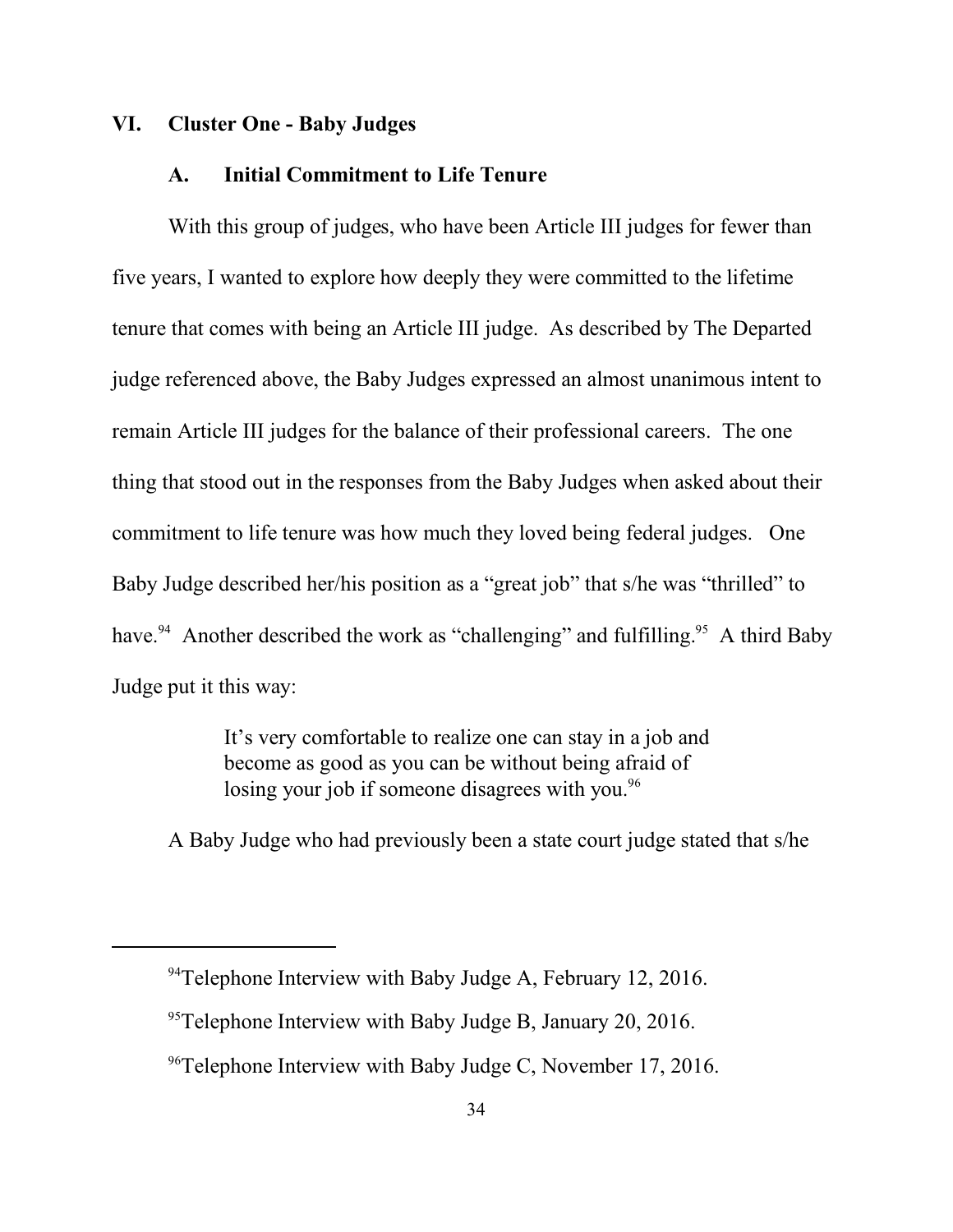## VI. Cluster One - Baby Judges

### A. Initial Commitment to Life Tenure

With this group of judges, who have been Article III judges for fewer than five years, I wanted to explore how deeply they were committed to the lifetime tenure that comes with being an Article III judge. As described by The Departed judge referenced above, the Baby Judges expressed an almost unanimous intent to remain Article III judges for the balance of their professional careers. The one thing that stood out in the responses from the Baby Judges when asked about their commitment to life tenure was how much they loved being federal judges. One Baby Judge described her/his position as a "great job" that s/he was "thrilled" to have.[94] Another described the work as "challenging" and fulfilling.[95] A third Baby Judge put it this way:

> It's very comfortable to realize one can stay in a job and become as good as you can be without being afraid of losing your job if someone disagrees with you.[96]

A Baby Judge who had previously been a state court judge stated that s/he

---

[94] Telephone Interview with Baby Judge A, February 12, 2016.

[95] Telephone Interview with Baby Judge B, January 20, 2016.

[96] Telephone Interview with Baby Judge C, November 17, 2016.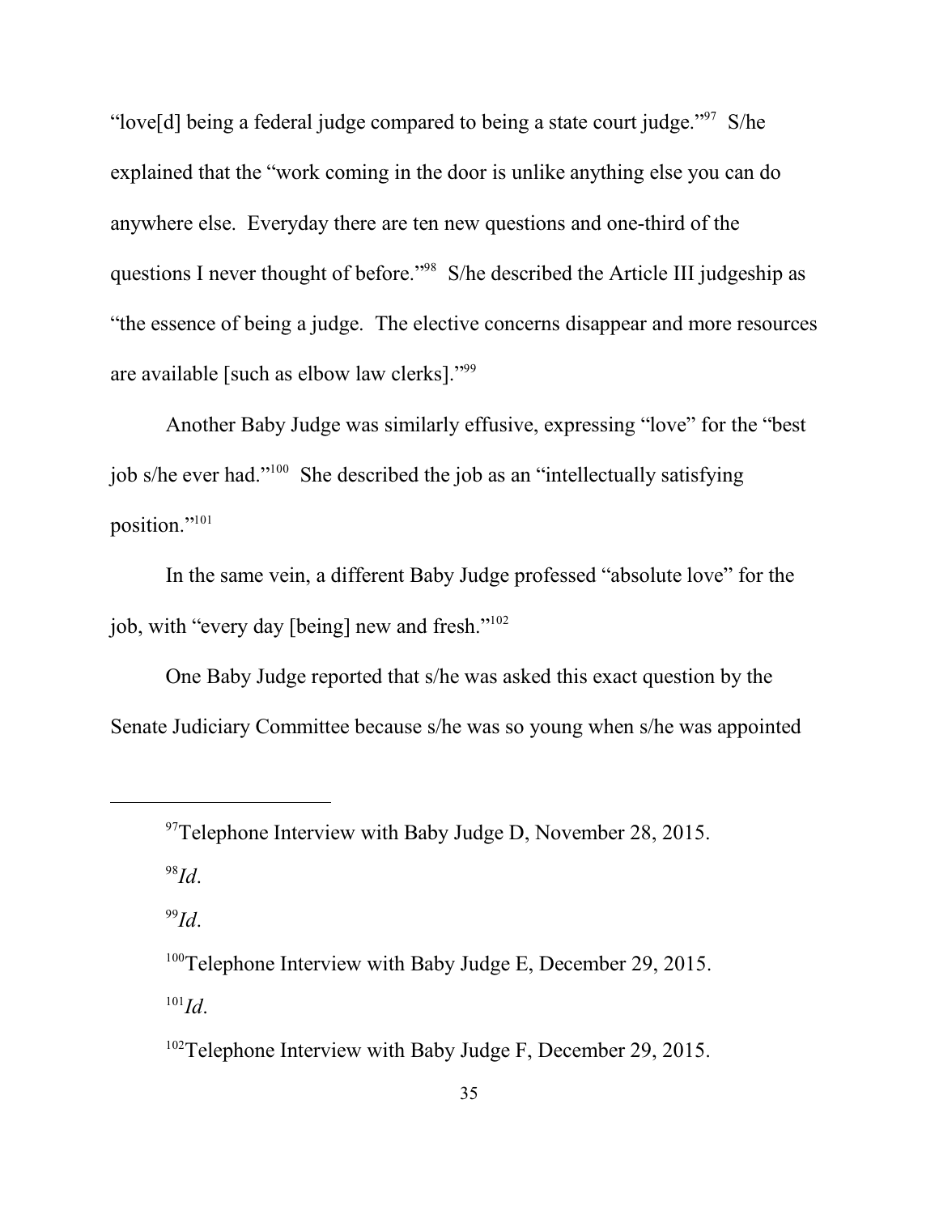"love[d] being a federal judge compared to being a state court judge."[97] S/he explained that the "work coming in the door is unlike anything else you can do anywhere else. Everyday there are ten new questions and one-third of the questions I never thought of before."[98] S/he described the Article III judgeship as "the essence of being a judge. The elective concerns disappear and more resources are available [such as elbow law clerks]."[99]

Another Baby Judge was similarly effusive, expressing "love" for the "best job s/he ever had."[100] She described the job as an "intellectually satisfying position."[101]

In the same vein, a different Baby Judge professed "absolute love" for the job, with "every day [being] new and fresh."[102]

One Baby Judge reported that s/he was asked this exact question by the Senate Judiciary Committee because s/he was so young when s/he was appointed

---

[97] Telephone Interview with Baby Judge D, November 28, 2015.

[98] *Id*.

[99] *Id*.

[100] Telephone Interview with Baby Judge E, December 29, 2015.

[101] *Id*.

[102] Telephone Interview with Baby Judge F, December 29, 2015.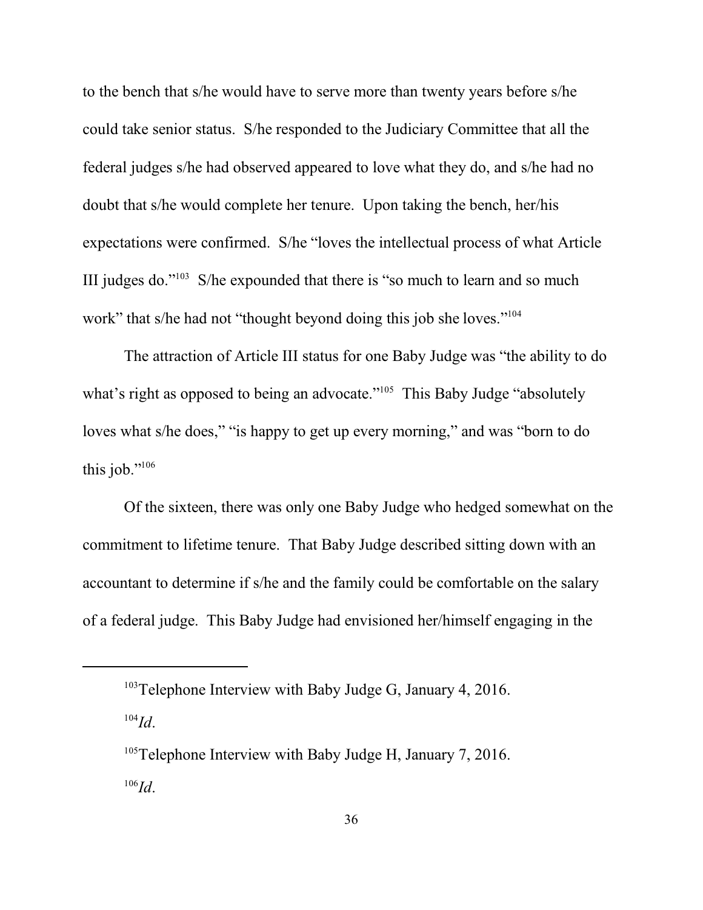to the bench that s/he would have to serve more than twenty years before s/he could take senior status. S/he responded to the Judiciary Committee that all the federal judges s/he had observed appeared to love what they do, and s/he had no doubt that s/he would complete her tenure. Upon taking the bench, her/his expectations were confirmed. S/he "loves the intellectual process of what Article III judges do."[103] S/he expounded that there is "so much to learn and so much work" that s/he had not "thought beyond doing this job she loves."[104]

The attraction of Article III status for one Baby Judge was "the ability to do what's right as opposed to being an advocate."[105] This Baby Judge "absolutely loves what s/he does," "is happy to get up every morning," and was "born to do this job."[106]

Of the sixteen, there was only one Baby Judge who hedged somewhat on the commitment to lifetime tenure. That Baby Judge described sitting down with an accountant to determine if s/he and the family could be comfortable on the salary of a federal judge. This Baby Judge had envisioned her/himself engaging in the

---

[103]Telephone Interview with Baby Judge G, January 4, 2016.

[104]*Id*.

[105]Telephone Interview with Baby Judge H, January 7, 2016.

[106]*Id*.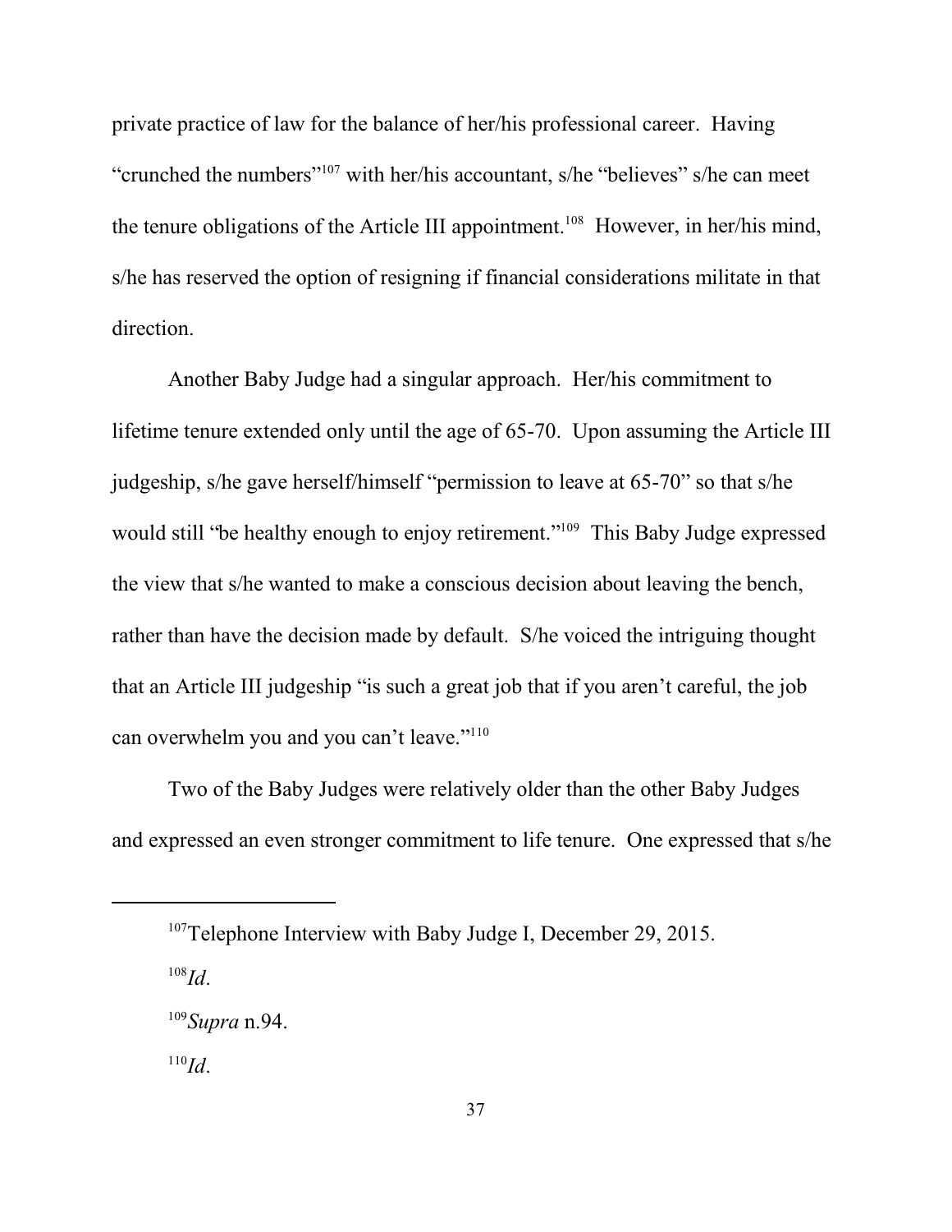private practice of law for the balance of her/his professional career. Having "crunched the numbers"[107] with her/his accountant, s/he "believes" s/he can meet the tenure obligations of the Article III appointment.[108] However, in her/his mind, s/he has reserved the option of resigning if financial considerations militate in that direction.

Another Baby Judge had a singular approach. Her/his commitment to lifetime tenure extended only until the age of 65-70. Upon assuming the Article III judgeship, s/he gave herself/himself "permission to leave at 65-70" so that s/he would still "be healthy enough to enjoy retirement."[109] This Baby Judge expressed the view that s/he wanted to make a conscious decision about leaving the bench, rather than have the decision made by default. S/he voiced the intriguing thought that an Article III judgeship "is such a great job that if you aren't careful, the job can overwhelm you and you can't leave."[110]

Two of the Baby Judges were relatively older than the other Baby Judges and expressed an even stronger commitment to life tenure. One expressed that s/he

---

[107]Telephone Interview with Baby Judge I, December 29, 2015.

[108]*Id*.

[109]*Supra* n.94.

[110]*Id*.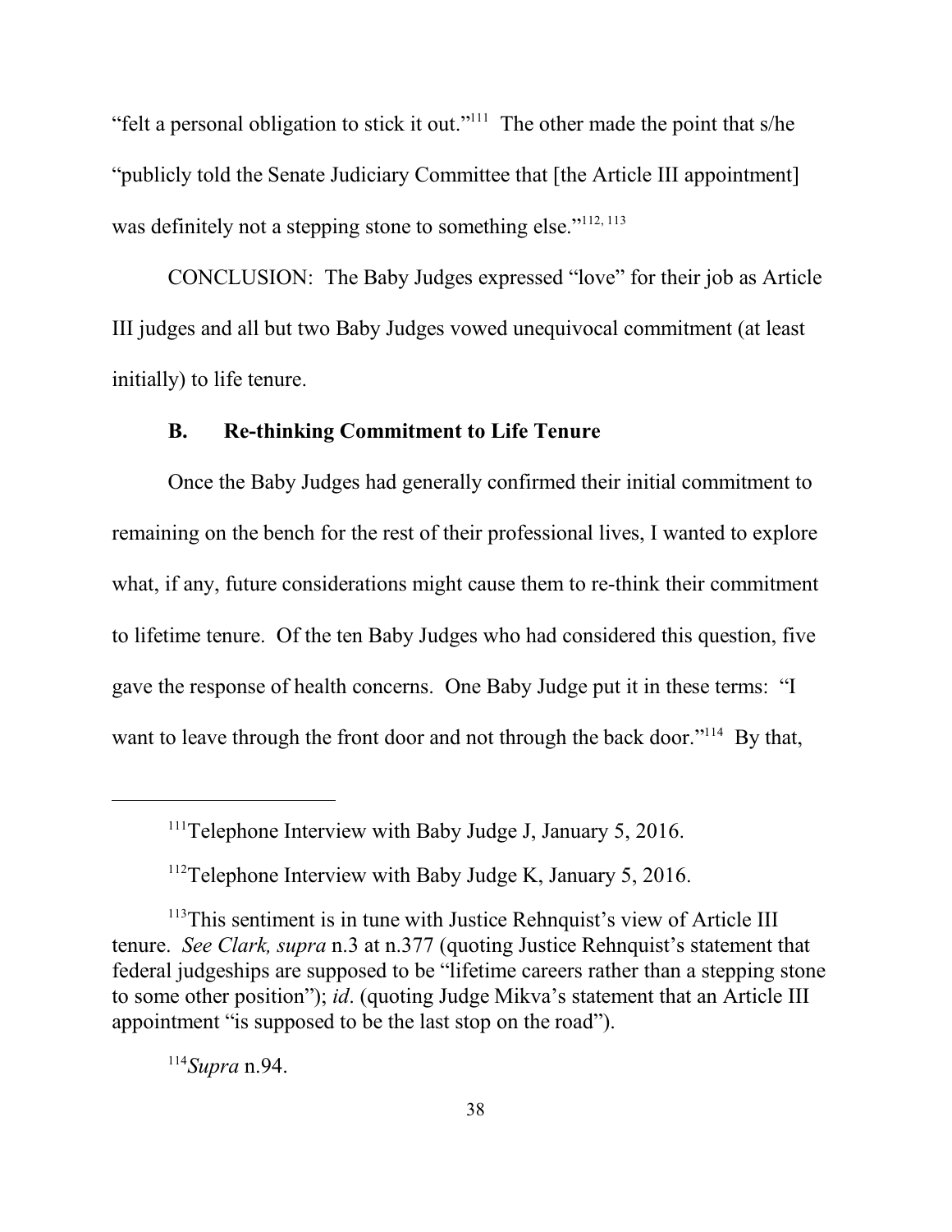"felt a personal obligation to stick it out."[111] The other made the point that s/he "publicly told the Senate Judiciary Committee that [the Article III appointment] was definitely not a stepping stone to something else."[112, 113]

CONCLUSION: The Baby Judges expressed "love" for their job as Article III judges and all but two Baby Judges vowed unequivocal commitment (at least initially) to life tenure.

### B. Re-thinking Commitment to Life Tenure

Once the Baby Judges had generally confirmed their initial commitment to remaining on the bench for the rest of their professional lives, I wanted to explore what, if any, future considerations might cause them to re-think their commitment to lifetime tenure. Of the ten Baby Judges who had considered this question, five gave the response of health concerns. One Baby Judge put it in these terms: "I want to leave through the front door and not through the back door."[114] By that,

---

[111] Telephone Interview with Baby Judge J, January 5, 2016.

[112] Telephone Interview with Baby Judge K, January 5, 2016.

[113] This sentiment is in tune with Justice Rehnquist's view of Article III tenure. *See Clark, supra* n.3 at n.377 (quoting Justice Rehnquist's statement that federal judgeships are supposed to be "lifetime careers rather than a stepping stone to some other position"); *id*. (quoting Judge Mikva's statement that an Article III appointment "is supposed to be the last stop on the road").

[114] *Supra* n.94.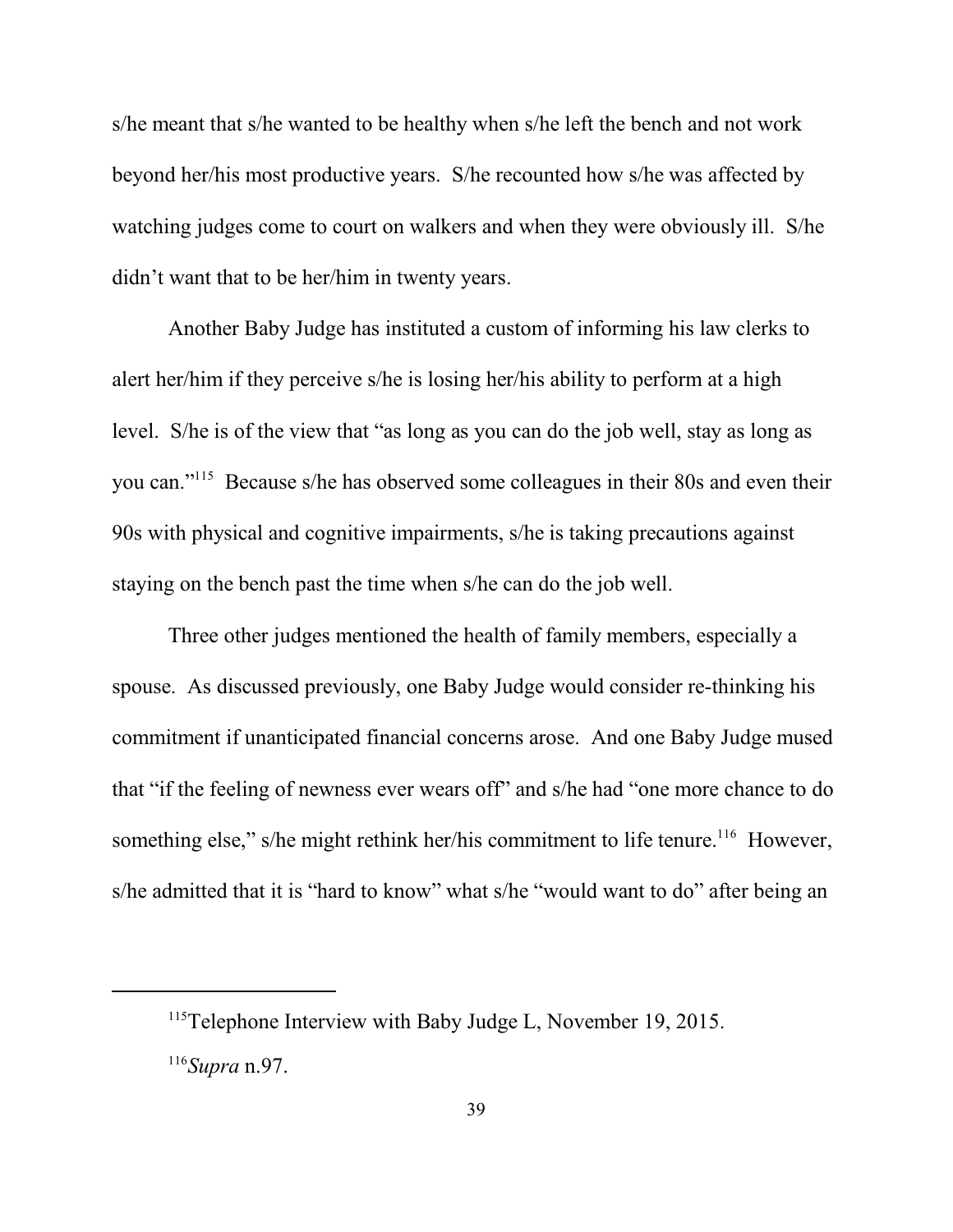s/he meant that s/he wanted to be healthy when s/he left the bench and not work beyond her/his most productive years. S/he recounted how s/he was affected by watching judges come to court on walkers and when they were obviously ill. S/he didn't want that to be her/him in twenty years.

Another Baby Judge has instituted a custom of informing his law clerks to alert her/him if they perceive s/he is losing her/his ability to perform at a high level. S/he is of the view that "as long as you can do the job well, stay as long as you can."[115] Because s/he has observed some colleagues in their 80s and even their 90s with physical and cognitive impairments, s/he is taking precautions against staying on the bench past the time when s/he can do the job well.

Three other judges mentioned the health of family members, especially a spouse. As discussed previously, one Baby Judge would consider re-thinking his commitment if unanticipated financial concerns arose. And one Baby Judge mused that "if the feeling of newness ever wears off" and s/he had "one more chance to do something else," s/he might rethink her/his commitment to life tenure.[116] However, s/he admitted that it is "hard to know" what s/he "would want to do" after being an

---

[115] Telephone Interview with Baby Judge L, November 19, 2015.

[116] *Supra* n.97.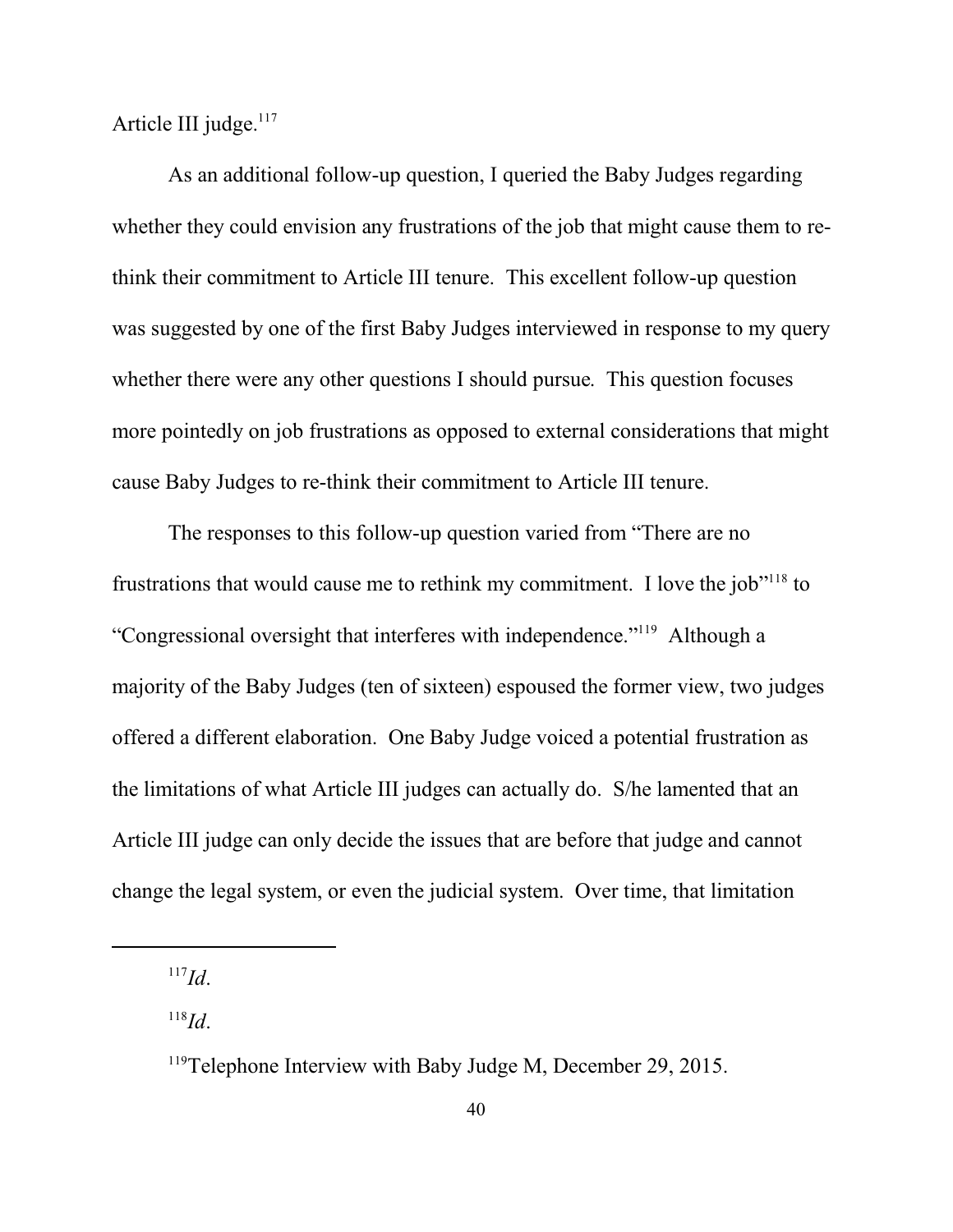Article III judge.[117]

As an additional follow-up question, I queried the Baby Judges regarding whether they could envision any frustrations of the job that might cause them to re-think their commitment to Article III tenure. This excellent follow-up question was suggested by one of the first Baby Judges interviewed in response to my query whether there were any other questions I should pursue. This question focuses more pointedly on job frustrations as opposed to external considerations that might cause Baby Judges to re-think their commitment to Article III tenure.

The responses to this follow-up question varied from "There are no frustrations that would cause me to rethink my commitment. I love the job"[118] to "Congressional oversight that interferes with independence."[119] Although a majority of the Baby Judges (ten of sixteen) espoused the former view, two judges offered a different elaboration. One Baby Judge voiced a potential frustration as the limitations of what Article III judges can actually do. S/he lamented that an Article III judge can only decide the issues that are before that judge and cannot change the legal system, or even the judicial system. Over time, that limitation

---

[117] *Id*.

[118] *Id*.

[119] Telephone Interview with Baby Judge M, December 29, 2015.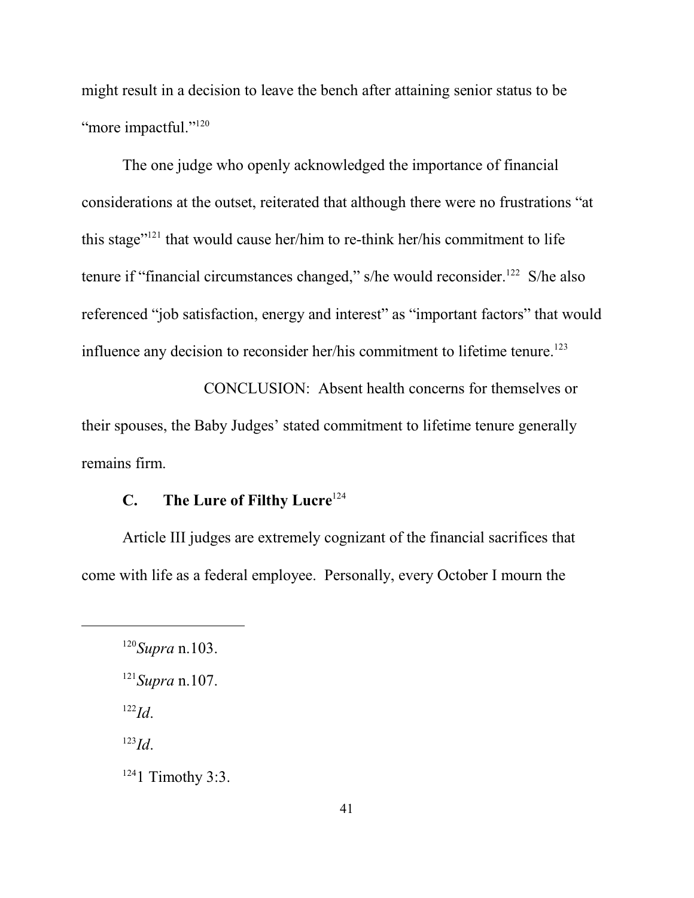might result in a decision to leave the bench after attaining senior status to be "more impactful."[120]

The one judge who openly acknowledged the importance of financial considerations at the outset, reiterated that although there were no frustrations "at this stage"[121] that would cause her/him to re-think her/his commitment to life tenure if "financial circumstances changed," s/he would reconsider.[122] S/he also referenced "job satisfaction, energy and interest" as "important factors" that would influence any decision to reconsider her/his commitment to lifetime tenure.[123]

CONCLUSION: Absent health concerns for themselves or their spouses, the Baby Judges' stated commitment to lifetime tenure generally remains firm.

### C. The Lure of Filthy Lucre[124]

Article III judges are extremely cognizant of the financial sacrifices that come with life as a federal employee. Personally, every October I mourn the

---

[120] *Supra* n.103.

[121] *Supra* n.107.

[122] *Id*.

[123] *Id*.

[124] 1 Timothy 3:3.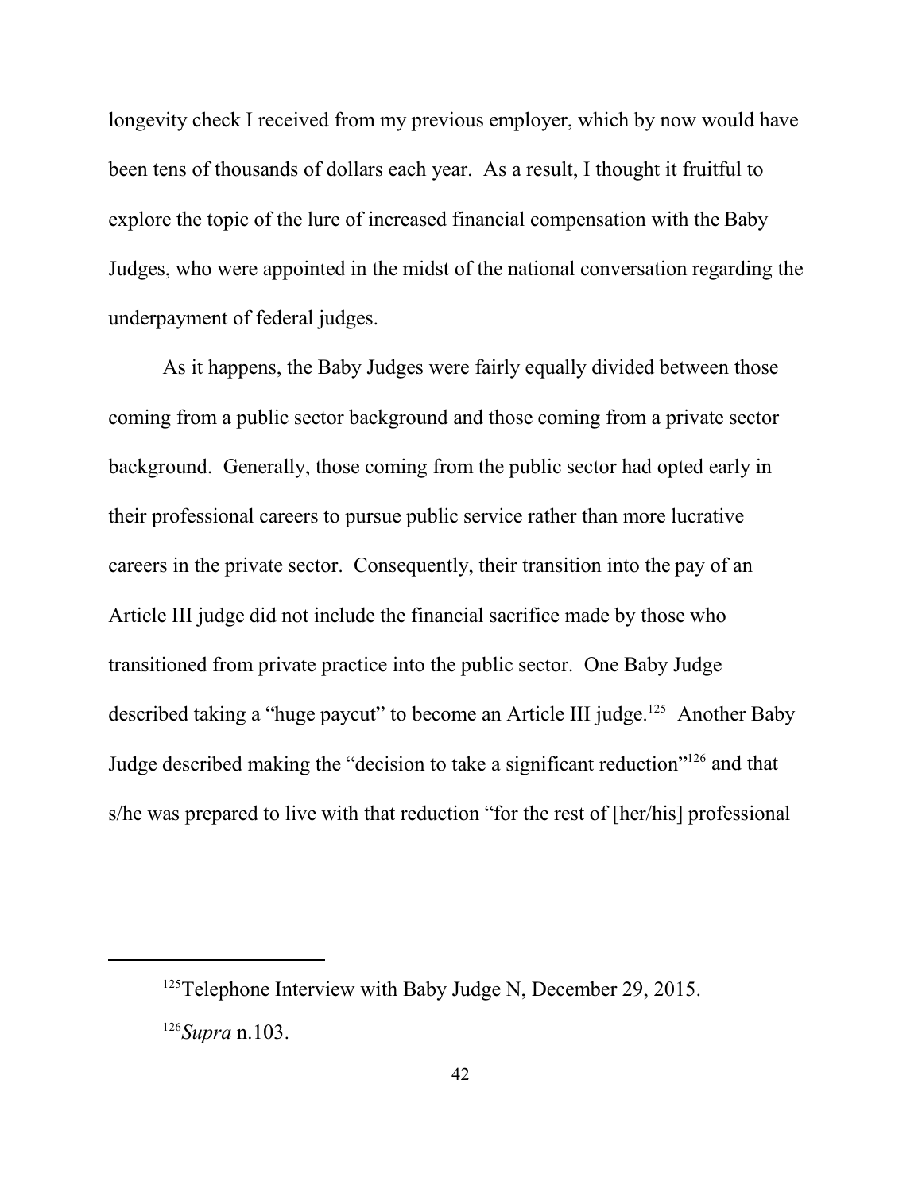longevity check I received from my previous employer, which by now would have been tens of thousands of dollars each year. As a result, I thought it fruitful to explore the topic of the lure of increased financial compensation with the Baby Judges, who were appointed in the midst of the national conversation regarding the underpayment of federal judges.

As it happens, the Baby Judges were fairly equally divided between those coming from a public sector background and those coming from a private sector background. Generally, those coming from the public sector had opted early in their professional careers to pursue public service rather than more lucrative careers in the private sector. Consequently, their transition into the pay of an Article III judge did not include the financial sacrifice made by those who transitioned from private practice into the public sector. One Baby Judge described taking a "huge paycut" to become an Article III judge.[125] Another Baby Judge described making the "decision to take a significant reduction"[126] and that s/he was prepared to live with that reduction "for the rest of [her/his] professional

---

[125] Telephone Interview with Baby Judge N, December 29, 2015.

[126] *Supra* n.103.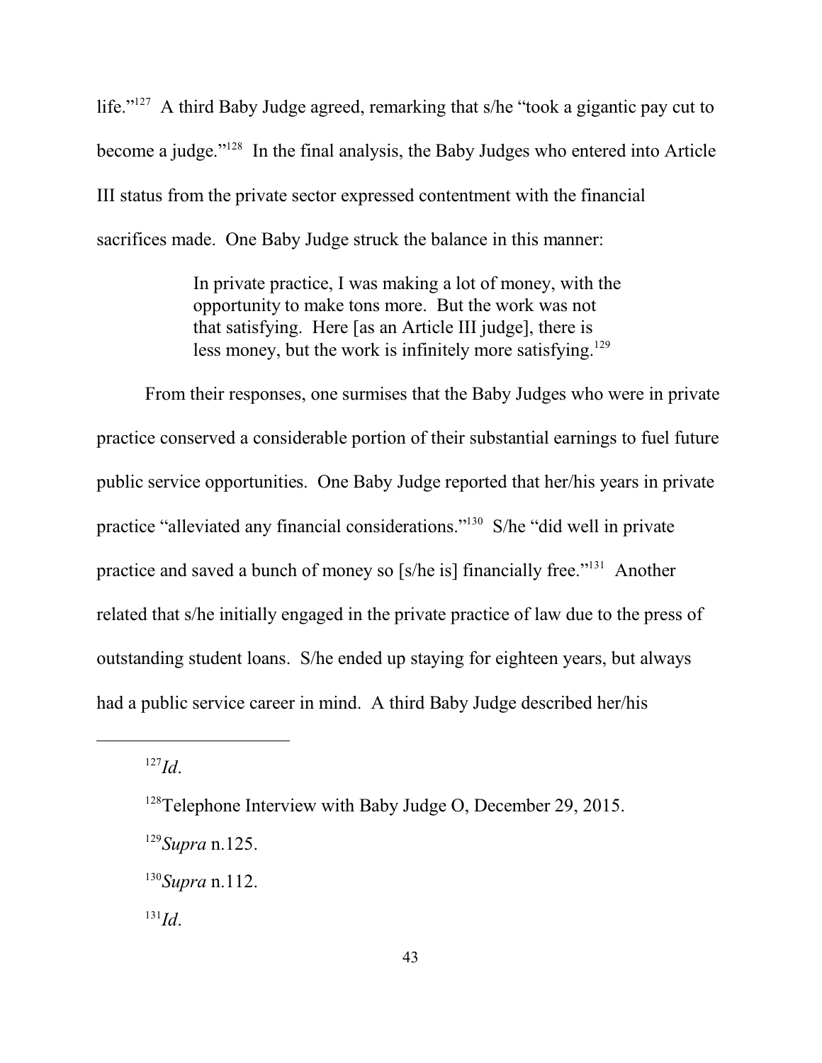life."[127] A third Baby Judge agreed, remarking that s/he "took a gigantic pay cut to become a judge."[128] In the final analysis, the Baby Judges who entered into Article III status from the private sector expressed contentment with the financial sacrifices made. One Baby Judge struck the balance in this manner:

> In private practice, I was making a lot of money, with the opportunity to make tons more. But the work was not that satisfying. Here [as an Article III judge], there is less money, but the work is infinitely more satisfying.[129]

From their responses, one surmises that the Baby Judges who were in private practice conserved a considerable portion of their substantial earnings to fuel future public service opportunities. One Baby Judge reported that her/his years in private practice "alleviated any financial considerations."[130] S/he "did well in private practice and saved a bunch of money so [s/he is] financially free."[131] Another related that s/he initially engaged in the private practice of law due to the press of outstanding student loans. S/he ended up staying for eighteen years, but always had a public service career in mind. A third Baby Judge described her/his

---

[127] *Id*.

[128] Telephone Interview with Baby Judge O, December 29, 2015.

[129] *Supra* n.125.

[130] *Supra* n.112.

[131] *Id*.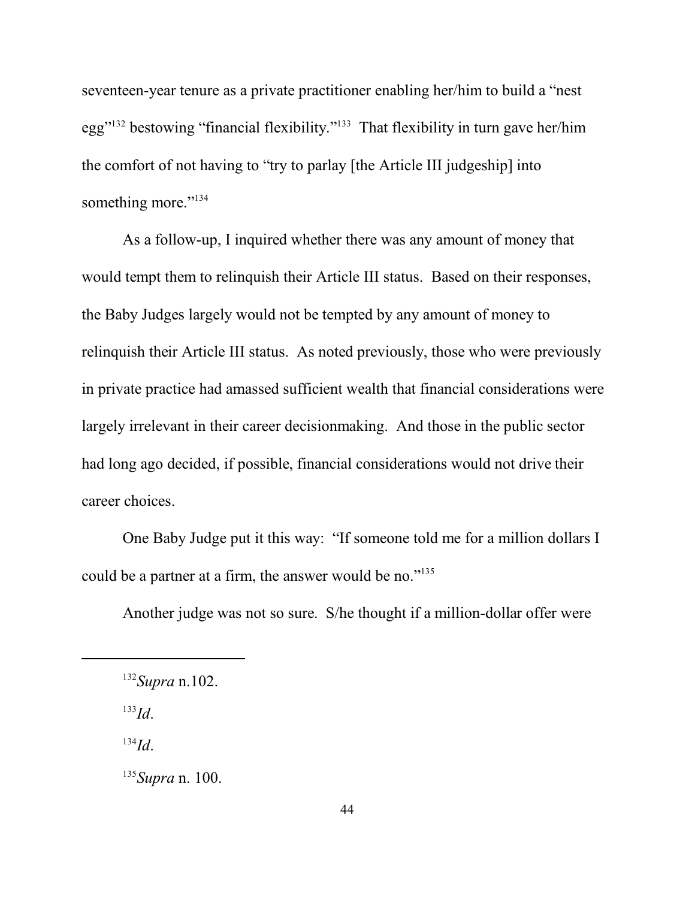seventeen-year tenure as a private practitioner enabling her/him to build a "nest egg"[132] bestowing "financial flexibility."[133] That flexibility in turn gave her/him the comfort of not having to "try to parlay [the Article III judgeship] into something more."[134]

As a follow-up, I inquired whether there was any amount of money that would tempt them to relinquish their Article III status. Based on their responses, the Baby Judges largely would not be tempted by any amount of money to relinquish their Article III status. As noted previously, those who were previously in private practice had amassed sufficient wealth that financial considerations were largely irrelevant in their career decisionmaking. And those in the public sector had long ago decided, if possible, financial considerations would not drive their career choices.

One Baby Judge put it this way: "If someone told me for a million dollars I could be a partner at a firm, the answer would be no."[135]

Another judge was not so sure. S/he thought if a million-dollar offer were

---

[132] *Supra* n.102.

[133] *Id*.

[134] *Id*.

[135] *Supra* n. 100.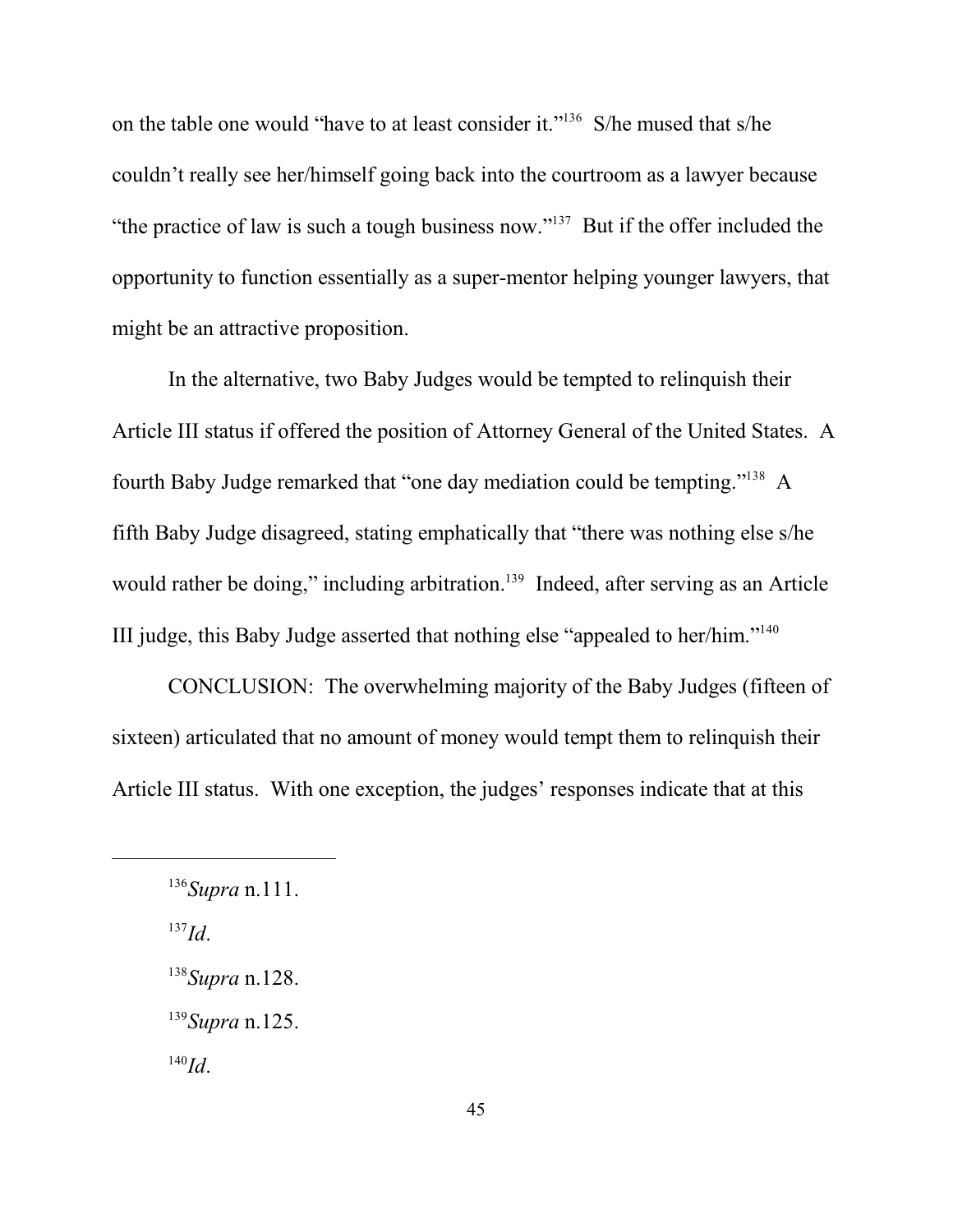on the table one would "have to at least consider it."[136] S/he mused that s/he couldn't really see her/himself going back into the courtroom as a lawyer because "the practice of law is such a tough business now."[137] But if the offer included the opportunity to function essentially as a super-mentor helping younger lawyers, that might be an attractive proposition.

In the alternative, two Baby Judges would be tempted to relinquish their Article III status if offered the position of Attorney General of the United States. A fourth Baby Judge remarked that "one day mediation could be tempting."[138] A fifth Baby Judge disagreed, stating emphatically that "there was nothing else s/he would rather be doing," including arbitration.[139] Indeed, after serving as an Article III judge, this Baby Judge asserted that nothing else "appealed to her/him."[140]

CONCLUSION: The overwhelming majority of the Baby Judges (fifteen of sixteen) articulated that no amount of money would tempt them to relinquish their Article III status. With one exception, the judges' responses indicate that at this

---

[136] *Supra* n.111.

[137] *Id*.

[138] *Supra* n.128.

[139] *Supra* n.125.

[140] *Id*.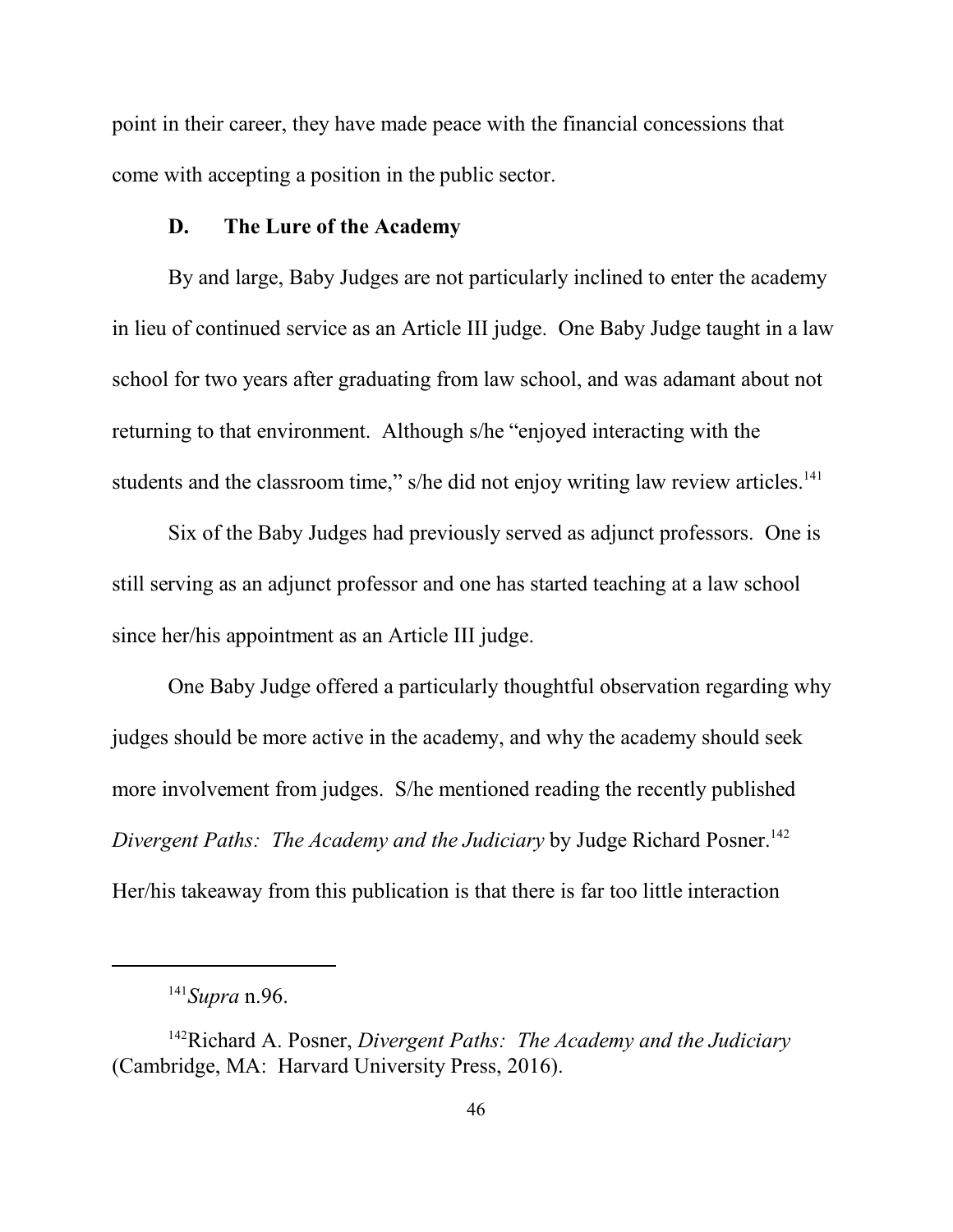point in their career, they have made peace with the financial concessions that come with accepting a position in the public sector.

### D. The Lure of the Academy

By and large, Baby Judges are not particularly inclined to enter the academy in lieu of continued service as an Article III judge. One Baby Judge taught in a law school for two years after graduating from law school, and was adamant about not returning to that environment. Although s/he "enjoyed interacting with the students and the classroom time," s/he did not enjoy writing law review articles.[141]

Six of the Baby Judges had previously served as adjunct professors. One is still serving as an adjunct professor and one has started teaching at a law school since her/his appointment as an Article III judge.

One Baby Judge offered a particularly thoughtful observation regarding why judges should be more active in the academy, and why the academy should seek more involvement from judges. S/he mentioned reading the recently published *Divergent Paths: The Academy and the Judiciary* by Judge Richard Posner.[142] Her/his takeaway from this publication is that there is far too little interaction

---

[141] *Supra* n.96.

[142] Richard A. Posner, *Divergent Paths: The Academy and the Judiciary* (Cambridge, MA: Harvard University Press, 2016).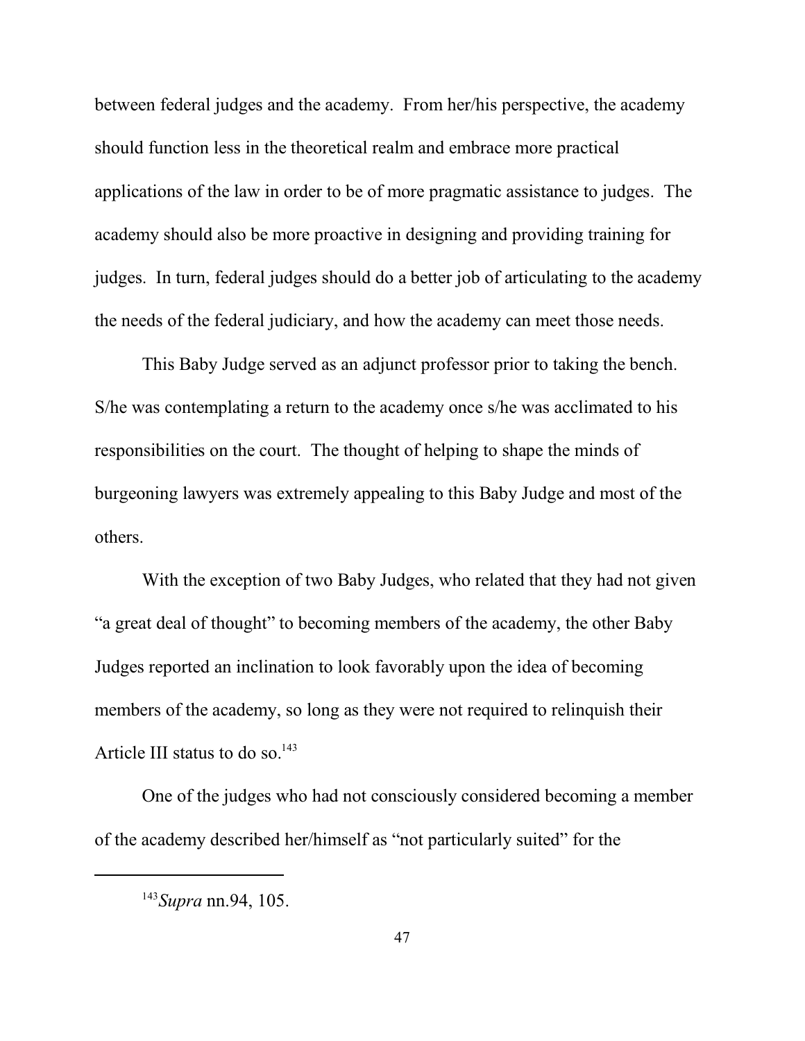between federal judges and the academy. From her/his perspective, the academy should function less in the theoretical realm and embrace more practical applications of the law in order to be of more pragmatic assistance to judges. The academy should also be more proactive in designing and providing training for judges. In turn, federal judges should do a better job of articulating to the academy the needs of the federal judiciary, and how the academy can meet those needs.

This Baby Judge served as an adjunct professor prior to taking the bench. S/he was contemplating a return to the academy once s/he was acclimated to his responsibilities on the court. The thought of helping to shape the minds of burgeoning lawyers was extremely appealing to this Baby Judge and most of the others.

With the exception of two Baby Judges, who related that they had not given "a great deal of thought" to becoming members of the academy, the other Baby Judges reported an inclination to look favorably upon the idea of becoming members of the academy, so long as they were not required to relinquish their Article III status to do so.[143]

One of the judges who had not consciously considered becoming a member of the academy described her/himself as "not particularly suited" for the

---

[143] *Supra* nn.94, 105.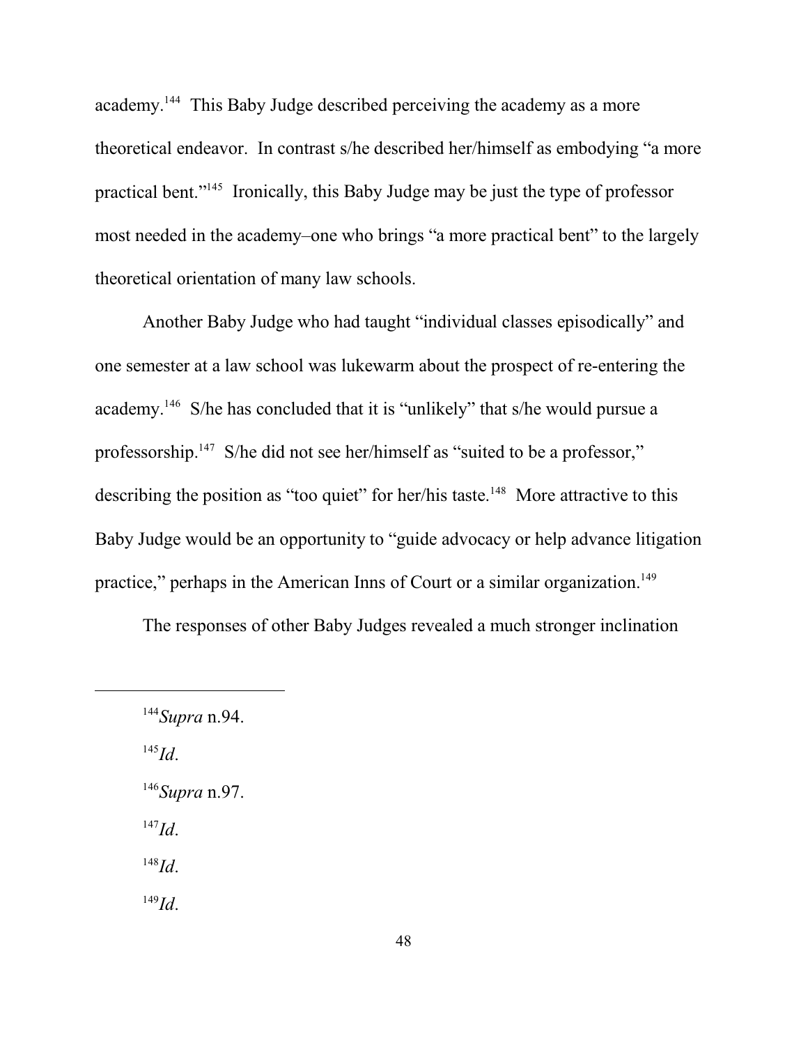academy.[144] This Baby Judge described perceiving the academy as a more theoretical endeavor. In contrast s/he described her/himself as embodying "a more practical bent."[145] Ironically, this Baby Judge may be just the type of professor most needed in the academy–one who brings "a more practical bent" to the largely theoretical orientation of many law schools.

Another Baby Judge who had taught "individual classes episodically" and one semester at a law school was lukewarm about the prospect of re-entering the academy.[146] S/he has concluded that it is "unlikely" that s/he would pursue a professorship.[147] S/he did not see her/himself as "suited to be a professor," describing the position as "too quiet" for her/his taste.[148] More attractive to this Baby Judge would be an opportunity to "guide advocacy or help advance litigation practice," perhaps in the American Inns of Court or a similar organization.[149]

The responses of other Baby Judges revealed a much stronger inclination

---

[144] *Supra* n.94.

[145] *Id*.

[146] *Supra* n.97.

[147] *Id*.

[148] *Id*.

[149] *Id*.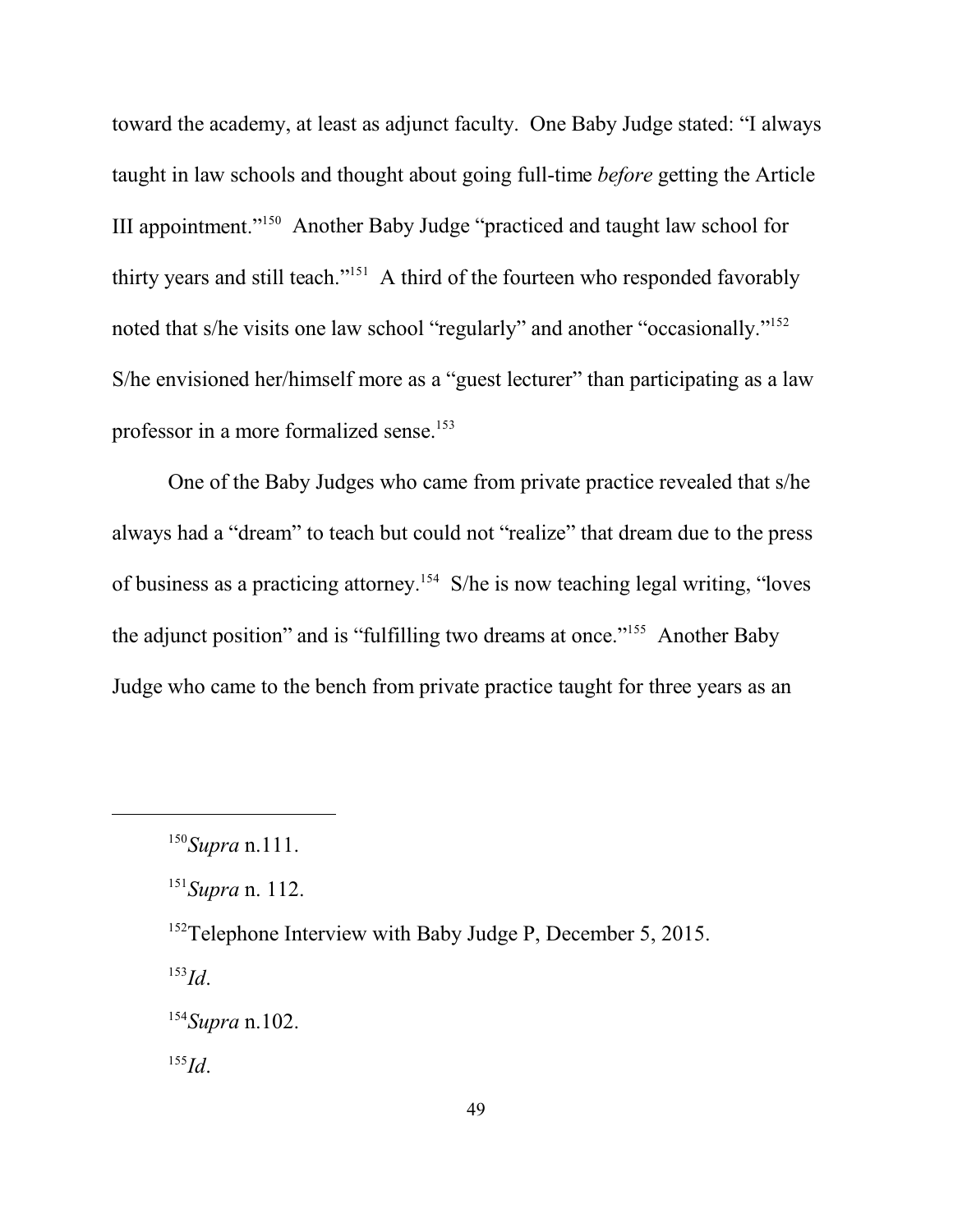toward the academy, at least as adjunct faculty. One Baby Judge stated: "I always taught in law schools and thought about going full-time *before* getting the Article III appointment."[150] Another Baby Judge "practiced and taught law school for thirty years and still teach."[151] A third of the fourteen who responded favorably noted that s/he visits one law school "regularly" and another "occasionally."[152] S/he envisioned her/himself more as a "guest lecturer" than participating as a law professor in a more formalized sense.[153]

One of the Baby Judges who came from private practice revealed that s/he always had a "dream" to teach but could not "realize" that dream due to the press of business as a practicing attorney.[154] S/he is now teaching legal writing, "loves the adjunct position" and is "fulfilling two dreams at once."[155] Another Baby Judge who came to the bench from private practice taught for three years as an

---

[150] *Supra* n.111.

[151] *Supra* n. 112.

[152] Telephone Interview with Baby Judge P, December 5, 2015.

[153] *Id*.

[154] *Supra* n.102.

[155] *Id*.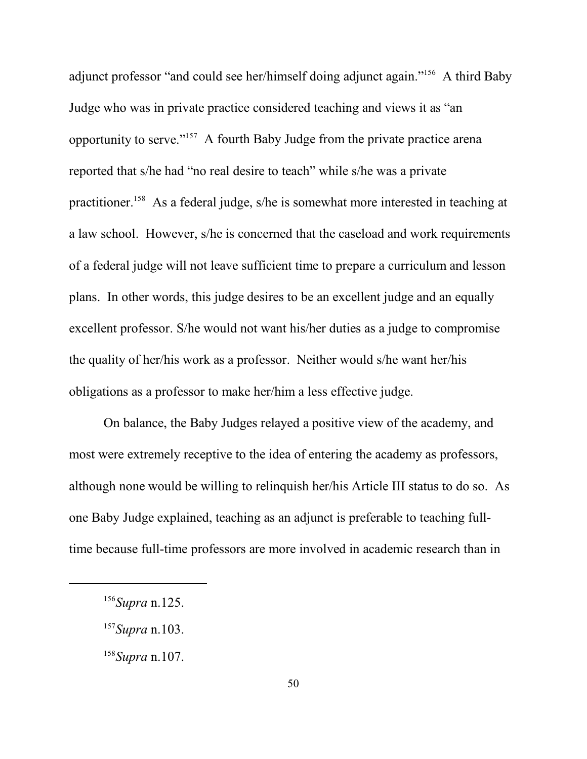adjunct professor "and could see her/himself doing adjunct again."[156] A third Baby Judge who was in private practice considered teaching and views it as "an opportunity to serve."[157] A fourth Baby Judge from the private practice arena reported that s/he had "no real desire to teach" while s/he was a private practitioner.[158] As a federal judge, s/he is somewhat more interested in teaching at a law school. However, s/he is concerned that the caseload and work requirements of a federal judge will not leave sufficient time to prepare a curriculum and lesson plans. In other words, this judge desires to be an excellent judge and an equally excellent professor. S/he would not want his/her duties as a judge to compromise the quality of her/his work as a professor. Neither would s/he want her/his obligations as a professor to make her/him a less effective judge.

On balance, the Baby Judges relayed a positive view of the academy, and most were extremely receptive to the idea of entering the academy as professors, although none would be willing to relinquish her/his Article III status to do so. As one Baby Judge explained, teaching as an adjunct is preferable to teaching full-time because full-time professors are more involved in academic research than in

---

[156] *Supra* n.125.

[157] *Supra* n.103.

[158] *Supra* n.107.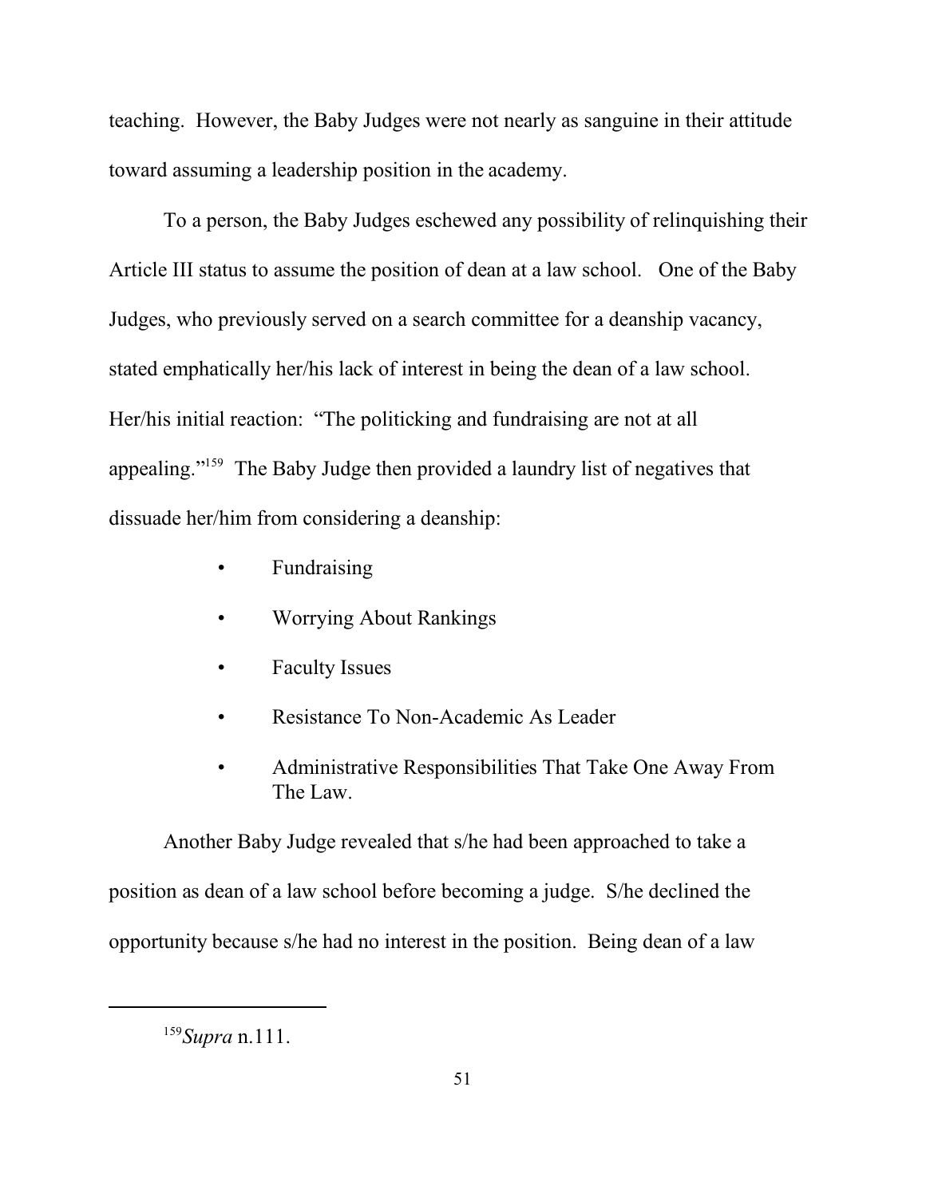teaching. However, the Baby Judges were not nearly as sanguine in their attitude toward assuming a leadership position in the academy.

To a person, the Baby Judges eschewed any possibility of relinquishing their Article III status to assume the position of dean at a law school. One of the Baby Judges, who previously served on a search committee for a deanship vacancy, stated emphatically her/his lack of interest in being the dean of a law school. Her/his initial reaction: "The politicking and fundraising are not at all appealing."[159] The Baby Judge then provided a laundry list of negatives that dissuade her/him from considering a deanship:

- Fundraising
- Worrying About Rankings
- Faculty Issues
- Resistance To Non-Academic As Leader
- Administrative Responsibilities That Take One Away From The Law.

Another Baby Judge revealed that s/he had been approached to take a position as dean of a law school before becoming a judge. S/he declined the opportunity because s/he had no interest in the position. Being dean of a law

---

[159] *Supra* n.111.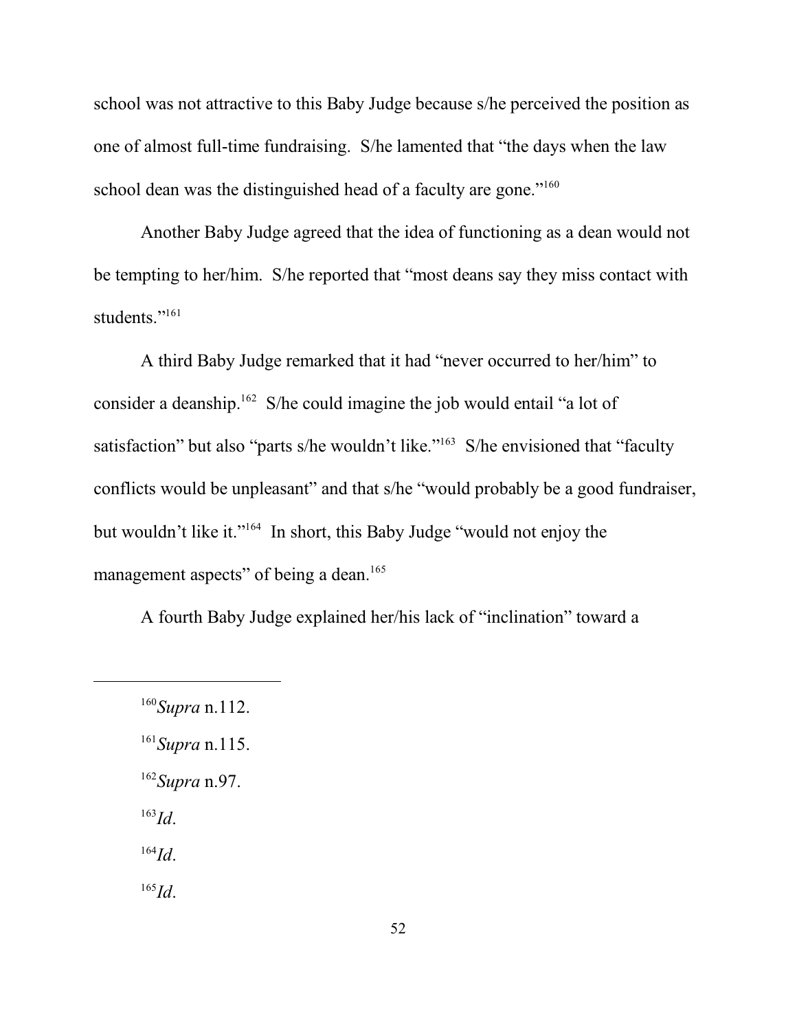school was not attractive to this Baby Judge because s/he perceived the position as one of almost full-time fundraising. S/he lamented that "the days when the law school dean was the distinguished head of a faculty are gone."[160]

Another Baby Judge agreed that the idea of functioning as a dean would not be tempting to her/him. S/he reported that "most deans say they miss contact with students."[161]

A third Baby Judge remarked that it had "never occurred to her/him" to consider a deanship.[162] S/he could imagine the job would entail "a lot of satisfaction" but also "parts s/he wouldn't like."[163] S/he envisioned that "faculty conflicts would be unpleasant" and that s/he "would probably be a good fundraiser, but wouldn't like it."[164] In short, this Baby Judge "would not enjoy the management aspects" of being a dean.[165]

A fourth Baby Judge explained her/his lack of "inclination" toward a

---

[160] *Supra* n.112.

[161] *Supra* n.115.

[162] *Supra* n.97.

[163] *Id*.

[164] *Id*.

[165] *Id*.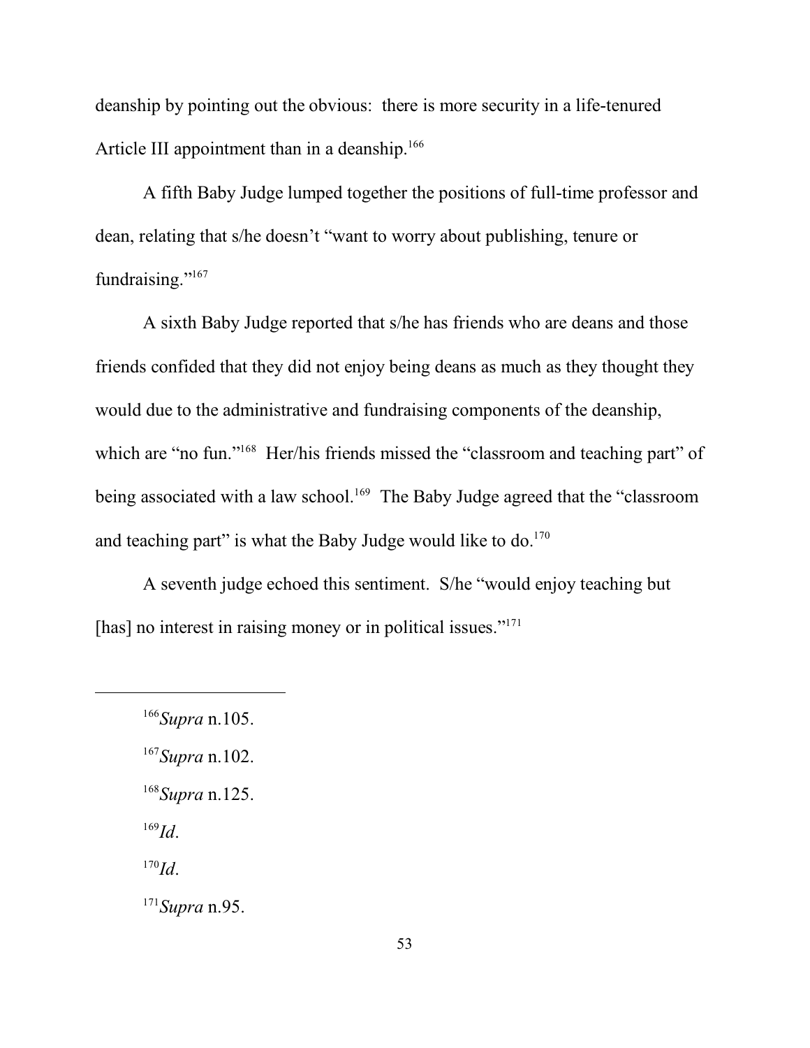deanship by pointing out the obvious: there is more security in a life-tenured Article III appointment than in a deanship.[166]

A fifth Baby Judge lumped together the positions of full-time professor and dean, relating that s/he doesn't "want to worry about publishing, tenure or fundraising."[167]

A sixth Baby Judge reported that s/he has friends who are deans and those friends confided that they did not enjoy being deans as much as they thought they would due to the administrative and fundraising components of the deanship, which are "no fun."[168] Her/his friends missed the "classroom and teaching part" of being associated with a law school.[169] The Baby Judge agreed that the "classroom and teaching part" is what the Baby Judge would like to do.[170]

A seventh judge echoed this sentiment. S/he "would enjoy teaching but [has] no interest in raising money or in political issues."[171]

---

[166] *Supra* n.105.

[167] *Supra* n.102.

[168] *Supra* n.125.

[169] *Id*.

[170] *Id*.

[171] *Supra* n.95.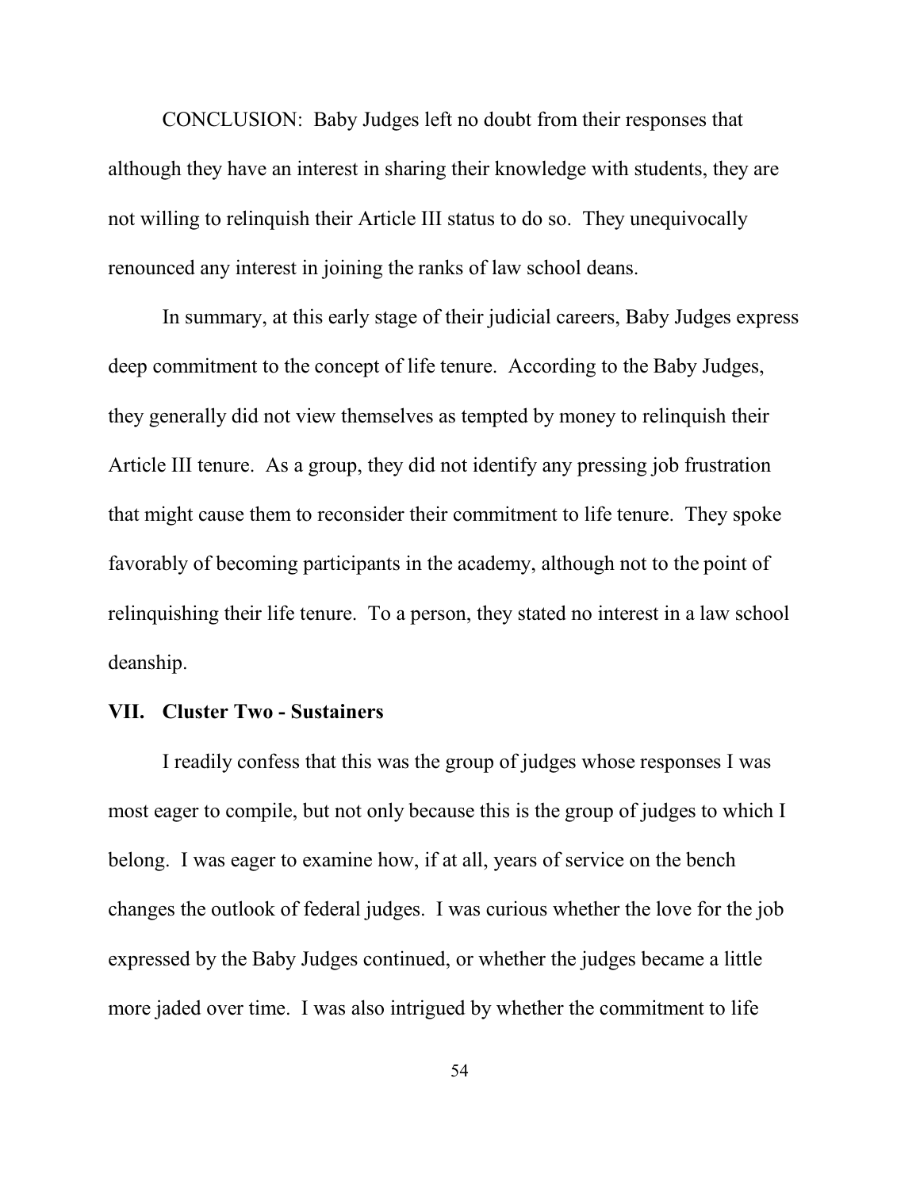CONCLUSION: Baby Judges left no doubt from their responses that although they have an interest in sharing their knowledge with students, they are not willing to relinquish their Article III status to do so. They unequivocally renounced any interest in joining the ranks of law school deans.

In summary, at this early stage of their judicial careers, Baby Judges express deep commitment to the concept of life tenure. According to the Baby Judges, they generally did not view themselves as tempted by money to relinquish their Article III tenure. As a group, they did not identify any pressing job frustration that might cause them to reconsider their commitment to life tenure. They spoke favorably of becoming participants in the academy, although not to the point of relinquishing their life tenure. To a person, they stated no interest in a law school deanship.

## VII. Cluster Two - Sustainers

I readily confess that this was the group of judges whose responses I was most eager to compile, but not only because this is the group of judges to which I belong. I was eager to examine how, if at all, years of service on the bench changes the outlook of federal judges. I was curious whether the love for the job expressed by the Baby Judges continued, or whether the judges became a little more jaded over time. I was also intrigued by whether the commitment to life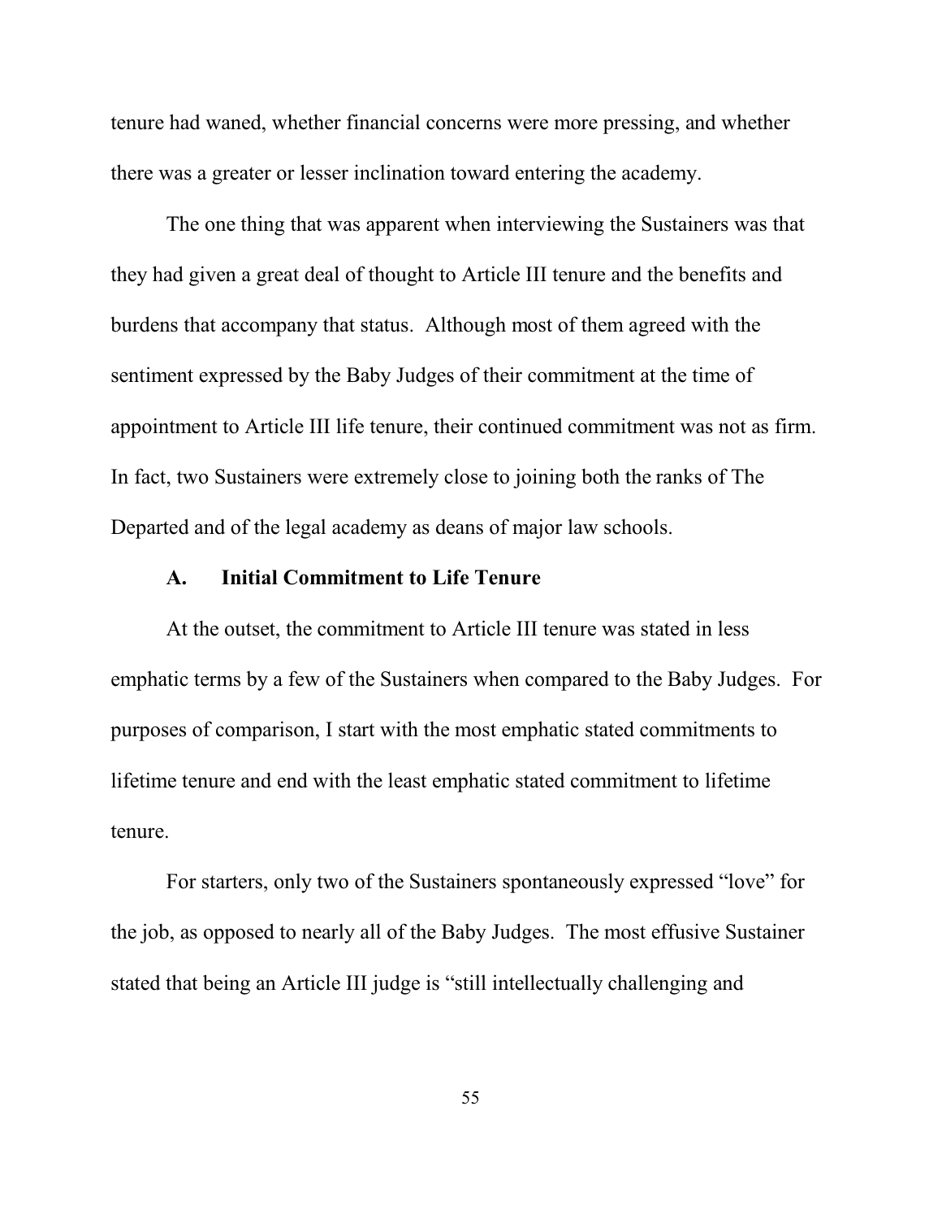tenure had waned, whether financial concerns were more pressing, and whether there was a greater or lesser inclination toward entering the academy.

The one thing that was apparent when interviewing the Sustainers was that they had given a great deal of thought to Article III tenure and the benefits and burdens that accompany that status. Although most of them agreed with the sentiment expressed by the Baby Judges of their commitment at the time of appointment to Article III life tenure, their continued commitment was not as firm. In fact, two Sustainers were extremely close to joining both the ranks of The Departed and of the legal academy as deans of major law schools.

### A. Initial Commitment to Life Tenure

At the outset, the commitment to Article III tenure was stated in less emphatic terms by a few of the Sustainers when compared to the Baby Judges. For purposes of comparison, I start with the most emphatic stated commitments to lifetime tenure and end with the least emphatic stated commitment to lifetime tenure.

For starters, only two of the Sustainers spontaneously expressed "love" for the job, as opposed to nearly all of the Baby Judges. The most effusive Sustainer stated that being an Article III judge is "still intellectually challenging and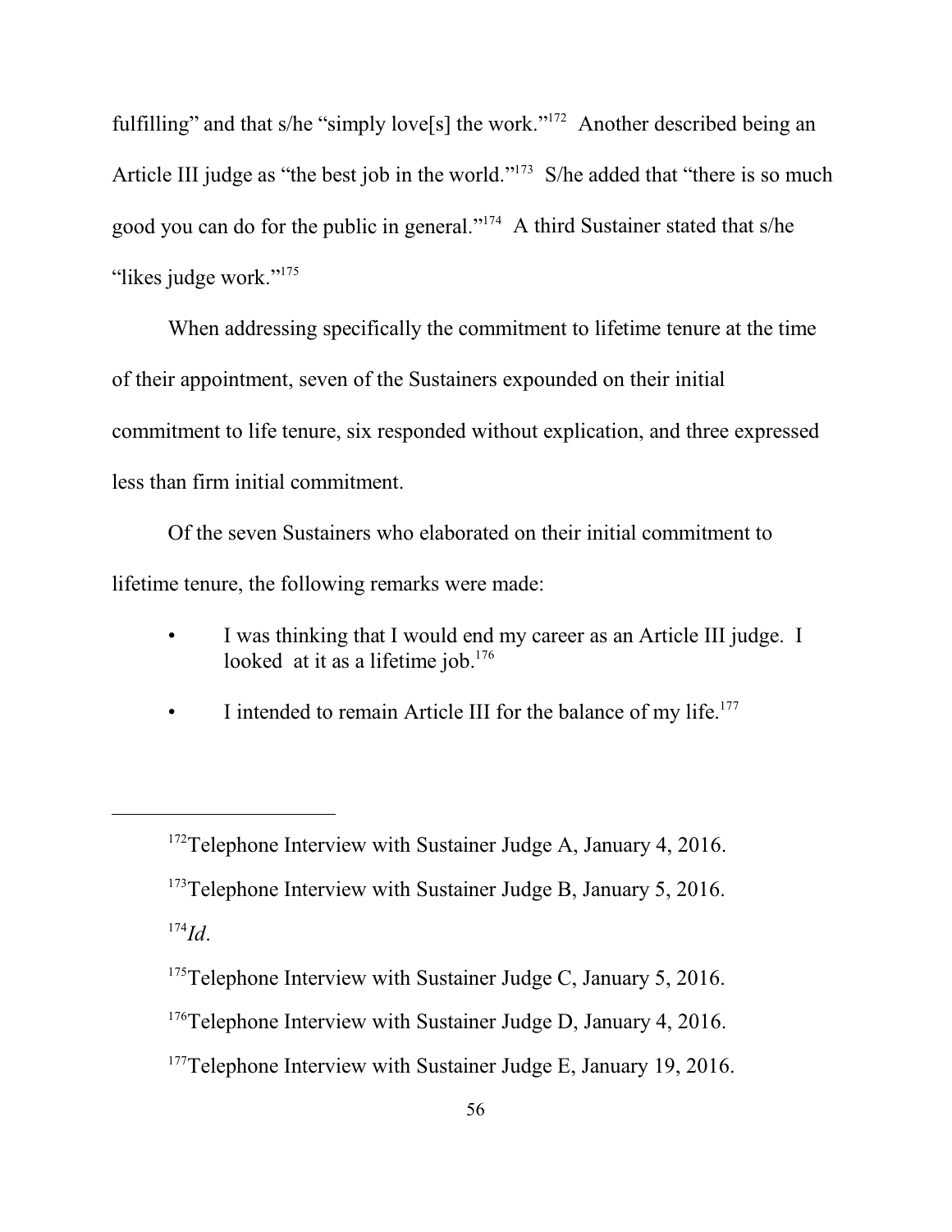fulfilling" and that s/he "simply love[s] the work."[172] Another described being an Article III judge as "the best job in the world."[173] S/he added that "there is so much good you can do for the public in general."[174] A third Sustainer stated that s/he "likes judge work."[175]

When addressing specifically the commitment to lifetime tenure at the time of their appointment, seven of the Sustainers expounded on their initial commitment to life tenure, six responded without explication, and three expressed less than firm initial commitment.

Of the seven Sustainers who elaborated on their initial commitment to lifetime tenure, the following remarks were made:

- I was thinking that I would end my career as an Article III judge. I looked at it as a lifetime job.[176]
- I intended to remain Article III for the balance of my life.[177]

---

[172]Telephone Interview with Sustainer Judge A, January 4, 2016.

[173]Telephone Interview with Sustainer Judge B, January 5, 2016.

[174]*Id*.

[175]Telephone Interview with Sustainer Judge C, January 5, 2016.

[176]Telephone Interview with Sustainer Judge D, January 4, 2016.

[177]Telephone Interview with Sustainer Judge E, January 19, 2016.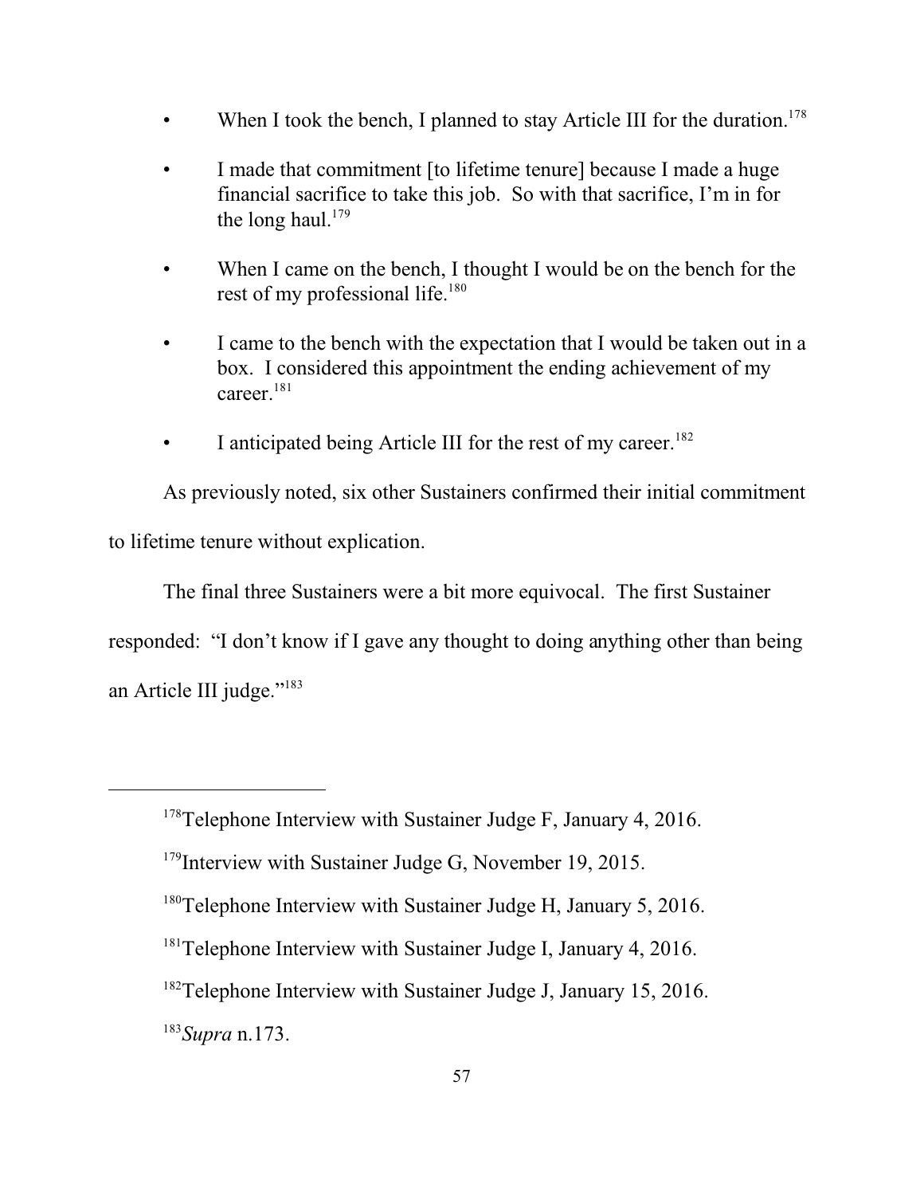- When I took the bench, I planned to stay Article III for the duration.[178]

- I made that commitment [to lifetime tenure] because I made a huge financial sacrifice to take this job. So with that sacrifice, I'm in for the long haul.[179]

- When I came on the bench, I thought I would be on the bench for the rest of my professional life.[180]

- I came to the bench with the expectation that I would be taken out in a box. I considered this appointment the ending achievement of my career.[181]

- I anticipated being Article III for the rest of my career.[182]

As previously noted, six other Sustainers confirmed their initial commitment to lifetime tenure without explication.

The final three Sustainers were a bit more equivocal. The first Sustainer responded: "I don't know if I gave any thought to doing anything other than being an Article III judge."[183]

---

[178] Telephone Interview with Sustainer Judge F, January 4, 2016.

[179] Interview with Sustainer Judge G, November 19, 2015.

[180] Telephone Interview with Sustainer Judge H, January 5, 2016.

[181] Telephone Interview with Sustainer Judge I, January 4, 2016.

[182] Telephone Interview with Sustainer Judge J, January 15, 2016.

[183] *Supra* n.173.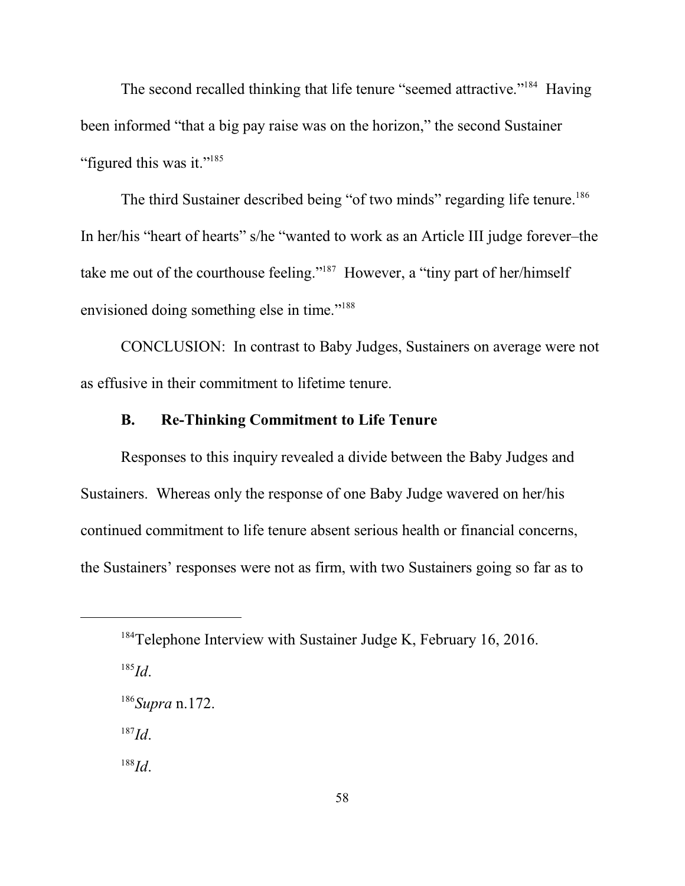The second recalled thinking that life tenure "seemed attractive."[184] Having been informed "that a big pay raise was on the horizon," the second Sustainer "figured this was it."[185]

The third Sustainer described being "of two minds" regarding life tenure.[186] In her/his "heart of hearts" s/he "wanted to work as an Article III judge forever–the take me out of the courthouse feeling."[187] However, a "tiny part of her/himself envisioned doing something else in time."[188]

CONCLUSION: In contrast to Baby Judges, Sustainers on average were not as effusive in their commitment to lifetime tenure.

### B. Re-Thinking Commitment to Life Tenure

Responses to this inquiry revealed a divide between the Baby Judges and Sustainers. Whereas only the response of one Baby Judge wavered on her/his continued commitment to life tenure absent serious health or financial concerns, the Sustainers' responses were not as firm, with two Sustainers going so far as to

---

[184] Telephone Interview with Sustainer Judge K, February 16, 2016.

[185] *Id*.

[186] *Supra* n.172.

[187] *Id*.

[188] *Id*.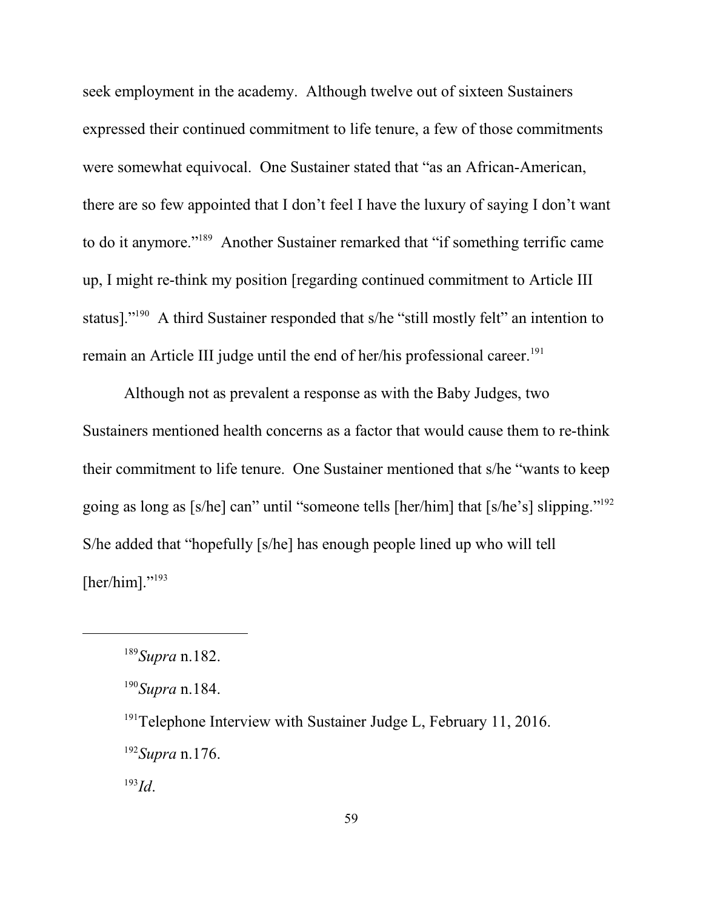seek employment in the academy. Although twelve out of sixteen Sustainers expressed their continued commitment to life tenure, a few of those commitments were somewhat equivocal. One Sustainer stated that "as an African-American, there are so few appointed that I don't feel I have the luxury of saying I don't want to do it anymore."[189] Another Sustainer remarked that "if something terrific came up, I might re-think my position [regarding continued commitment to Article III status]."[190] A third Sustainer responded that s/he "still mostly felt" an intention to remain an Article III judge until the end of her/his professional career.[191]

Although not as prevalent a response as with the Baby Judges, two Sustainers mentioned health concerns as a factor that would cause them to re-think their commitment to life tenure. One Sustainer mentioned that s/he "wants to keep going as long as [s/he] can" until "someone tells [her/him] that [s/he's] slipping."[192] S/he added that "hopefully [s/he] has enough people lined up who will tell [her/him]."[193]

---

[189] *Supra* n.182.

[190] *Supra* n.184.

[191] Telephone Interview with Sustainer Judge L, February 11, 2016.

[192] *Supra* n.176.

[193] *Id*.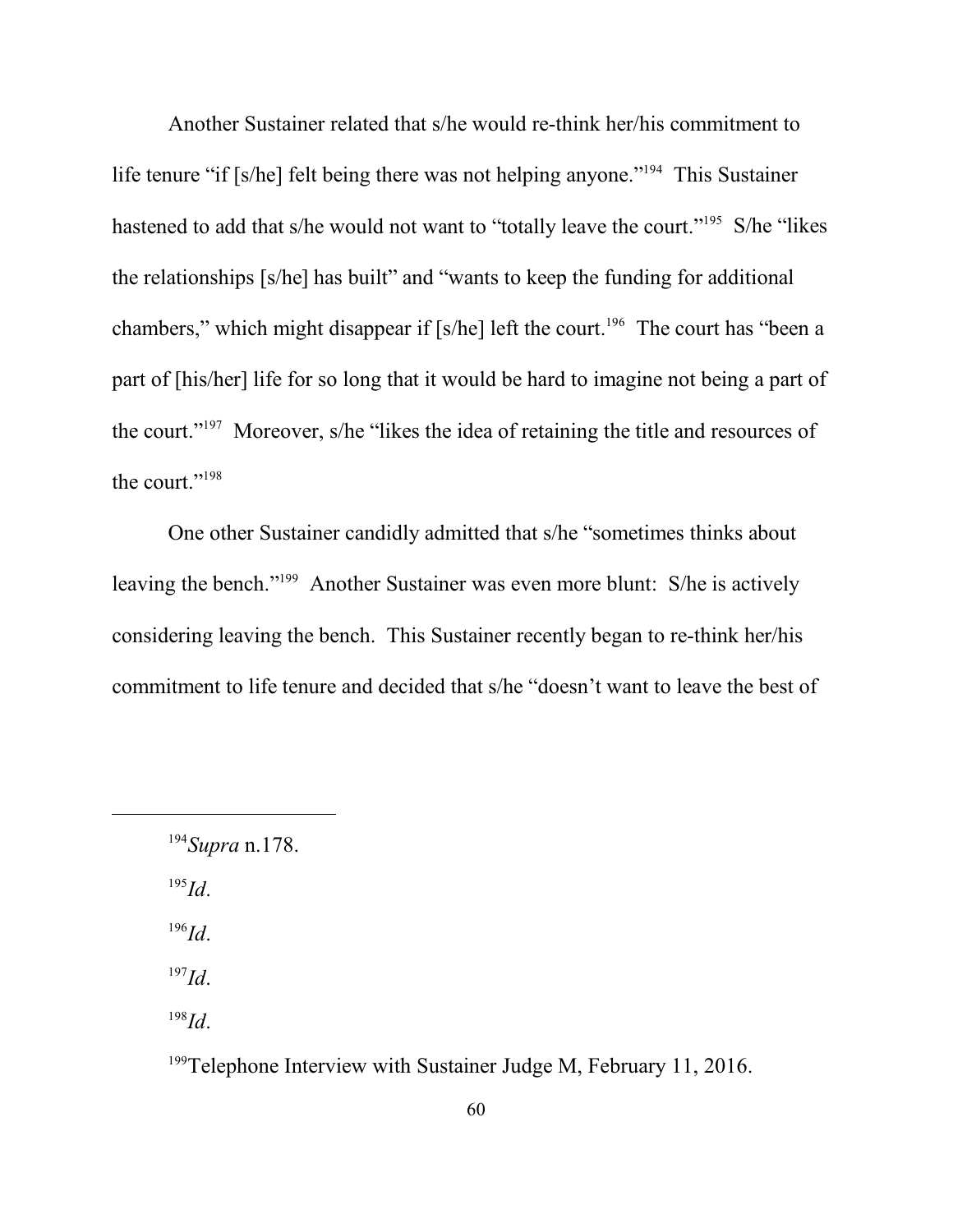Another Sustainer related that s/he would re-think her/his commitment to life tenure "if [s/he] felt being there was not helping anyone."[194] This Sustainer hastened to add that s/he would not want to "totally leave the court."[195] S/he "likes the relationships [s/he] has built" and "wants to keep the funding for additional chambers," which might disappear if [s/he] left the court.[196] The court has "been a part of [his/her] life for so long that it would be hard to imagine not being a part of the court."[197] Moreover, s/he "likes the idea of retaining the title and resources of the court."[198]

One other Sustainer candidly admitted that s/he "sometimes thinks about leaving the bench."[199] Another Sustainer was even more blunt: S/he is actively considering leaving the bench. This Sustainer recently began to re-think her/his commitment to life tenure and decided that s/he "doesn't want to leave the best of

---

[194] *Supra* n.178.

[195] *Id*.

[196] *Id*.

[197] *Id*.

[198] *Id*.

[199] Telephone Interview with Sustainer Judge M, February 11, 2016.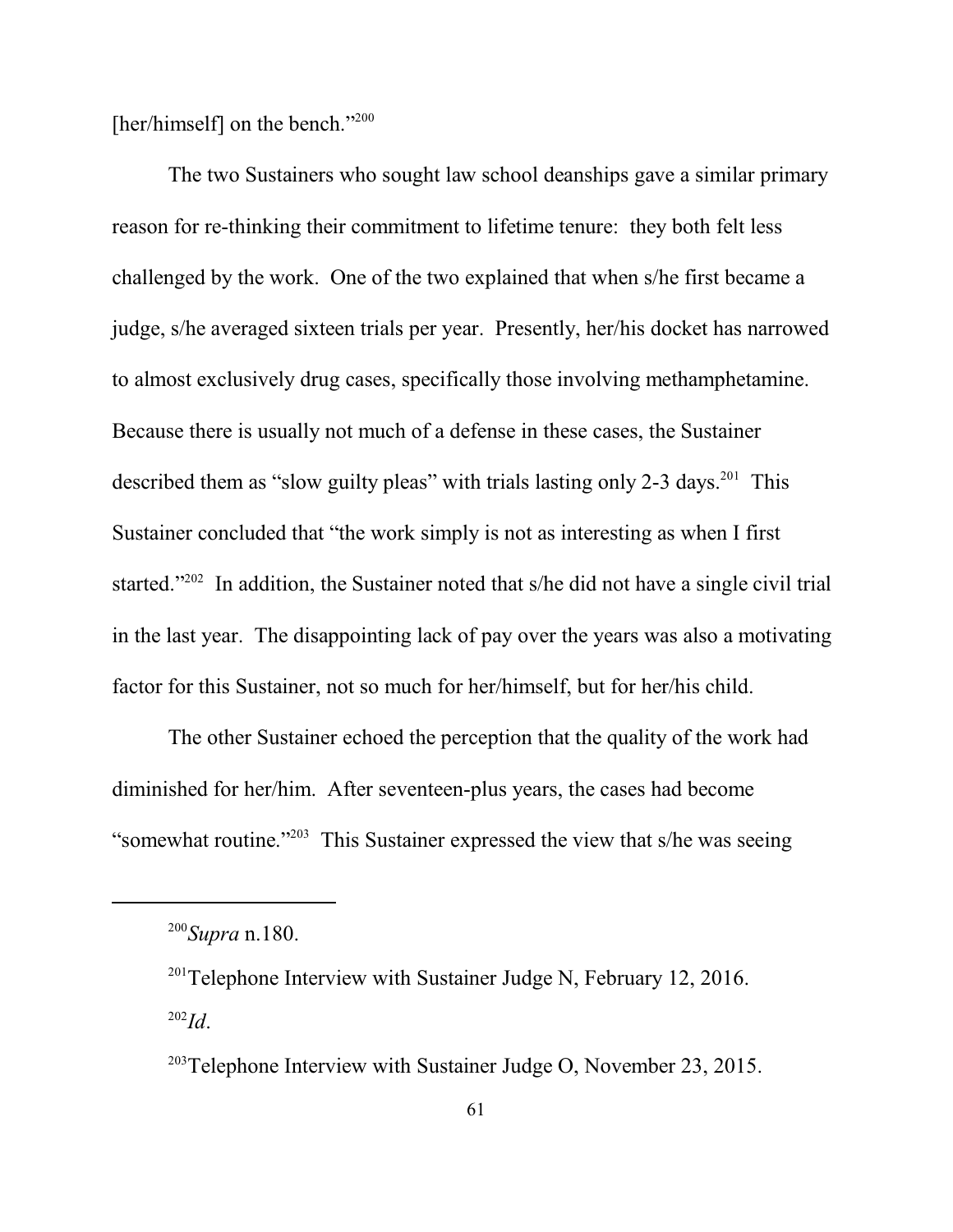[her/himself] on the bench."[200]

The two Sustainers who sought law school deanships gave a similar primary reason for re-thinking their commitment to lifetime tenure: they both felt less challenged by the work. One of the two explained that when s/he first became a judge, s/he averaged sixteen trials per year. Presently, her/his docket has narrowed to almost exclusively drug cases, specifically those involving methamphetamine. Because there is usually not much of a defense in these cases, the Sustainer described them as "slow guilty pleas" with trials lasting only 2-3 days.[201] This Sustainer concluded that "the work simply is not as interesting as when I first started."[202] In addition, the Sustainer noted that s/he did not have a single civil trial in the last year. The disappointing lack of pay over the years was also a motivating factor for this Sustainer, not so much for her/himself, but for her/his child.

The other Sustainer echoed the perception that the quality of the work had diminished for her/him. After seventeen-plus years, the cases had become "somewhat routine."[203] This Sustainer expressed the view that s/he was seeing

---

[200] *Supra* n.180.

[201] Telephone Interview with Sustainer Judge N, February 12, 2016.

[202] *Id*.

[203] Telephone Interview with Sustainer Judge O, November 23, 2015.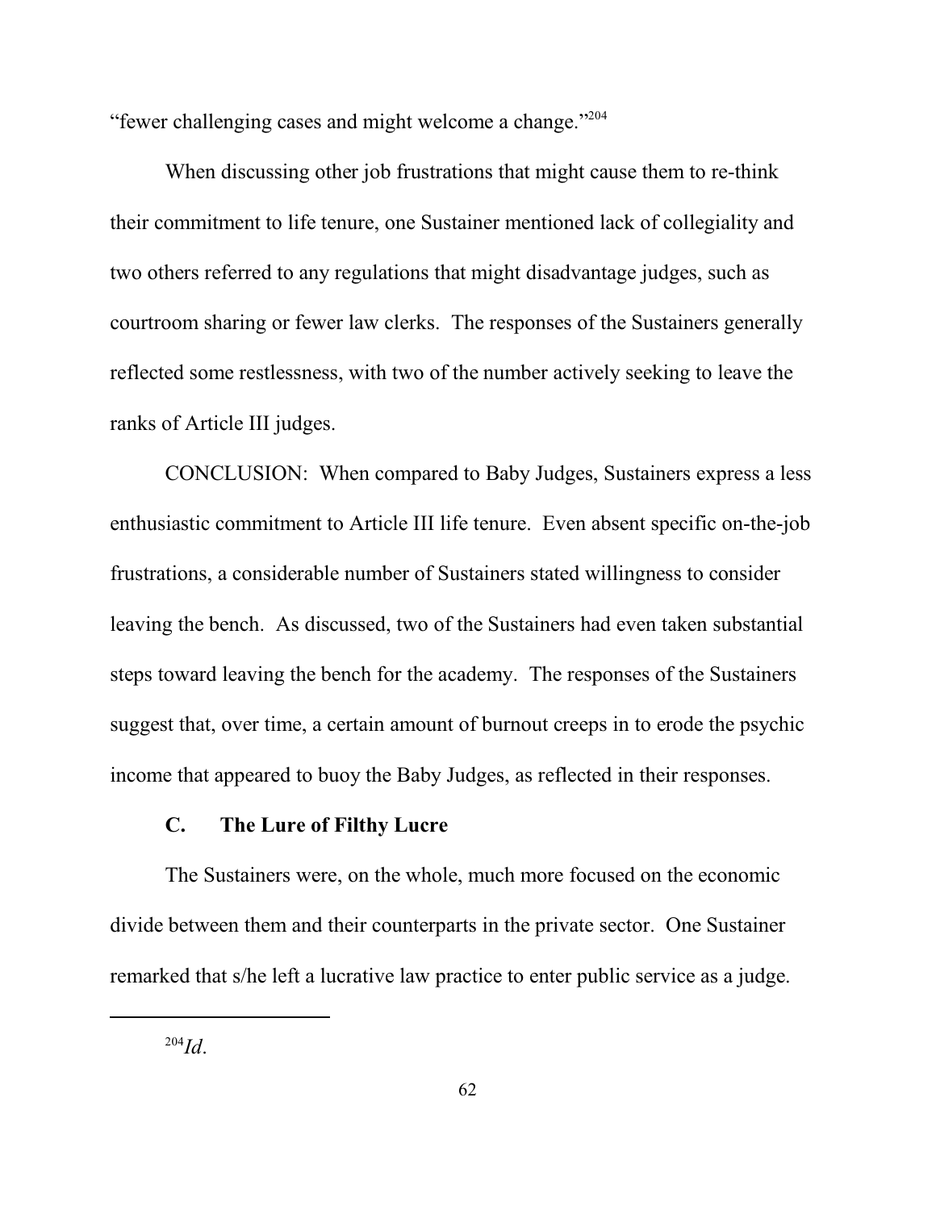"fewer challenging cases and might welcome a change."[204]

When discussing other job frustrations that might cause them to re-think their commitment to life tenure, one Sustainer mentioned lack of collegiality and two others referred to any regulations that might disadvantage judges, such as courtroom sharing or fewer law clerks. The responses of the Sustainers generally reflected some restlessness, with two of the number actively seeking to leave the ranks of Article III judges.

CONCLUSION: When compared to Baby Judges, Sustainers express a less enthusiastic commitment to Article III life tenure. Even absent specific on-the-job frustrations, a considerable number of Sustainers stated willingness to consider leaving the bench. As discussed, two of the Sustainers had even taken substantial steps toward leaving the bench for the academy. The responses of the Sustainers suggest that, over time, a certain amount of burnout creeps in to erode the psychic income that appeared to buoy the Baby Judges, as reflected in their responses.

### C. The Lure of Filthy Lucre

The Sustainers were, on the whole, much more focused on the economic divide between them and their counterparts in the private sector. One Sustainer remarked that s/he left a lucrative law practice to enter public service as a judge.

---

[204] *Id*.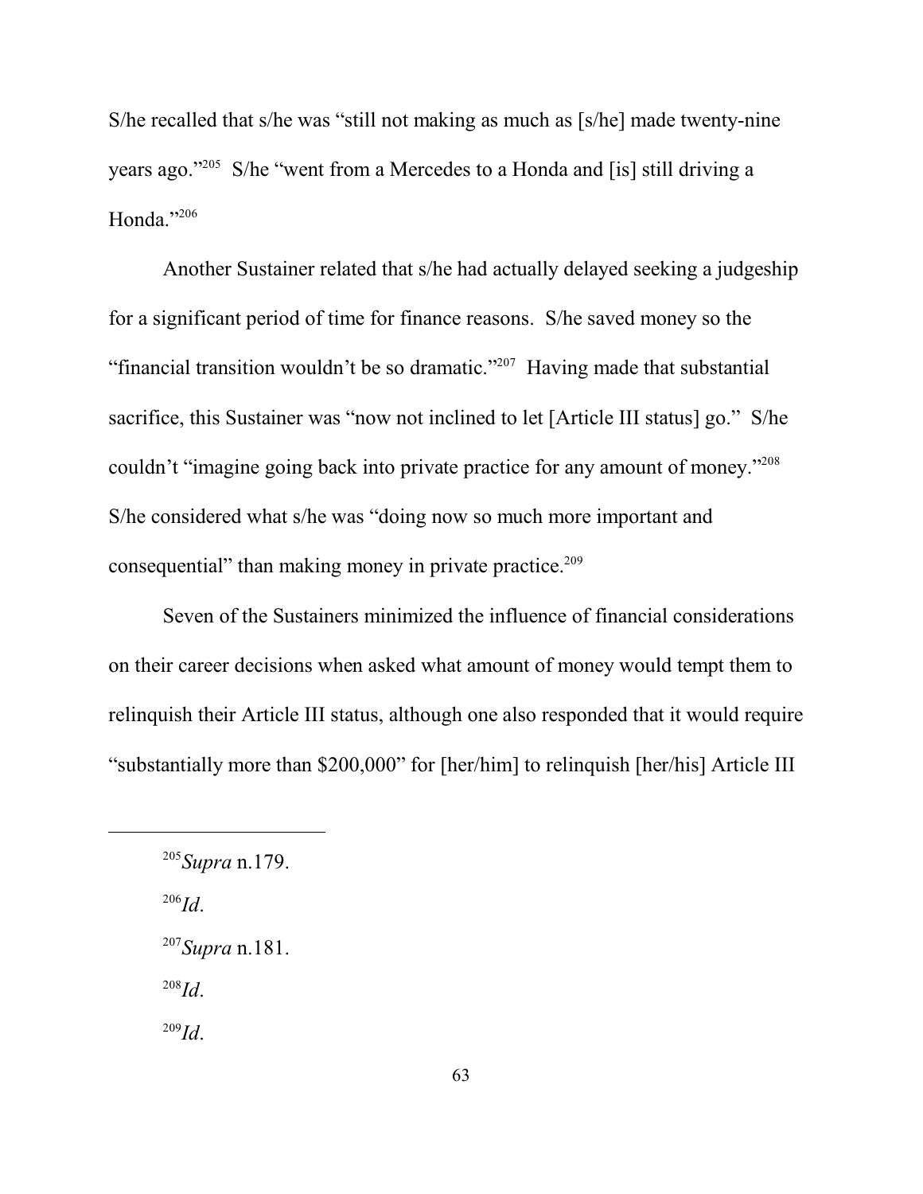S/he recalled that s/he was "still not making as much as [s/he] made twenty-nine years ago."[205] S/he "went from a Mercedes to a Honda and [is] still driving a Honda."[206]

Another Sustainer related that s/he had actually delayed seeking a judgeship for a significant period of time for finance reasons. S/he saved money so the "financial transition wouldn't be so dramatic."[207] Having made that substantial sacrifice, this Sustainer was "now not inclined to let [Article III status] go." S/he couldn't "imagine going back into private practice for any amount of money."[208] S/he considered what s/he was "doing now so much more important and consequential" than making money in private practice.[209]

Seven of the Sustainers minimized the influence of financial considerations on their career decisions when asked what amount of money would tempt them to relinquish their Article III status, although one also responded that it would require "substantially more than $200,000" for [her/him] to relinquish [her/his] Article III

---

[205] *Supra* n.179.

[206] *Id*.

[207] *Supra* n.181.

[208] *Id*.

[209] *Id*.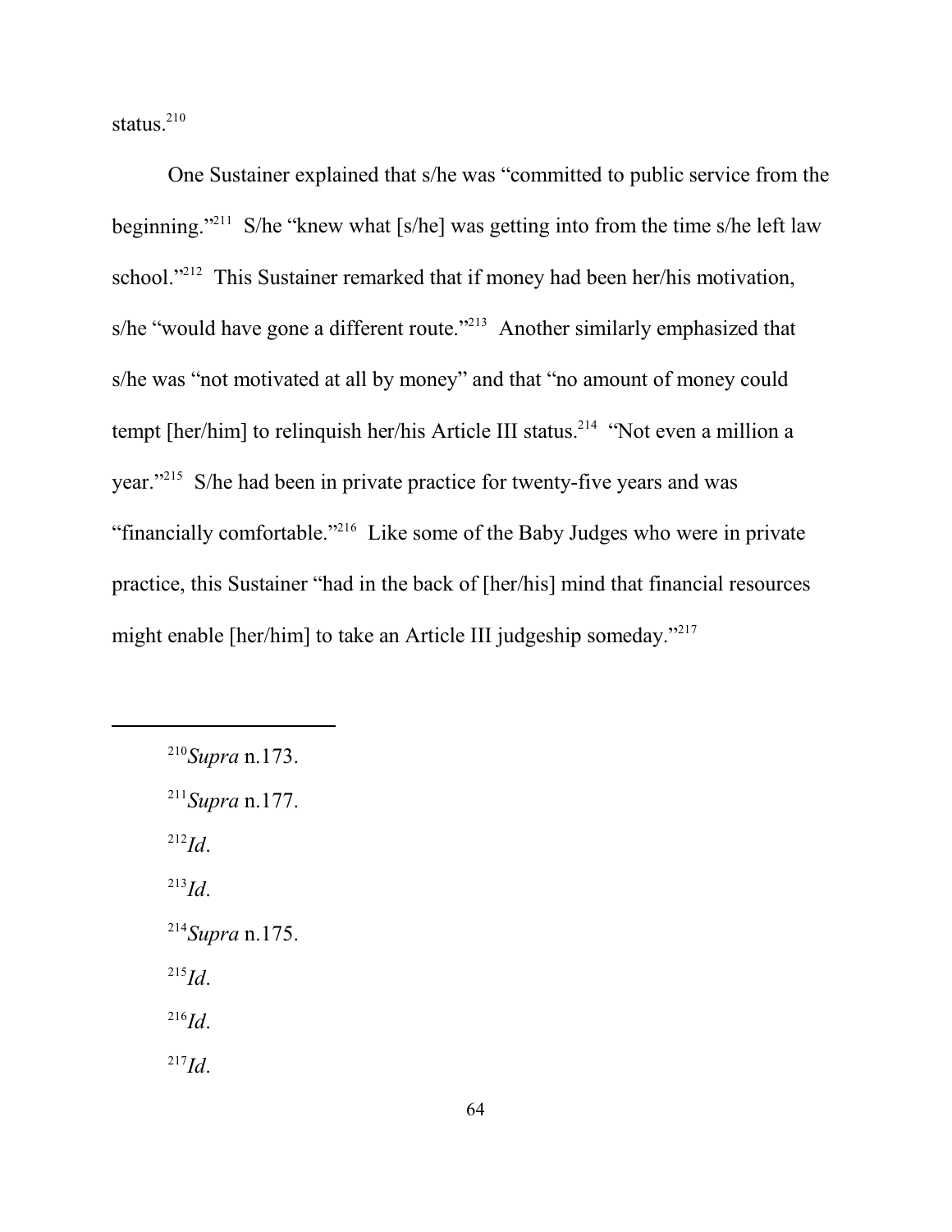status.[210]

One Sustainer explained that s/he was "committed to public service from the beginning."[211] S/he "knew what [s/he] was getting into from the time s/he left law school."[212] This Sustainer remarked that if money had been her/his motivation, s/he "would have gone a different route."[213] Another similarly emphasized that s/he was "not motivated at all by money" and that "no amount of money could tempt [her/him] to relinquish her/his Article III status.[214] "Not even a million a year."[215] S/he had been in private practice for twenty-five years and was "financially comfortable."[216] Like some of the Baby Judges who were in private practice, this Sustainer "had in the back of [her/his] mind that financial resources might enable [her/him] to take an Article III judgeship someday."[217]

---

[210] *Supra* n.173.

[211] *Supra* n.177.

[212] *Id*.

[213] *Id*.

[214] *Supra* n.175.

[215] *Id*.

[216] *Id*.

[217] *Id*.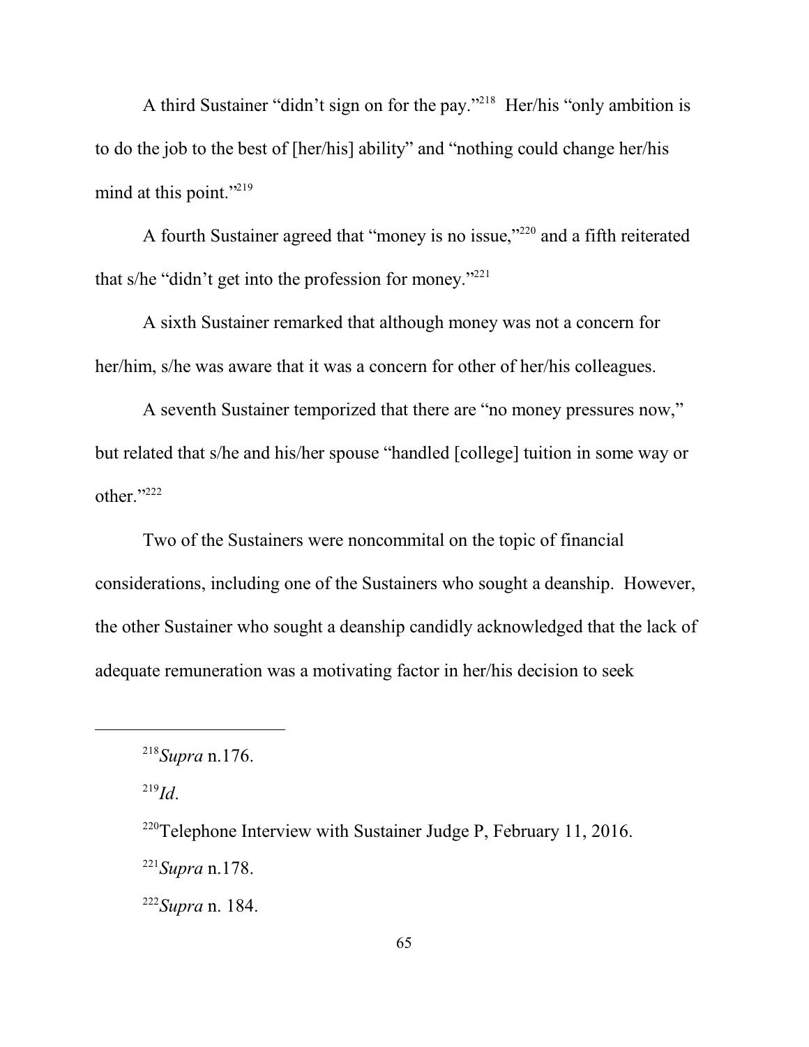A third Sustainer "didn't sign on for the pay."[218] Her/his "only ambition is to do the job to the best of [her/his] ability" and "nothing could change her/his mind at this point."[219]

A fourth Sustainer agreed that "money is no issue,"[220] and a fifth reiterated that s/he "didn't get into the profession for money."[221]

A sixth Sustainer remarked that although money was not a concern for her/him, s/he was aware that it was a concern for other of her/his colleagues.

A seventh Sustainer temporized that there are "no money pressures now," but related that s/he and his/her spouse "handled [college] tuition in some way or other."[222]

Two of the Sustainers were noncommital on the topic of financial considerations, including one of the Sustainers who sought a deanship. However, the other Sustainer who sought a deanship candidly acknowledged that the lack of adequate remuneration was a motivating factor in her/his decision to seek

---

[218] *Supra* n.176.

[219] *Id*.

[220] Telephone Interview with Sustainer Judge P, February 11, 2016.

[221] *Supra* n.178.

[222] *Supra* n. 184.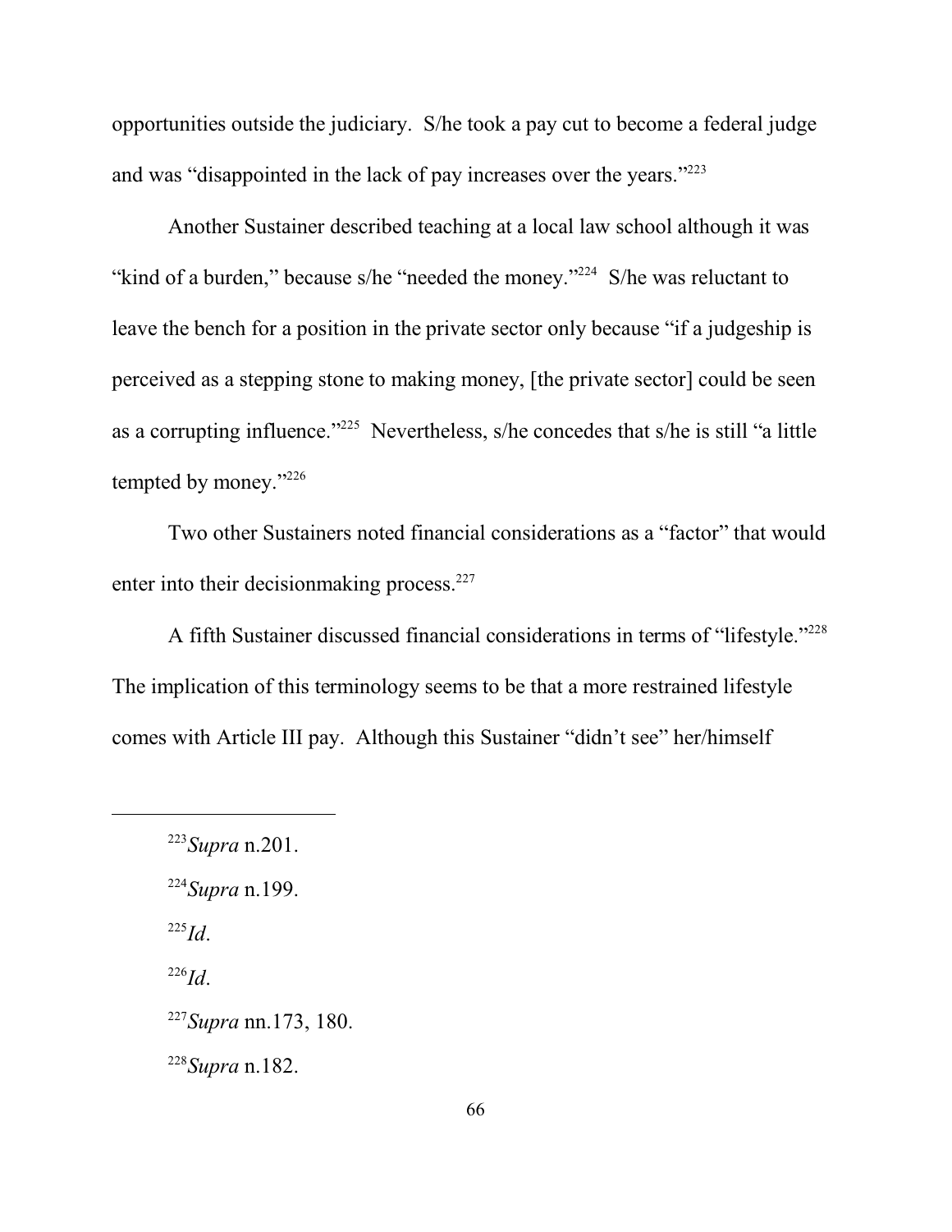opportunities outside the judiciary. S/he took a pay cut to become a federal judge and was "disappointed in the lack of pay increases over the years."[223]

Another Sustainer described teaching at a local law school although it was "kind of a burden," because s/he "needed the money."[224] S/he was reluctant to leave the bench for a position in the private sector only because "if a judgeship is perceived as a stepping stone to making money, [the private sector] could be seen as a corrupting influence."[225] Nevertheless, s/he concedes that s/he is still "a little tempted by money."[226]

Two other Sustainers noted financial considerations as a "factor" that would enter into their decisionmaking process.[227]

A fifth Sustainer discussed financial considerations in terms of "lifestyle."[228] The implication of this terminology seems to be that a more restrained lifestyle comes with Article III pay. Although this Sustainer "didn't see" her/himself

---

[223] *Supra* n.201.

[224] *Supra* n.199.

[225] *Id*.

[226] *Id*.

[227] *Supra* nn.173, 180.

[228] *Supra* n.182.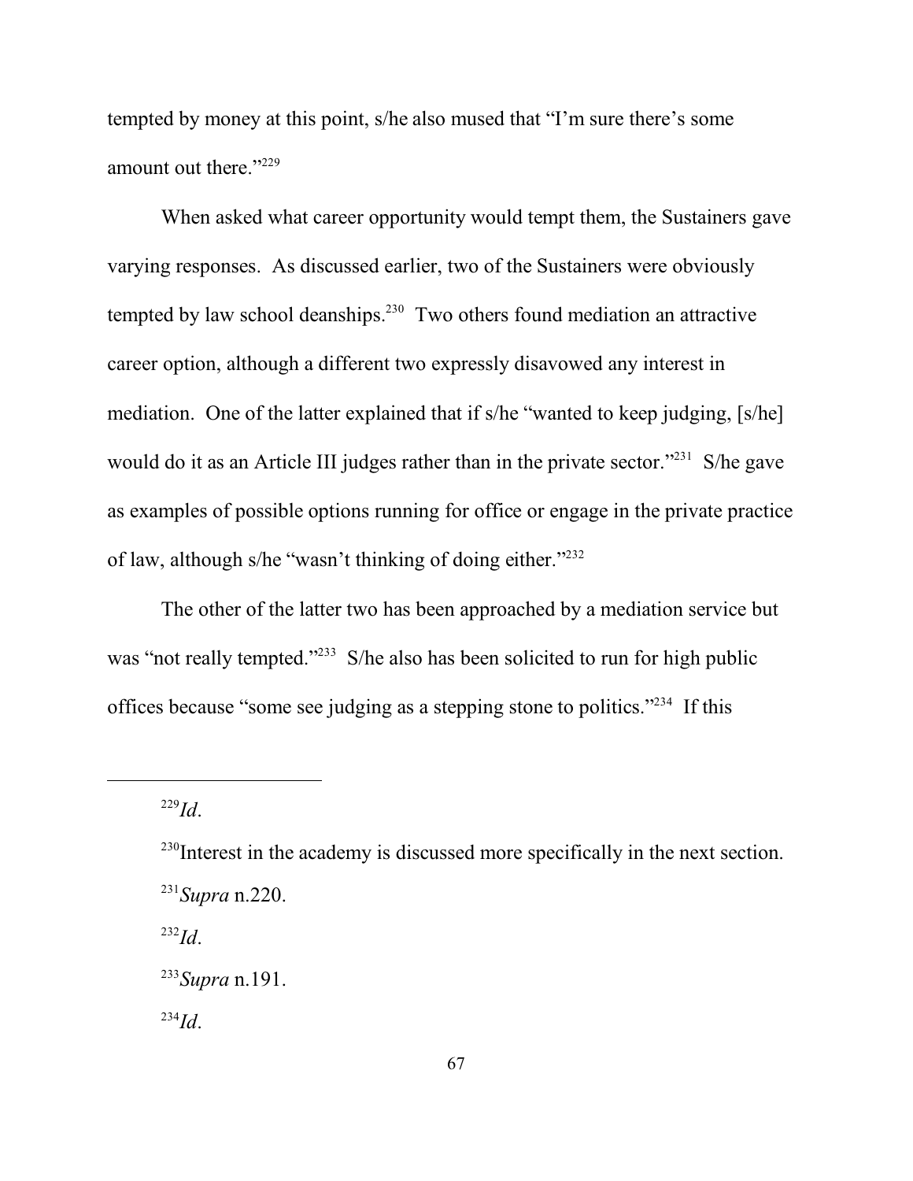tempted by money at this point, s/he also mused that "I'm sure there's some amount out there."[229]

When asked what career opportunity would tempt them, the Sustainers gave varying responses. As discussed earlier, two of the Sustainers were obviously tempted by law school deanships.[230] Two others found mediation an attractive career option, although a different two expressly disavowed any interest in mediation. One of the latter explained that if s/he "wanted to keep judging, [s/he] would do it as an Article III judges rather than in the private sector."[231] S/he gave as examples of possible options running for office or engage in the private practice of law, although s/he "wasn't thinking of doing either."[232]

The other of the latter two has been approached by a mediation service but was "not really tempted."[233] S/he also has been solicited to run for high public offices because "some see judging as a stepping stone to politics."[234] If this

---

[229] *Id*.

[230] Interest in the academy is discussed more specifically in the next section.

[231] *Supra* n.220.

[232] *Id*.

[233] *Supra* n.191.

[234] *Id*.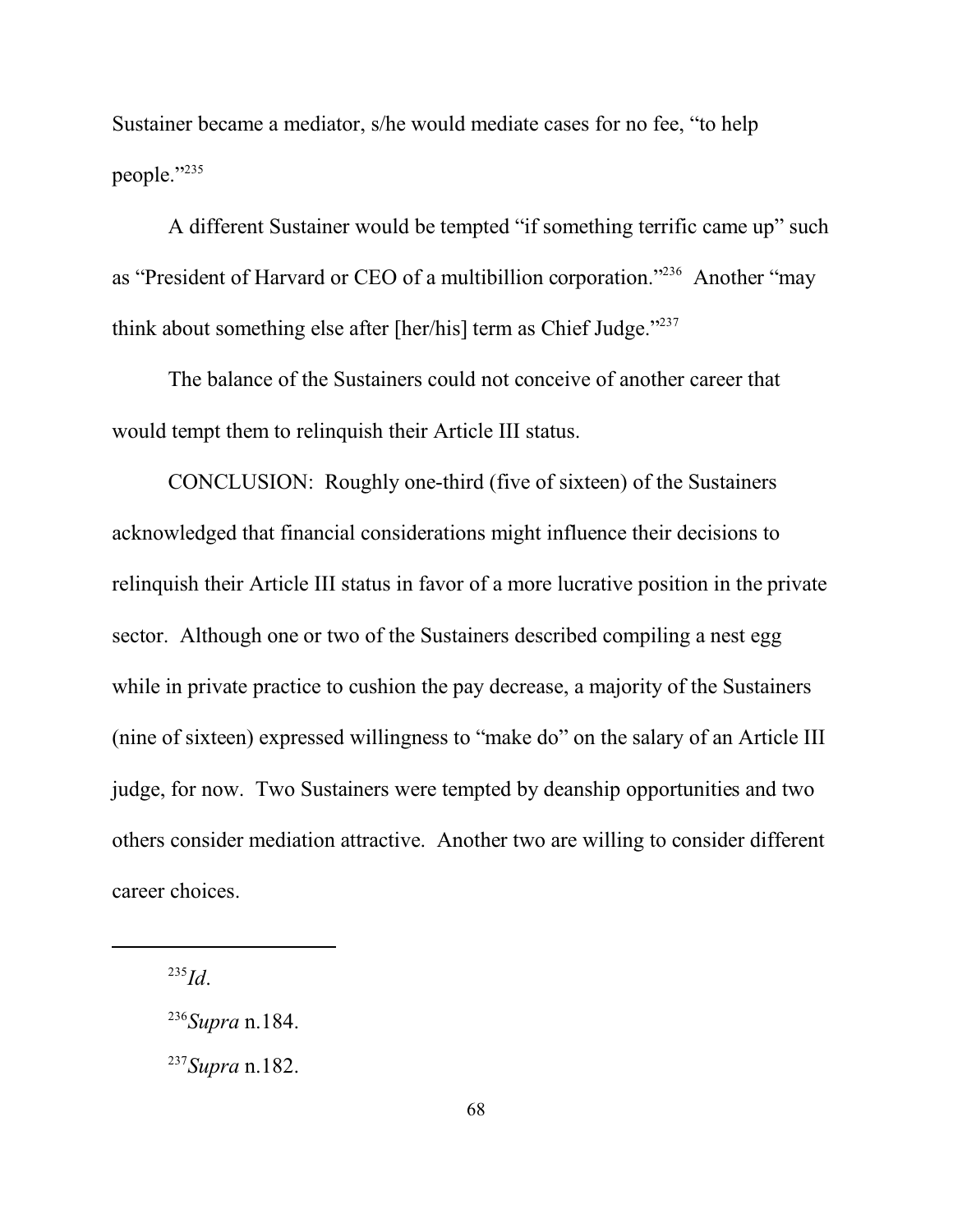Sustainer became a mediator, s/he would mediate cases for no fee, "to help people."[235]

A different Sustainer would be tempted "if something terrific came up" such as "President of Harvard or CEO of a multibillion corporation."[236] Another "may think about something else after [her/his] term as Chief Judge."[237]

The balance of the Sustainers could not conceive of another career that would tempt them to relinquish their Article III status.

CONCLUSION: Roughly one-third (five of sixteen) of the Sustainers acknowledged that financial considerations might influence their decisions to relinquish their Article III status in favor of a more lucrative position in the private sector. Although one or two of the Sustainers described compiling a nest egg while in private practice to cushion the pay decrease, a majority of the Sustainers (nine of sixteen) expressed willingness to "make do" on the salary of an Article III judge, for now. Two Sustainers were tempted by deanship opportunities and two others consider mediation attractive. Another two are willing to consider different career choices.

---

[235] *Id*.

[236] *Supra* n.184.

[237] *Supra* n.182.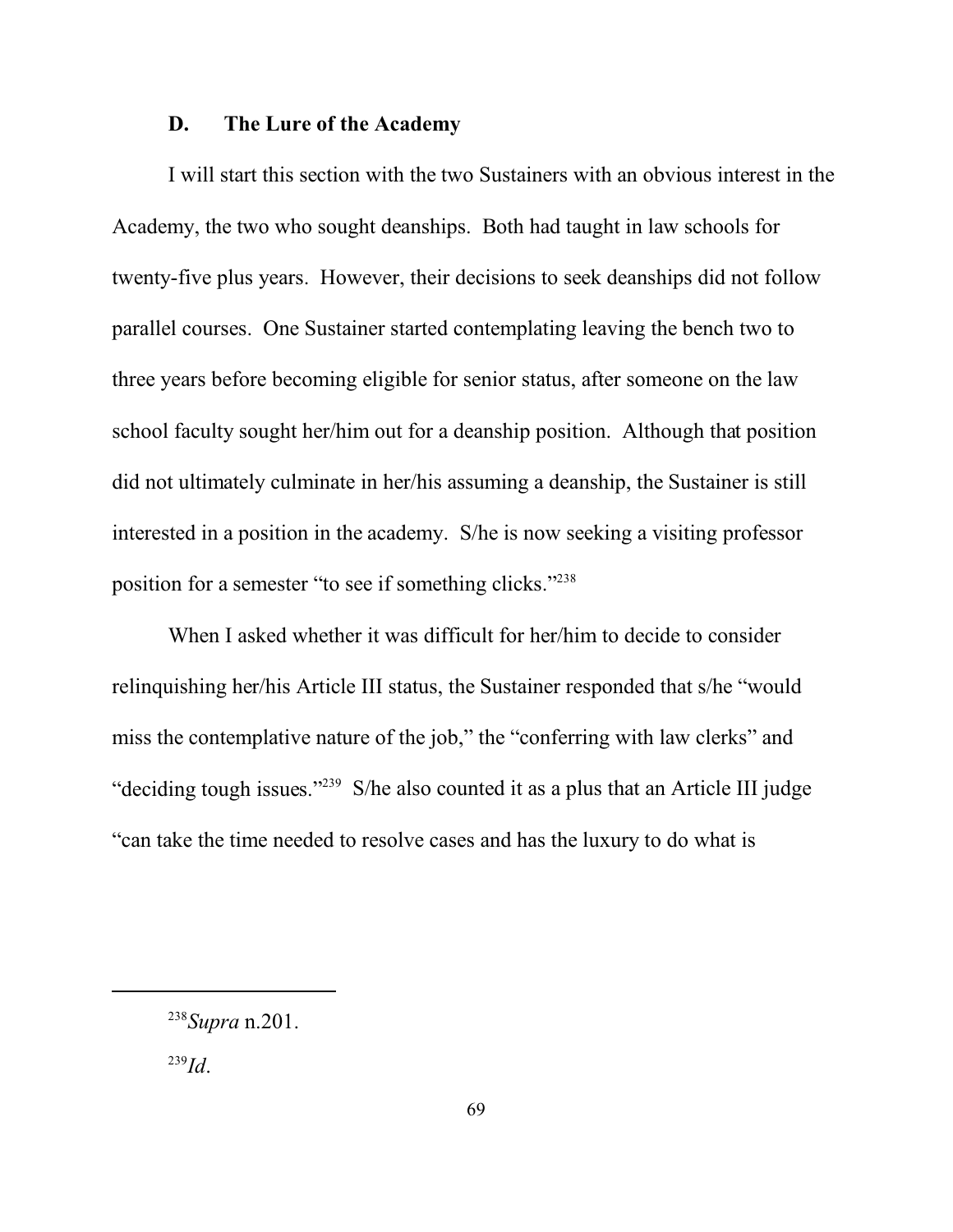### D. The Lure of the Academy

I will start this section with the two Sustainers with an obvious interest in the Academy, the two who sought deanships. Both had taught in law schools for twenty-five plus years. However, their decisions to seek deanships did not follow parallel courses. One Sustainer started contemplating leaving the bench two to three years before becoming eligible for senior status, after someone on the law school faculty sought her/him out for a deanship position. Although that position did not ultimately culminate in her/his assuming a deanship, the Sustainer is still interested in a position in the academy. S/he is now seeking a visiting professor position for a semester "to see if something clicks."[238]

When I asked whether it was difficult for her/him to decide to consider relinquishing her/his Article III status, the Sustainer responded that s/he "would miss the contemplative nature of the job," the "conferring with law clerks" and "deciding tough issues."[239] S/he also counted it as a plus that an Article III judge "can take the time needed to resolve cases and has the luxury to do what is

---

[238] *Supra* n.201.

[239] *Id*.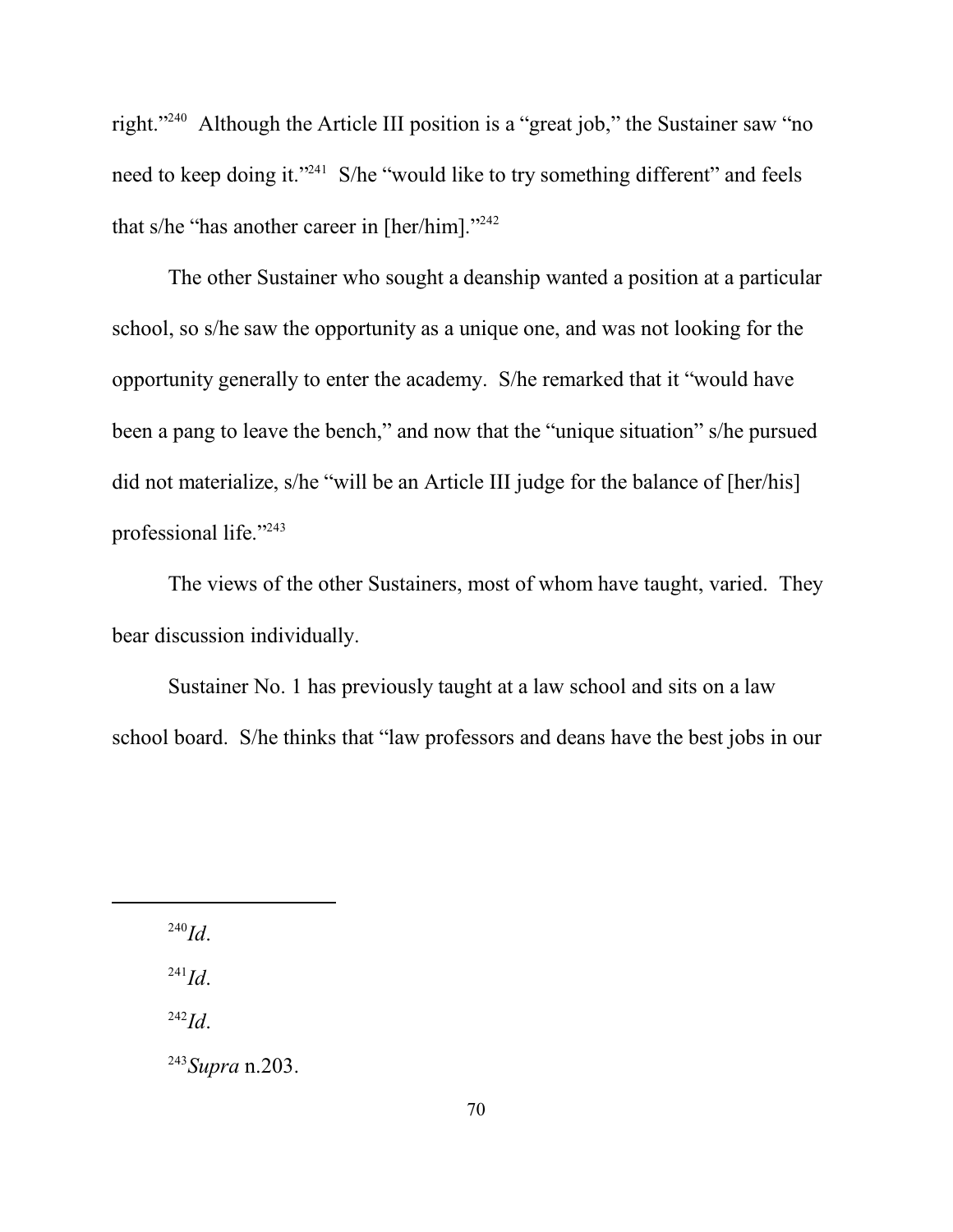right."[240] Although the Article III position is a "great job," the Sustainer saw "no need to keep doing it."[241] S/he "would like to try something different" and feels that s/he "has another career in [her/him]."[242]

The other Sustainer who sought a deanship wanted a position at a particular school, so s/he saw the opportunity as a unique one, and was not looking for the opportunity generally to enter the academy. S/he remarked that it "would have been a pang to leave the bench," and now that the "unique situation" s/he pursued did not materialize, s/he "will be an Article III judge for the balance of [her/his] professional life."[243]

The views of the other Sustainers, most of whom have taught, varied. They bear discussion individually.

Sustainer No. 1 has previously taught at a law school and sits on a law school board. S/he thinks that "law professors and deans have the best jobs in our

---

[240] *Id*.

[241] *Id*.

[242] *Id*.

[243] *Supra* n.203.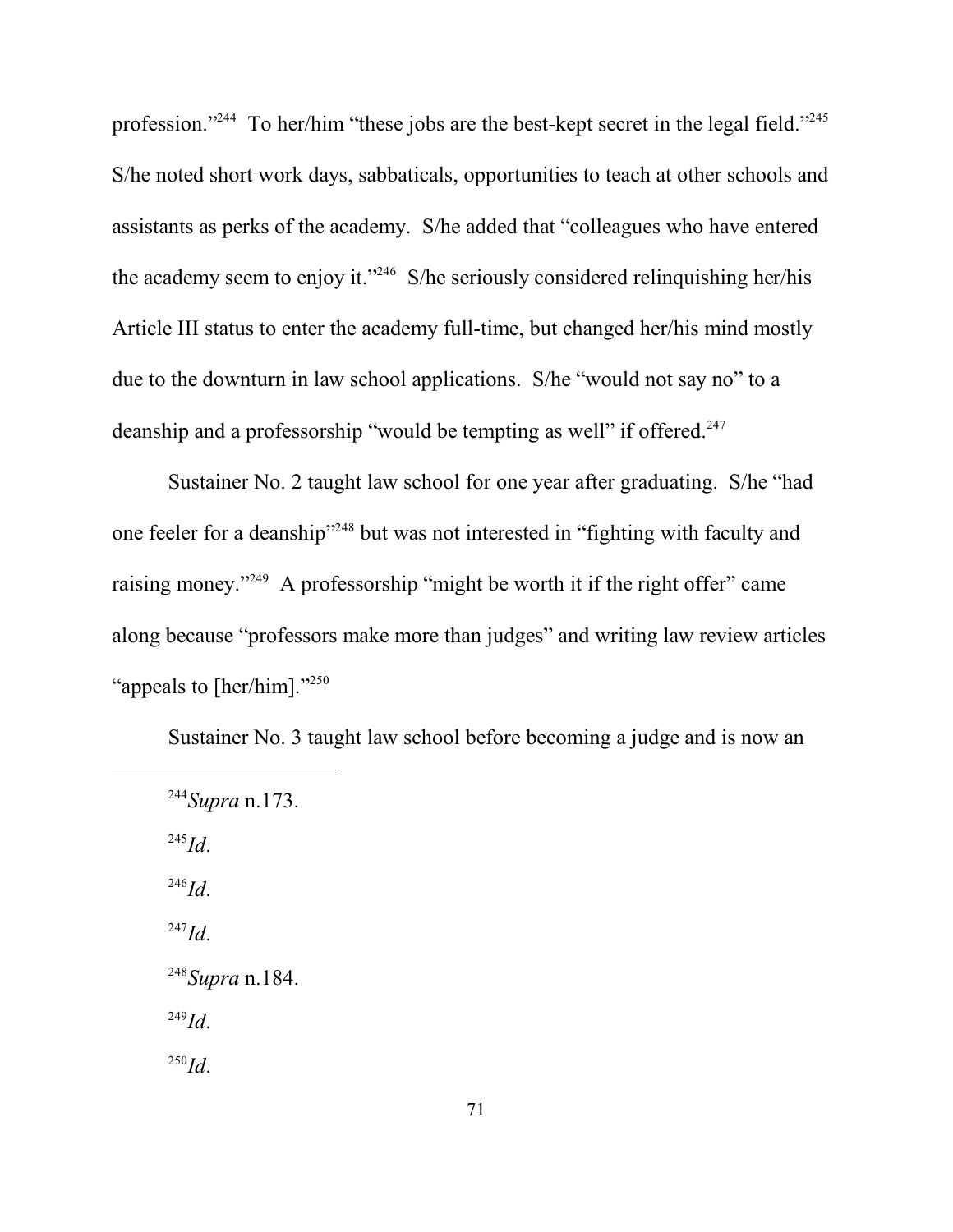profession."[244] To her/him "these jobs are the best-kept secret in the legal field."[245] S/he noted short work days, sabbaticals, opportunities to teach at other schools and assistants as perks of the academy. S/he added that "colleagues who have entered the academy seem to enjoy it."[246] S/he seriously considered relinquishing her/his Article III status to enter the academy full-time, but changed her/his mind mostly due to the downturn in law school applications. S/he "would not say no" to a deanship and a professorship "would be tempting as well" if offered.[247]

Sustainer No. 2 taught law school for one year after graduating. S/he "had one feeler for a deanship"[248] but was not interested in "fighting with faculty and raising money."[249] A professorship "might be worth it if the right offer" came along because "professors make more than judges" and writing law review articles "appeals to [her/him]."[250]

Sustainer No. 3 taught law school before becoming a judge and is now an

---

[244] *Supra* n.173.

[245] *Id*.

[246] *Id*.

[247] *Id*.

[248] *Supra* n.184.

[249] *Id*.

[250] *Id*.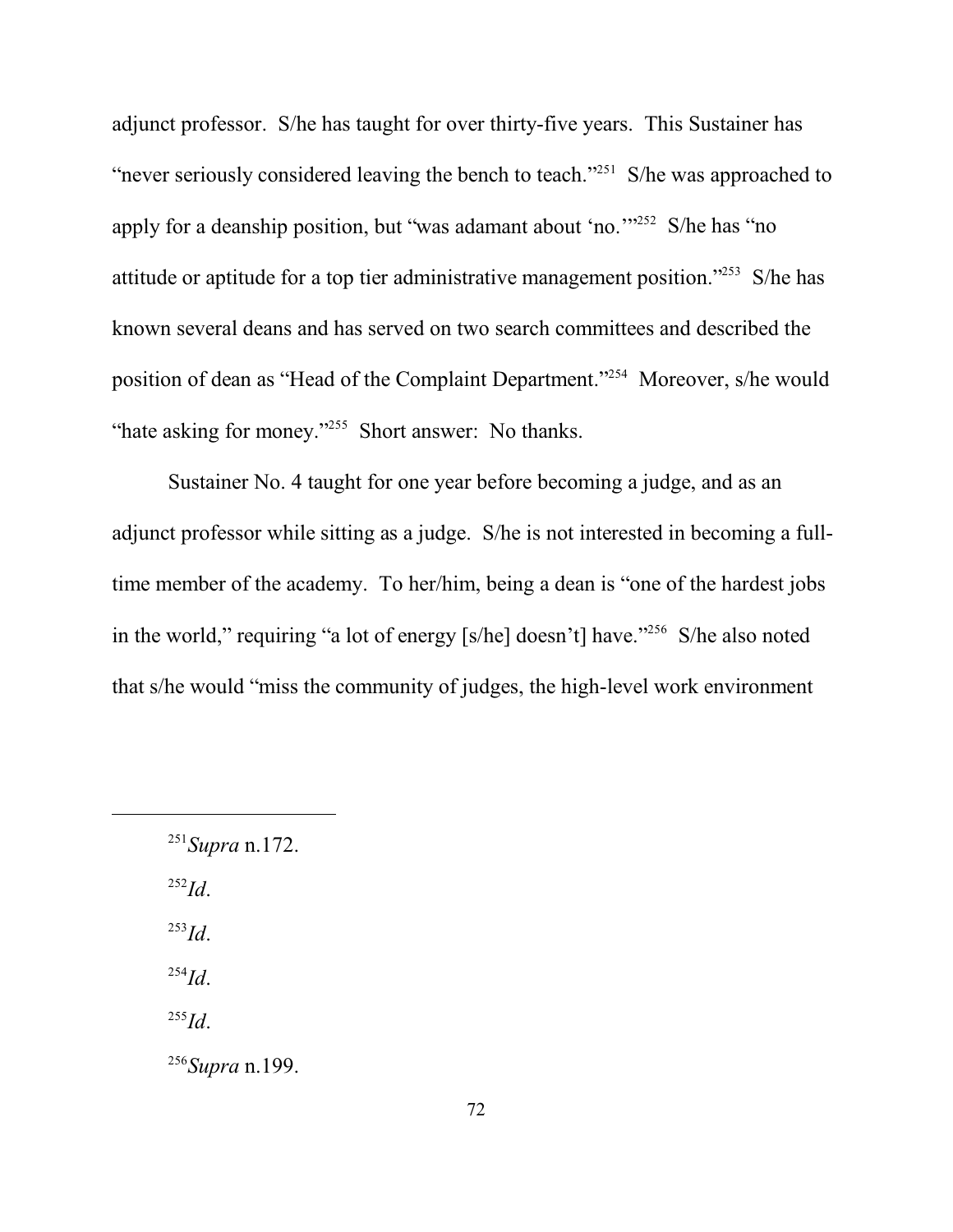adjunct professor. S/he has taught for over thirty-five years. This Sustainer has "never seriously considered leaving the bench to teach."[251] S/he was approached to apply for a deanship position, but "was adamant about 'no.'"[252] S/he has "no attitude or aptitude for a top tier administrative management position."[253] S/he has known several deans and has served on two search committees and described the position of dean as "Head of the Complaint Department."[254] Moreover, s/he would "hate asking for money."[255] Short answer: No thanks.

Sustainer No. 4 taught for one year before becoming a judge, and as an adjunct professor while sitting as a judge. S/he is not interested in becoming a full-time member of the academy. To her/him, being a dean is "one of the hardest jobs in the world," requiring "a lot of energy [s/he] doesn't] have."[256] S/he also noted that s/he would "miss the community of judges, the high-level work environment

---

[251] *Supra* n.172.

[252] *Id*.

[253] *Id*.

[254] *Id*.

[255] *Id*.

[256] *Supra* n.199.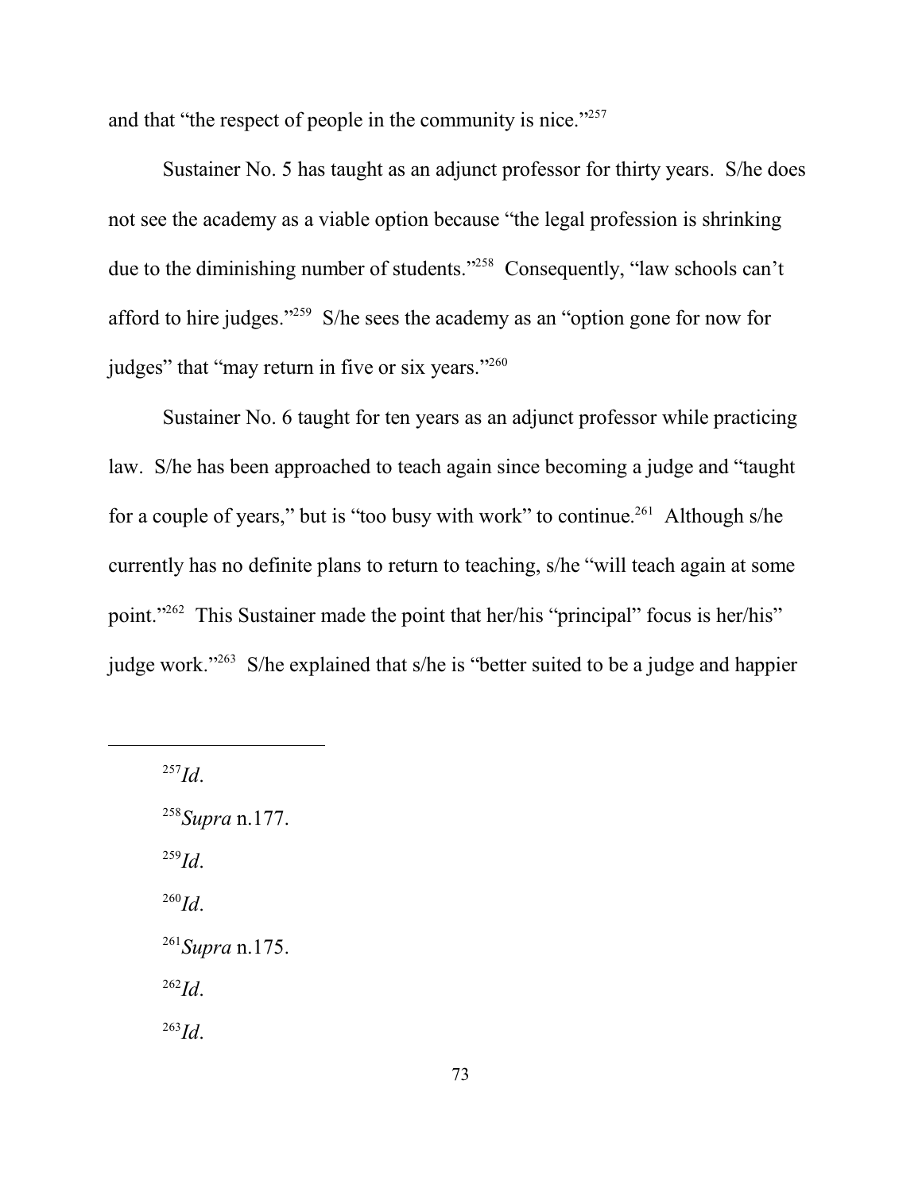and that "the respect of people in the community is nice."[257]

Sustainer No. 5 has taught as an adjunct professor for thirty years. S/he does not see the academy as a viable option because "the legal profession is shrinking due to the diminishing number of students."[258] Consequently, "law schools can't afford to hire judges."[259] S/he sees the academy as an "option gone for now for judges" that "may return in five or six years."[260]

Sustainer No. 6 taught for ten years as an adjunct professor while practicing law. S/he has been approached to teach again since becoming a judge and "taught for a couple of years," but is "too busy with work" to continue.[261] Although s/he currently has no definite plans to return to teaching, s/he "will teach again at some point."[262] This Sustainer made the point that her/his "principal" focus is her/his" judge work."[263] S/he explained that s/he is "better suited to be a judge and happier

---

[257] *Id*.

[258] *Supra* n.177.

[259] *Id*.

[260] *Id*.

[261] *Supra* n.175.

[262] *Id*.

[263] *Id*.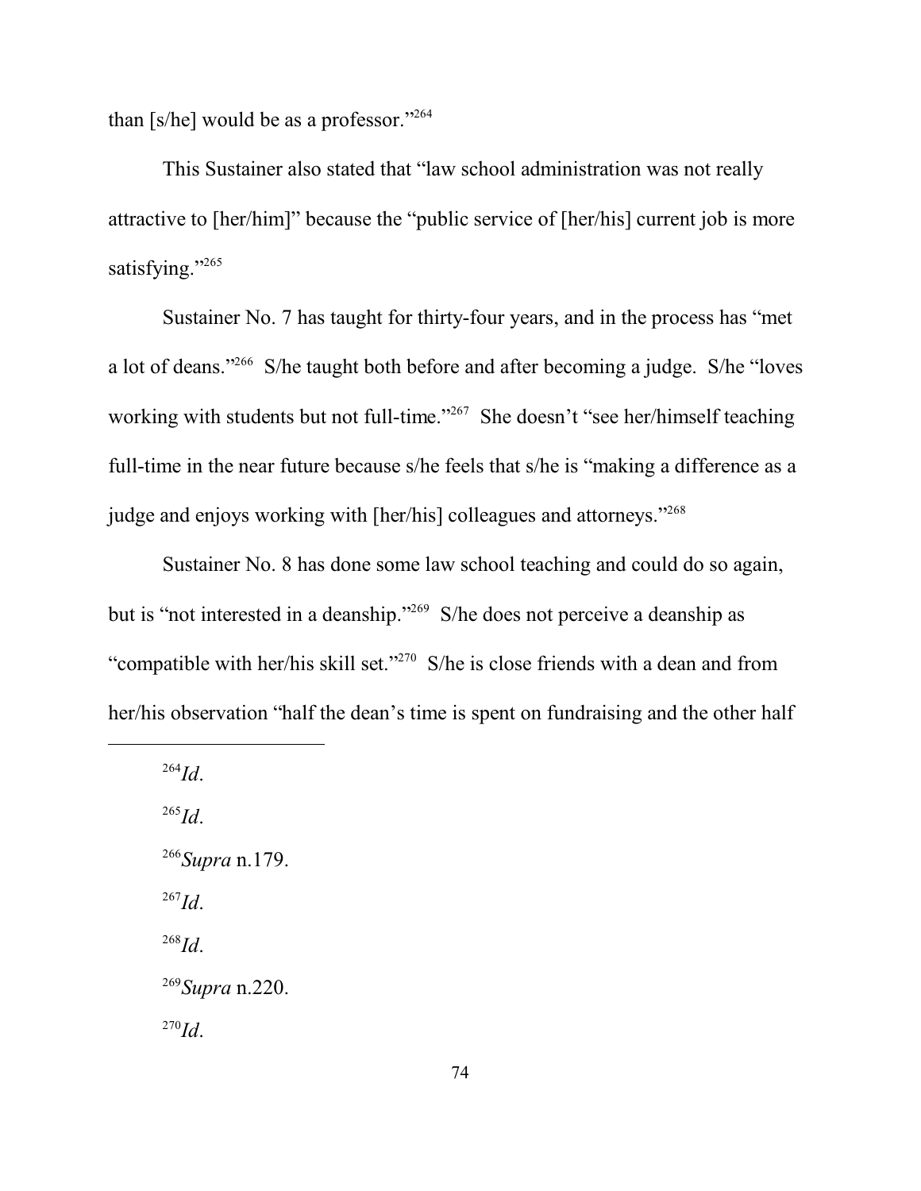than [s/he] would be as a professor."[264]

This Sustainer also stated that "law school administration was not really attractive to [her/him]" because the "public service of [her/his] current job is more satisfying."[265]

Sustainer No. 7 has taught for thirty-four years, and in the process has "met a lot of deans."[266] S/he taught both before and after becoming a judge. S/he "loves working with students but not full-time."[267] She doesn't "see her/himself teaching full-time in the near future because s/he feels that s/he is "making a difference as a judge and enjoys working with [her/his] colleagues and attorneys."[268]

Sustainer No. 8 has done some law school teaching and could do so again, but is "not interested in a deanship."[269] S/he does not perceive a deanship as "compatible with her/his skill set."[270] S/he is close friends with a dean and from her/his observation "half the dean's time is spent on fundraising and the other half

---

[264] *Id*.

[265] *Id*.

[266] *Supra* n.179.

[267] *Id*.

[268] *Id*.

[269] *Supra* n.220.

[270] *Id*.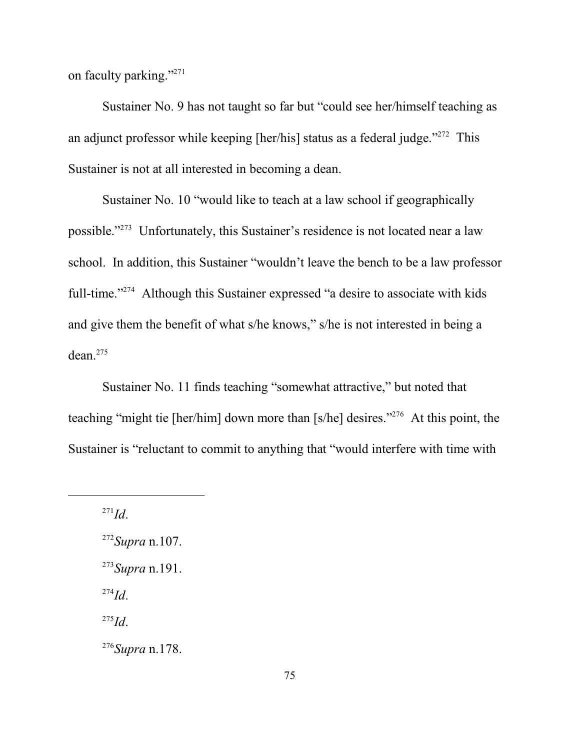on faculty parking."[271]

Sustainer No. 9 has not taught so far but "could see her/himself teaching as an adjunct professor while keeping [her/his] status as a federal judge."[272] This Sustainer is not at all interested in becoming a dean.

Sustainer No. 10 "would like to teach at a law school if geographically possible."[273] Unfortunately, this Sustainer's residence is not located near a law school. In addition, this Sustainer "wouldn't leave the bench to be a law professor full-time."[274] Although this Sustainer expressed "a desire to associate with kids and give them the benefit of what s/he knows," s/he is not interested in being a dean.[275]

Sustainer No. 11 finds teaching "somewhat attractive," but noted that teaching "might tie [her/him] down more than [s/he] desires."[276] At this point, the Sustainer is "reluctant to commit to anything that "would interfere with time with

---

[271] *Id*.

[272] *Supra* n.107.

[273] *Supra* n.191.

[274] *Id*.

[275] *Id*.

[276] *Supra* n.178.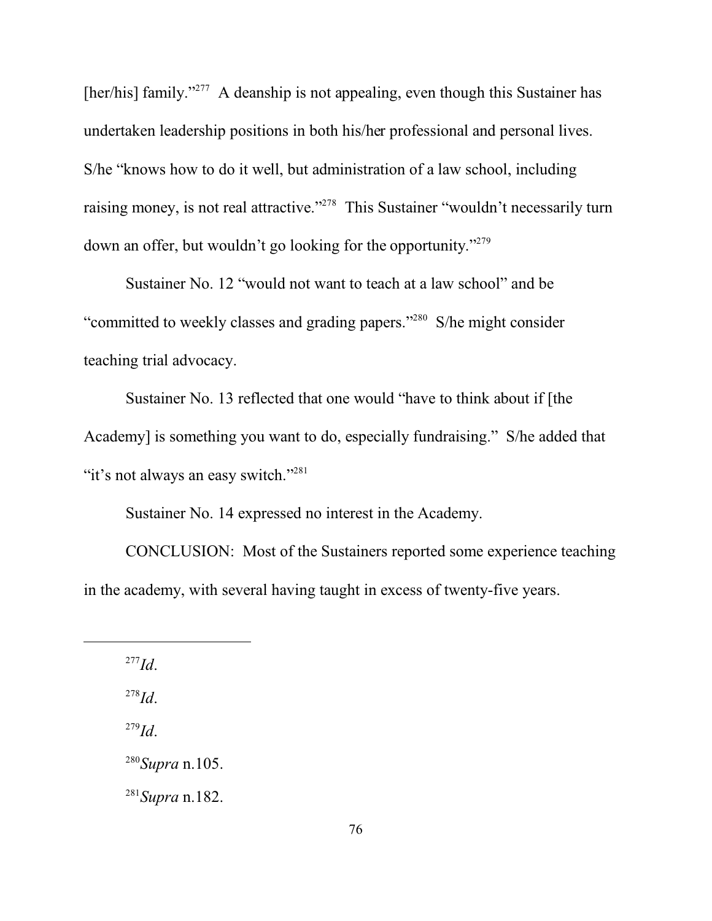[her/his] family."[277] A deanship is not appealing, even though this Sustainer has undertaken leadership positions in both his/her professional and personal lives. S/he "knows how to do it well, but administration of a law school, including raising money, is not real attractive."[278] This Sustainer "wouldn't necessarily turn down an offer, but wouldn't go looking for the opportunity."[279]

Sustainer No. 12 "would not want to teach at a law school" and be "committed to weekly classes and grading papers."[280] S/he might consider teaching trial advocacy.

Sustainer No. 13 reflected that one would "have to think about if [the Academy] is something you want to do, especially fundraising." S/he added that "it's not always an easy switch."[281]

Sustainer No. 14 expressed no interest in the Academy.

CONCLUSION: Most of the Sustainers reported some experience teaching in the academy, with several having taught in excess of twenty-five years.

---

[277] *Id*.

[278] *Id*.

[279] *Id*.

[280] *Supra* n.105.

[281] *Supra* n.182.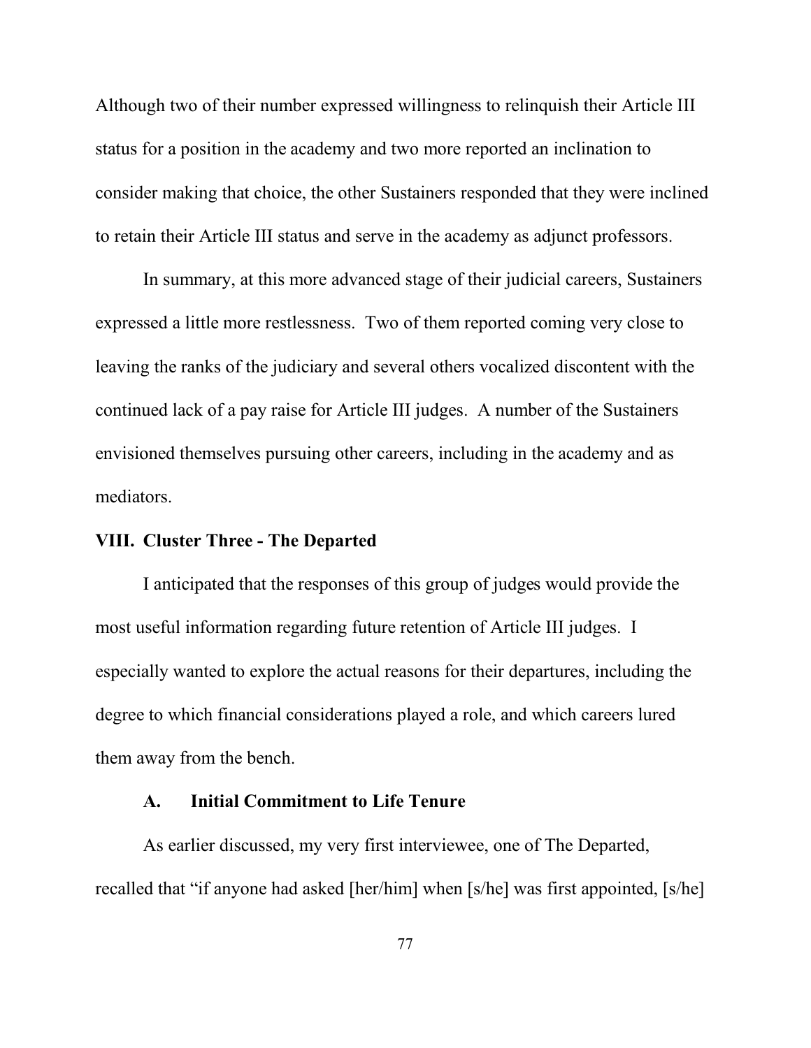Although two of their number expressed willingness to relinquish their Article III status for a position in the academy and two more reported an inclination to consider making that choice, the other Sustainers responded that they were inclined to retain their Article III status and serve in the academy as adjunct professors.

In summary, at this more advanced stage of their judicial careers, Sustainers expressed a little more restlessness. Two of them reported coming very close to leaving the ranks of the judiciary and several others vocalized discontent with the continued lack of a pay raise for Article III judges. A number of the Sustainers envisioned themselves pursuing other careers, including in the academy and as mediators.

## VIII. Cluster Three - The Departed

I anticipated that the responses of this group of judges would provide the most useful information regarding future retention of Article III judges. I especially wanted to explore the actual reasons for their departures, including the degree to which financial considerations played a role, and which careers lured them away from the bench.

### A. Initial Commitment to Life Tenure

As earlier discussed, my very first interviewee, one of The Departed, recalled that "if anyone had asked [her/him] when [s/he] was first appointed, [s/he]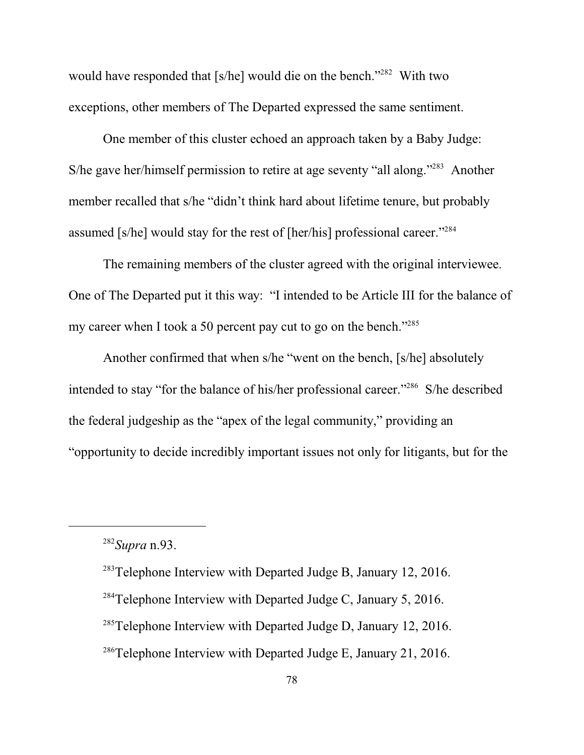would have responded that [s/he] would die on the bench."[282] With two exceptions, other members of The Departed expressed the same sentiment.

One member of this cluster echoed an approach taken by a Baby Judge: S/he gave her/himself permission to retire at age seventy "all along."[283] Another member recalled that s/he "didn't think hard about lifetime tenure, but probably assumed [s/he] would stay for the rest of [her/his] professional career."[284]

The remaining members of the cluster agreed with the original interviewee. One of The Departed put it this way: "I intended to be Article III for the balance of my career when I took a 50 percent pay cut to go on the bench."[285]

Another confirmed that when s/he "went on the bench, [s/he] absolutely intended to stay "for the balance of his/her professional career."[286] S/he described the federal judgeship as the "apex of the legal community," providing an "opportunity to decide incredibly important issues not only for litigants, but for the

---

[282] *Supra* n.93.

[283] Telephone Interview with Departed Judge B, January 12, 2016.

[284] Telephone Interview with Departed Judge C, January 5, 2016.

[285] Telephone Interview with Departed Judge D, January 12, 2016.

[286] Telephone Interview with Departed Judge E, January 21, 2016.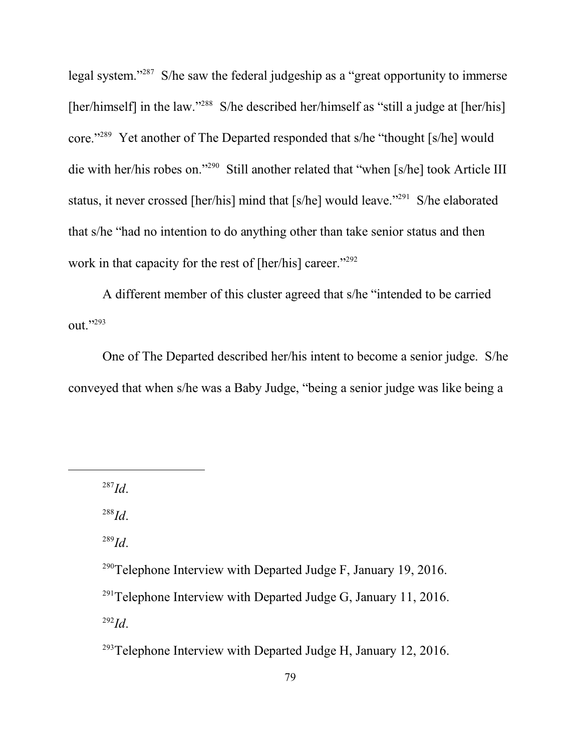legal system."[287] S/he saw the federal judgeship as a "great opportunity to immerse [her/himself] in the law."[288] S/he described her/himself as "still a judge at [her/his] core."[289] Yet another of The Departed responded that s/he "thought [s/he] would die with her/his robes on."[290] Still another related that "when [s/he] took Article III status, it never crossed [her/his] mind that [s/he] would leave."[291] S/he elaborated that s/he "had no intention to do anything other than take senior status and then work in that capacity for the rest of [her/his] career."[292]

A different member of this cluster agreed that s/he "intended to be carried out."[293]

One of The Departed described her/his intent to become a senior judge. S/he conveyed that when s/he was a Baby Judge, "being a senior judge was like being a

---

[287] *Id*.

[288] *Id*.

[289] *Id*.

[290] Telephone Interview with Departed Judge F, January 19, 2016.

[291] Telephone Interview with Departed Judge G, January 11, 2016.

[292] *Id*.

[293] Telephone Interview with Departed Judge H, January 12, 2016.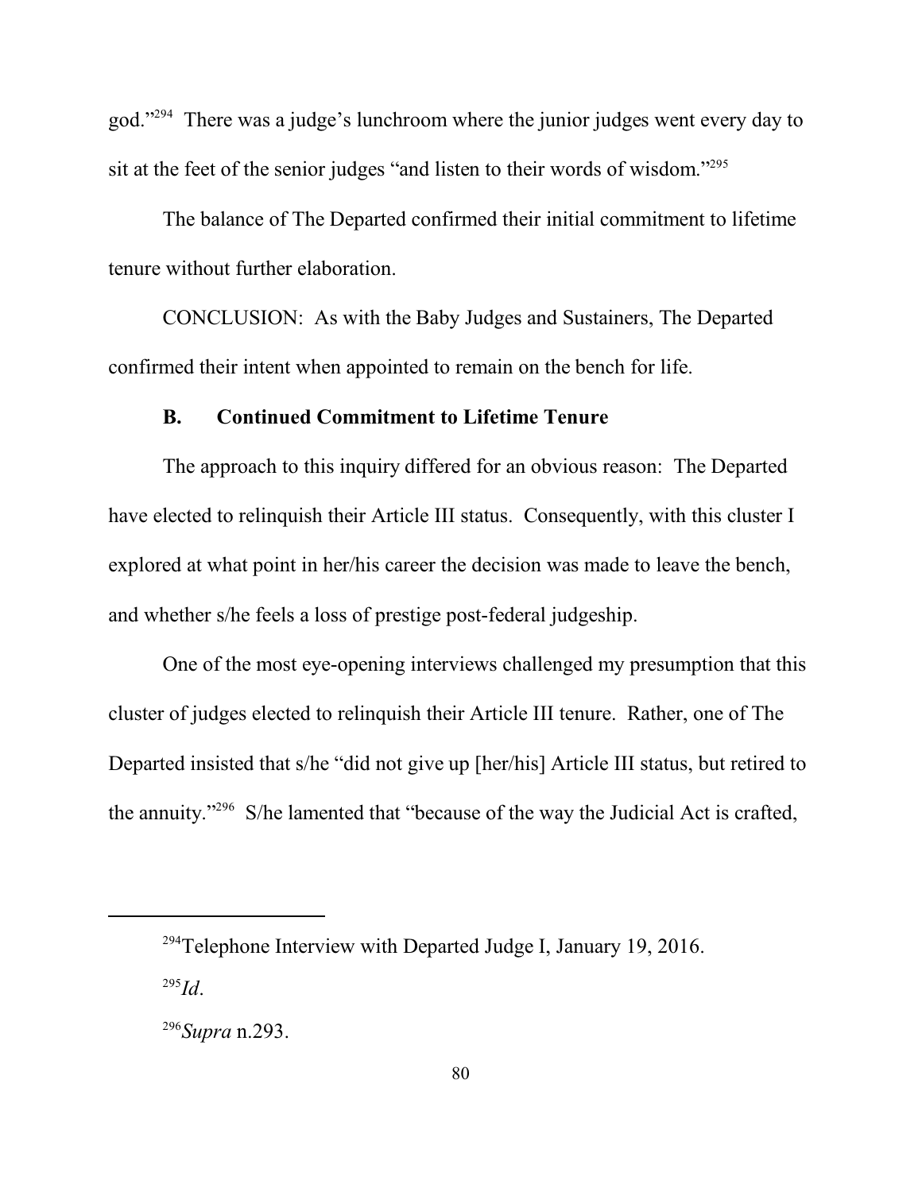god."[294] There was a judge's lunchroom where the junior judges went every day to sit at the feet of the senior judges "and listen to their words of wisdom."[295]

The balance of The Departed confirmed their initial commitment to lifetime tenure without further elaboration.

CONCLUSION: As with the Baby Judges and Sustainers, The Departed confirmed their intent when appointed to remain on the bench for life.

### B. Continued Commitment to Lifetime Tenure

The approach to this inquiry differed for an obvious reason: The Departed have elected to relinquish their Article III status. Consequently, with this cluster I explored at what point in her/his career the decision was made to leave the bench, and whether s/he feels a loss of prestige post-federal judgeship.

One of the most eye-opening interviews challenged my presumption that this cluster of judges elected to relinquish their Article III tenure. Rather, one of The Departed insisted that s/he "did not give up [her/his] Article III status, but retired to the annuity."[296] S/he lamented that "because of the way the Judicial Act is crafted,

---

[294] Telephone Interview with Departed Judge I, January 19, 2016.

[295] *Id*.

[296] *Supra* n.293.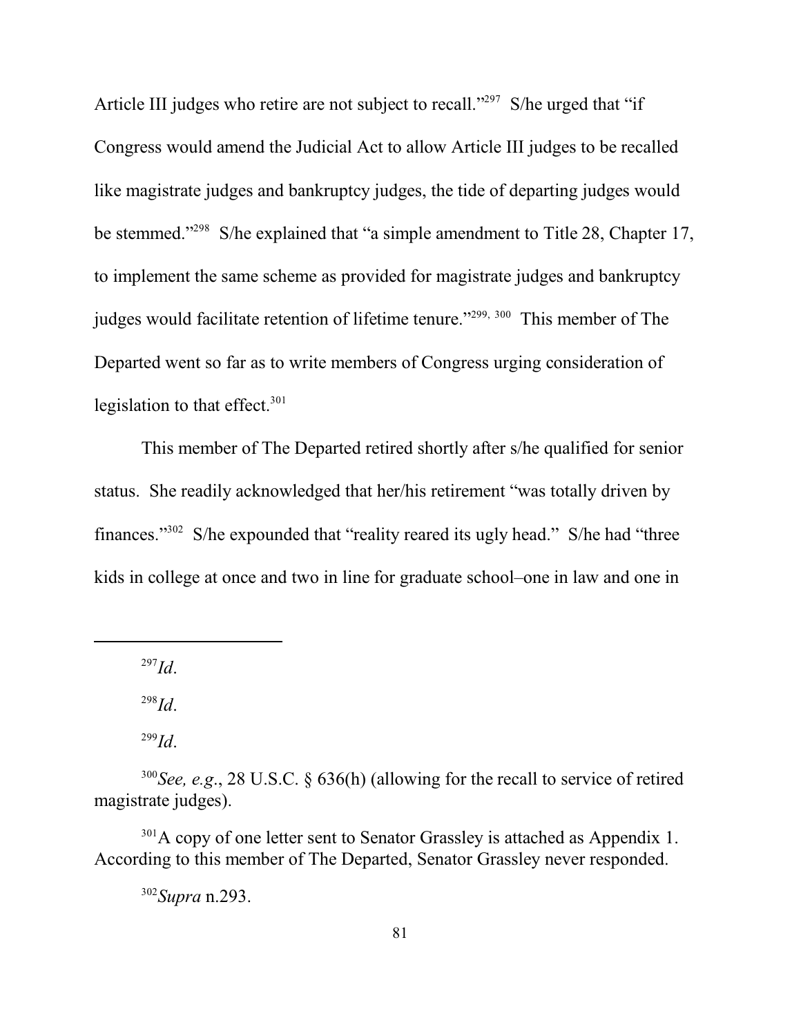Article III judges who retire are not subject to recall."[297] S/he urged that "if Congress would amend the Judicial Act to allow Article III judges to be recalled like magistrate judges and bankruptcy judges, the tide of departing judges would be stemmed."[298] S/he explained that "a simple amendment to Title 28, Chapter 17, to implement the same scheme as provided for magistrate judges and bankruptcy judges would facilitate retention of lifetime tenure."[299, 300] This member of The Departed went so far as to write members of Congress urging consideration of legislation to that effect.[301]

This member of The Departed retired shortly after s/he qualified for senior status. She readily acknowledged that her/his retirement "was totally driven by finances."[302] S/he expounded that "reality reared its ugly head." S/he had "three kids in college at once and two in line for graduate school–one in law and one in

---

[297] *Id*.

[298] *Id*.

[299] *Id*.

[300] *See, e.g.*, 28 U.S.C. § 636(h) (allowing for the recall to service of retired magistrate judges).

[301] A copy of one letter sent to Senator Grassley is attached as Appendix 1. According to this member of The Departed, Senator Grassley never responded.

[302] *Supra* n.293.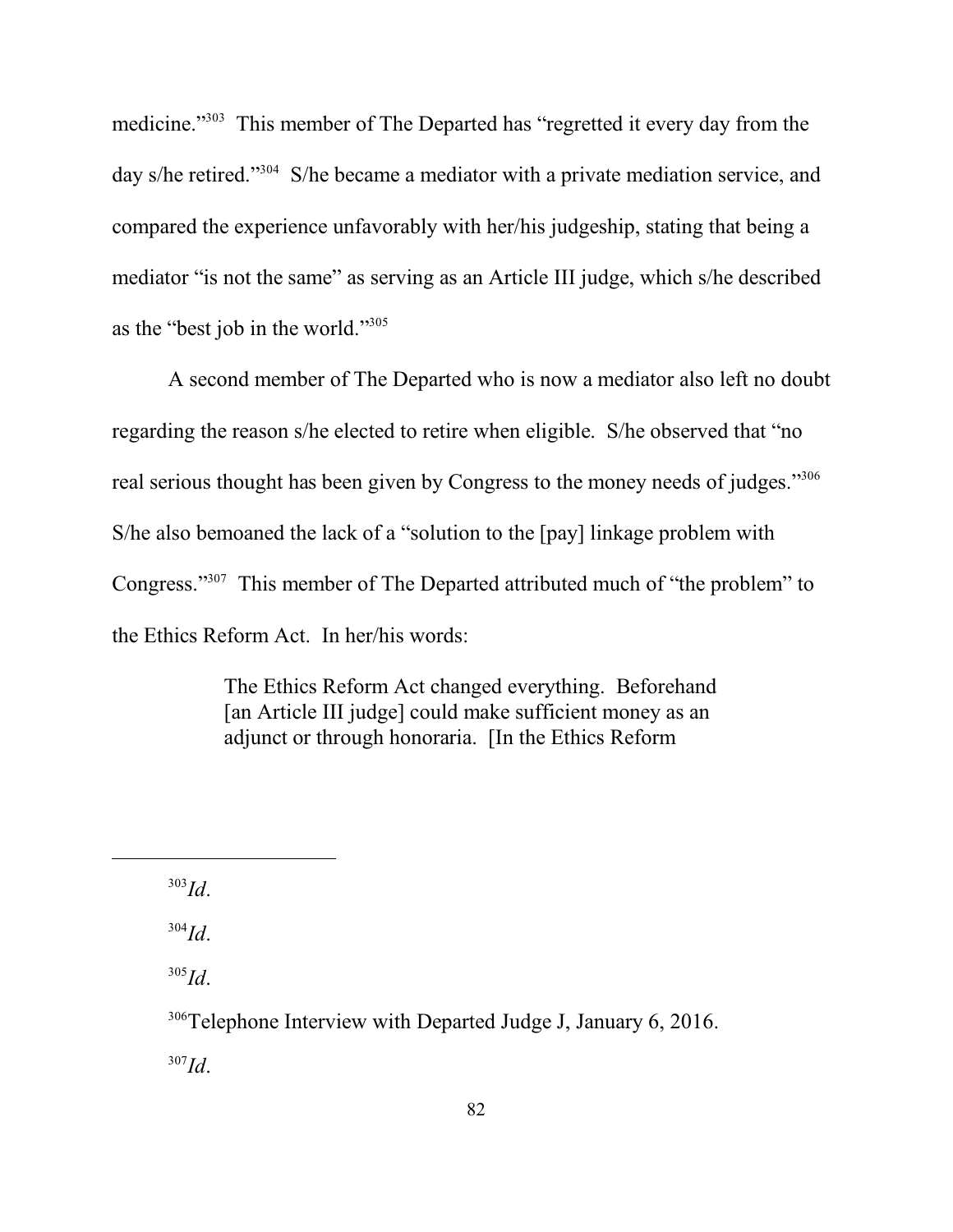medicine."[303] This member of The Departed has "regretted it every day from the day s/he retired."[304] S/he became a mediator with a private mediation service, and compared the experience unfavorably with her/his judgeship, stating that being a mediator "is not the same" as serving as an Article III judge, which s/he described as the "best job in the world."[305]

A second member of The Departed who is now a mediator also left no doubt regarding the reason s/he elected to retire when eligible. S/he observed that "no real serious thought has been given by Congress to the money needs of judges."[306] S/he also bemoaned the lack of a "solution to the [pay] linkage problem with Congress."[307] This member of The Departed attributed much of "the problem" to the Ethics Reform Act. In her/his words:

> The Ethics Reform Act changed everything. Beforehand [an Article III judge] could make sufficient money as an adjunct or through honoraria. [In the Ethics Reform

---

[303] *Id*.

[304] *Id*.

[305] *Id*.

[306] Telephone Interview with Departed Judge J, January 6, 2016.

[307] *Id*.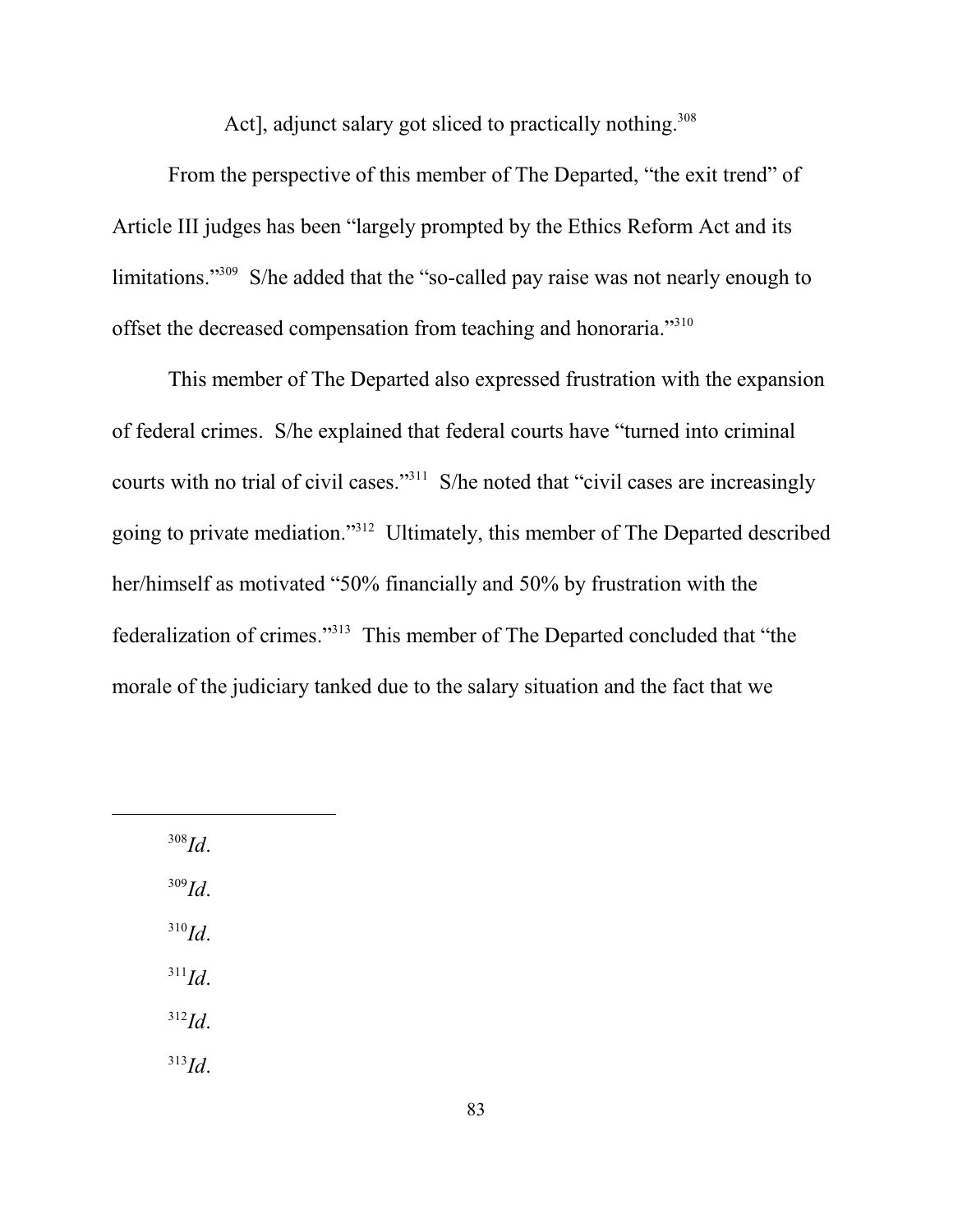Act], adjunct salary got sliced to practically nothing.[308]

From the perspective of this member of The Departed, "the exit trend" of Article III judges has been "largely prompted by the Ethics Reform Act and its limitations."[309] S/he added that the "so-called pay raise was not nearly enough to offset the decreased compensation from teaching and honoraria."[310]

This member of The Departed also expressed frustration with the expansion of federal crimes. S/he explained that federal courts have "turned into criminal courts with no trial of civil cases."[311] S/he noted that "civil cases are increasingly going to private mediation."[312] Ultimately, this member of The Departed described her/himself as motivated "50% financially and 50% by frustration with the federalization of crimes."[313] This member of The Departed concluded that "the morale of the judiciary tanked due to the salary situation and the fact that we

---

[308] *Id*.

[309] *Id*.

[310] *Id*.

[311] *Id*.

[312] *Id*.

[313] *Id*.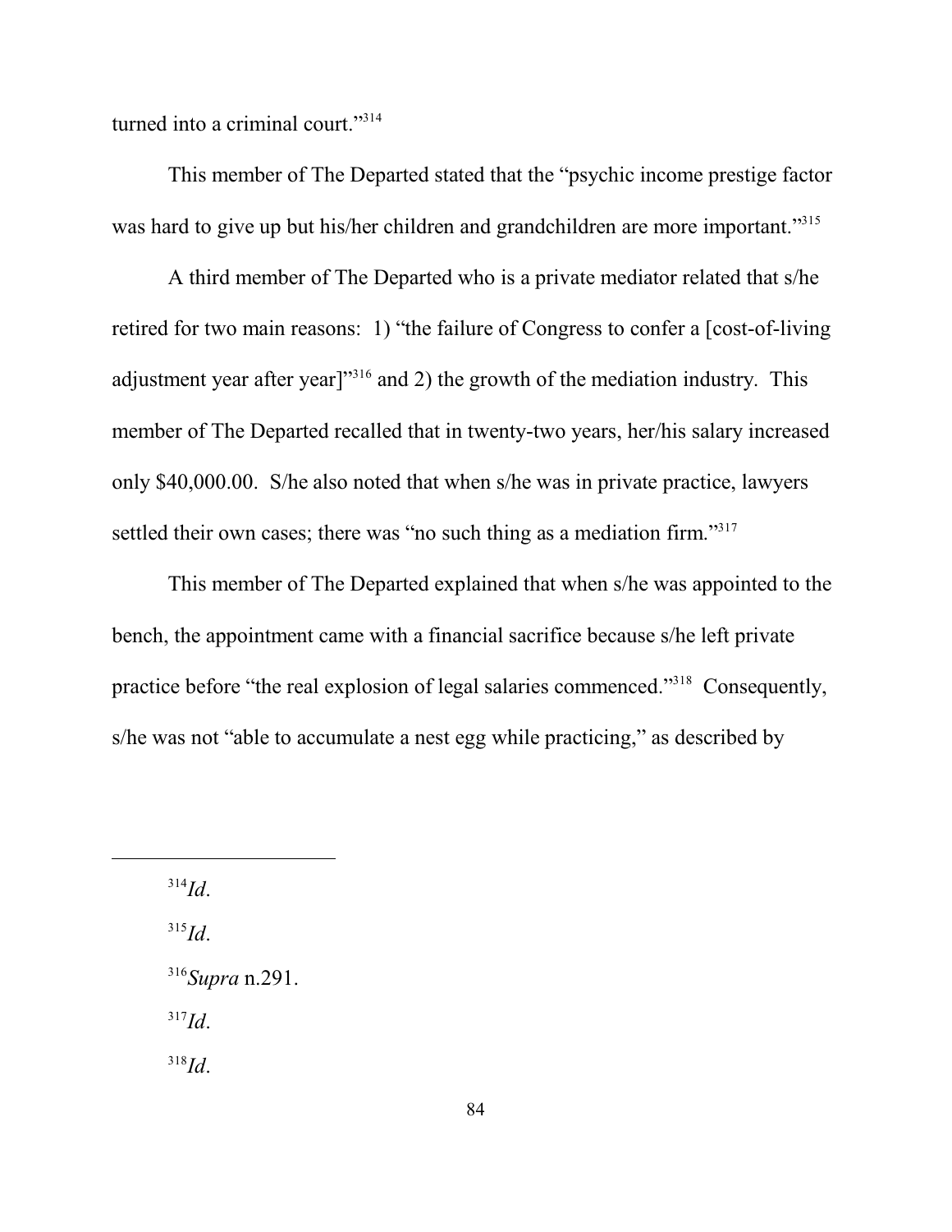turned into a criminal court."[314]

This member of The Departed stated that the "psychic income prestige factor was hard to give up but his/her children and grandchildren are more important."[315]

A third member of The Departed who is a private mediator related that s/he retired for two main reasons: 1) "the failure of Congress to confer a [cost-of-living adjustment year after year]"[316] and 2) the growth of the mediation industry. This member of The Departed recalled that in twenty-two years, her/his salary increased only $40,000.00. S/he also noted that when s/he was in private practice, lawyers settled their own cases; there was "no such thing as a mediation firm."[317]

This member of The Departed explained that when s/he was appointed to the bench, the appointment came with a financial sacrifice because s/he left private practice before "the real explosion of legal salaries commenced."[318] Consequently, s/he was not "able to accumulate a nest egg while practicing," as described by

---

[314] *Id*.

[315] *Id*.

[316] *Supra* n.291.

[317] *Id*.

[318] *Id*.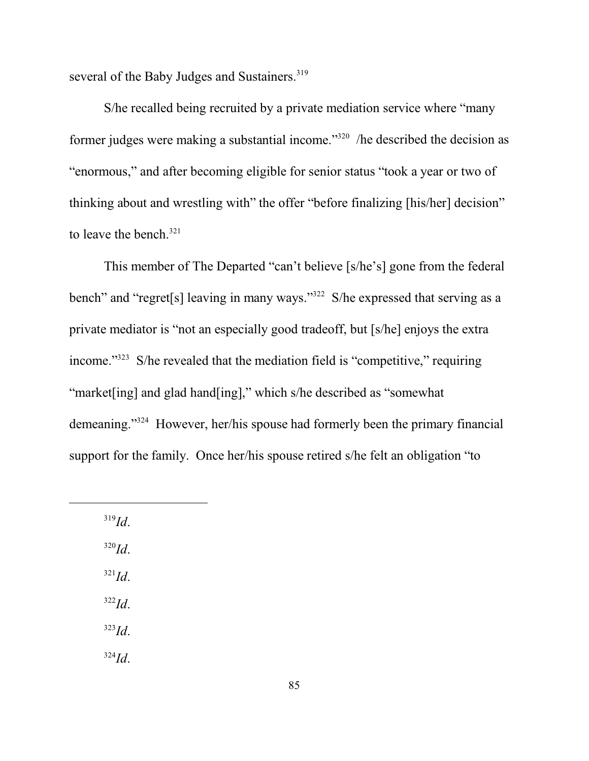several of the Baby Judges and Sustainers.[319]

S/he recalled being recruited by a private mediation service where "many former judges were making a substantial income."[320] /he described the decision as "enormous," and after becoming eligible for senior status "took a year or two of thinking about and wrestling with" the offer "before finalizing [his/her] decision" to leave the bench.[321]

This member of The Departed "can't believe [s/he's] gone from the federal bench" and "regret[s] leaving in many ways."[322] S/he expressed that serving as a private mediator is "not an especially good tradeoff, but [s/he] enjoys the extra income."[323] S/he revealed that the mediation field is "competitive," requiring "market[ing] and glad hand[ing]," which s/he described as "somewhat demeaning."[324] However, her/his spouse had formerly been the primary financial support for the family. Once her/his spouse retired s/he felt an obligation "to

---

[319] *Id*.

[320] *Id*.

[321] *Id*.

[322] *Id*.

[323] *Id*.

[324] *Id*.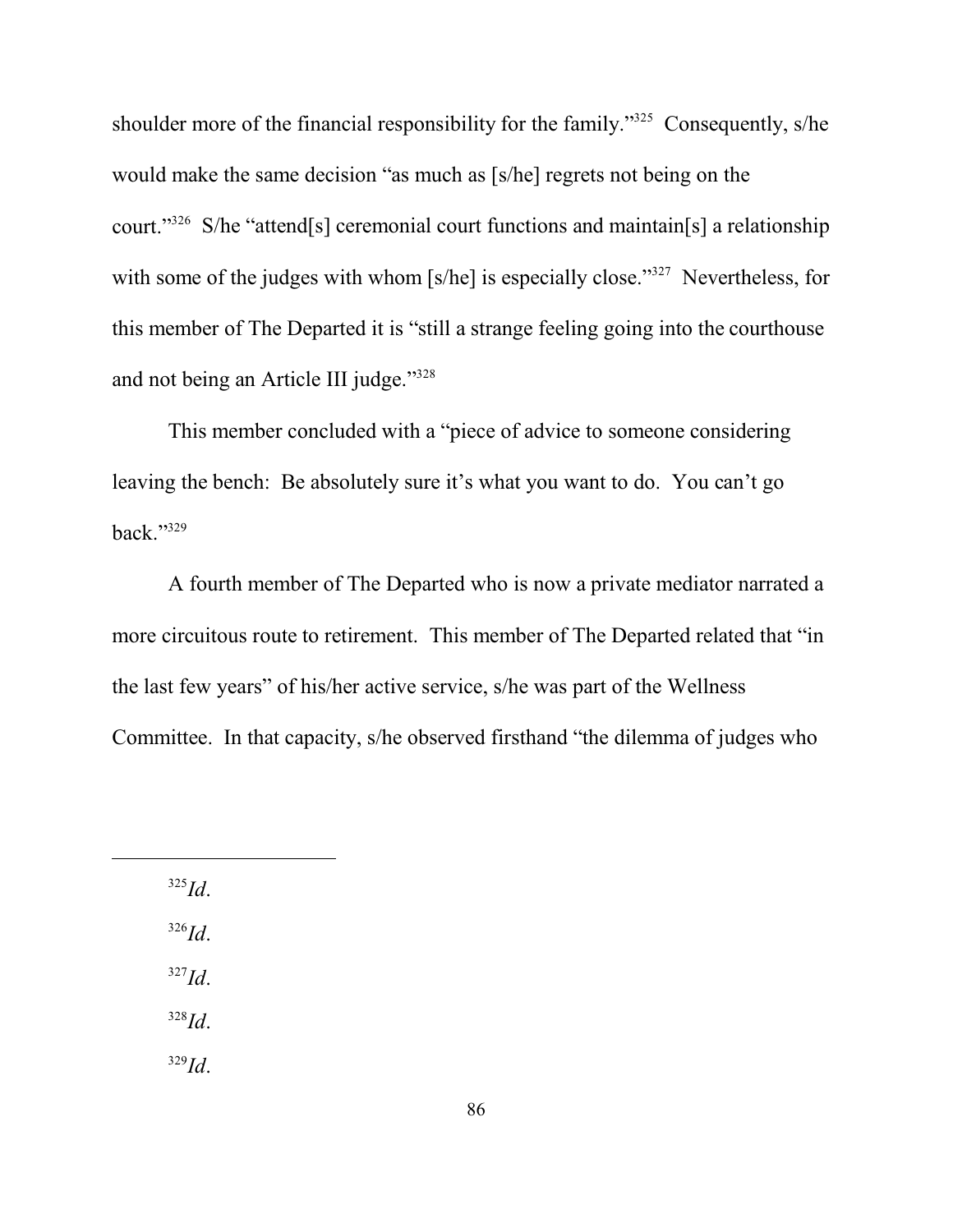shoulder more of the financial responsibility for the family."[325] Consequently, s/he would make the same decision "as much as [s/he] regrets not being on the court."[326] S/he "attend[s] ceremonial court functions and maintain[s] a relationship with some of the judges with whom [s/he] is especially close."[327] Nevertheless, for this member of The Departed it is "still a strange feeling going into the courthouse and not being an Article III judge."[328]

This member concluded with a "piece of advice to someone considering leaving the bench: Be absolutely sure it's what you want to do. You can't go back."[329]

A fourth member of The Departed who is now a private mediator narrated a more circuitous route to retirement. This member of The Departed related that "in the last few years" of his/her active service, s/he was part of the Wellness Committee. In that capacity, s/he observed firsthand "the dilemma of judges who

---

[325] *Id*.

[326] *Id*.

[327] *Id*.

[328] *Id*.

[329] *Id*.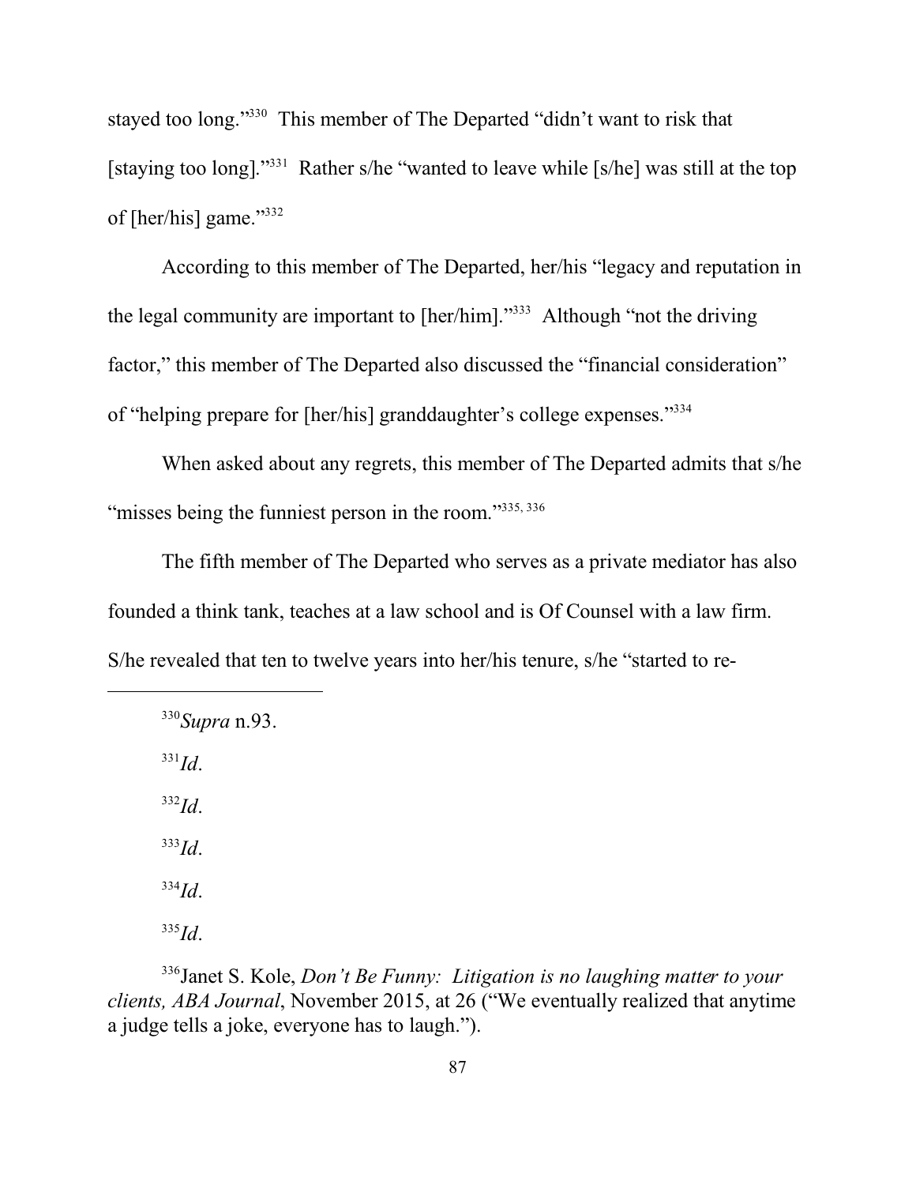stayed too long."[330] This member of The Departed "didn't want to risk that [staying too long]."[331] Rather s/he "wanted to leave while [s/he] was still at the top of [her/his] game."[332]

According to this member of The Departed, her/his "legacy and reputation in the legal community are important to [her/him]."[333] Although "not the driving factor," this member of The Departed also discussed the "financial consideration" of "helping prepare for [her/his] granddaughter's college expenses."[334]

When asked about any regrets, this member of The Departed admits that s/he "misses being the funniest person in the room."[335, 336]

The fifth member of The Departed who serves as a private mediator has also founded a think tank, teaches at a law school and is Of Counsel with a law firm. S/he revealed that ten to twelve years into her/his tenure, s/he "started to re-

---

[330] *Supra* n.93.

[331] *Id*.

[332] *Id*.

[333] *Id*.

[334] *Id*.

[335] *Id*.

[336] Janet S. Kole, *Don't Be Funny: Litigation is no laughing matter to your clients, ABA Journal*, November 2015, at 26 ("We eventually realized that anytime a judge tells a joke, everyone has to laugh.").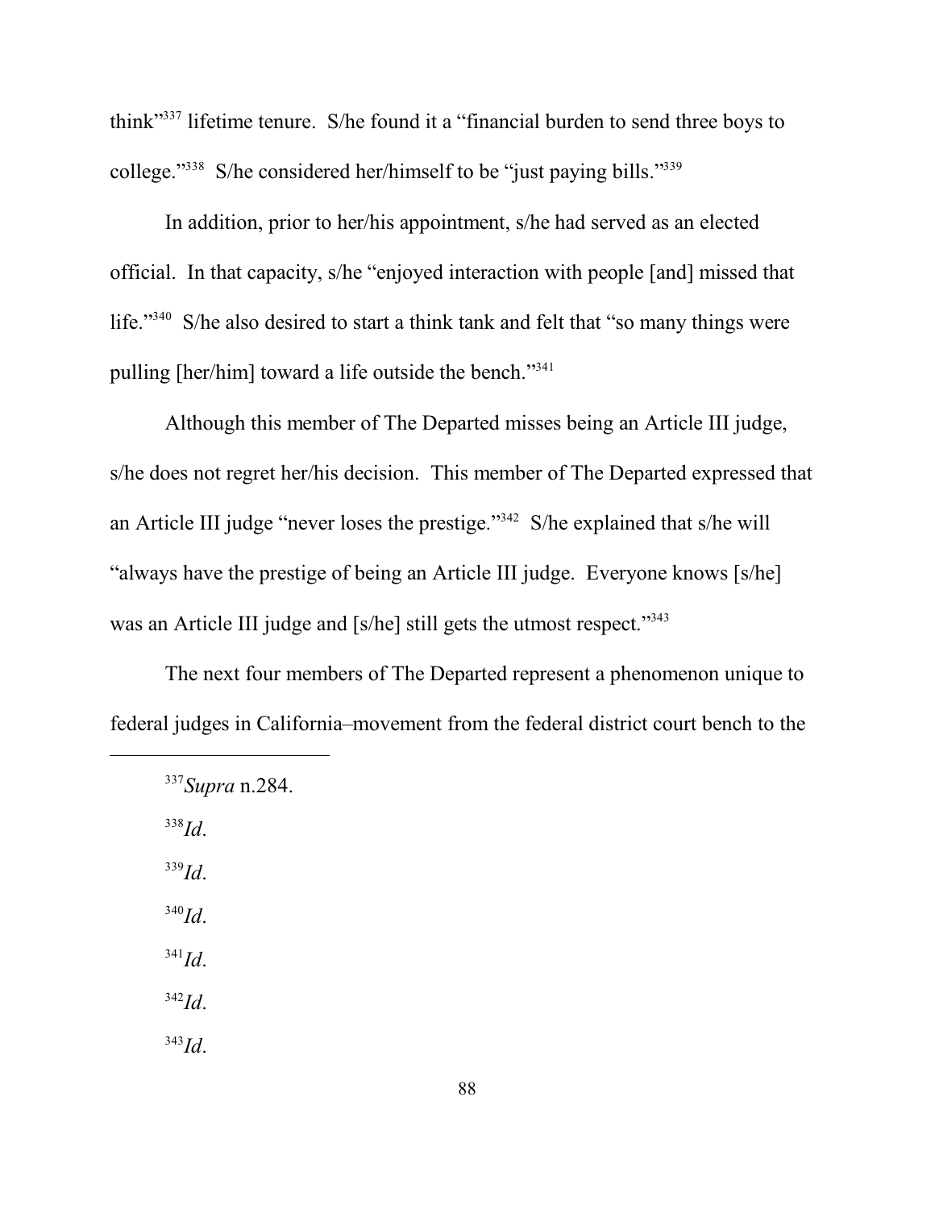think"[337] lifetime tenure. S/he found it a "financial burden to send three boys to college."[338] S/he considered her/himself to be "just paying bills."[339]

In addition, prior to her/his appointment, s/he had served as an elected official. In that capacity, s/he "enjoyed interaction with people [and] missed that life."[340] S/he also desired to start a think tank and felt that "so many things were pulling [her/him] toward a life outside the bench."[341]

Although this member of The Departed misses being an Article III judge, s/he does not regret her/his decision. This member of The Departed expressed that an Article III judge "never loses the prestige."[342] S/he explained that s/he will "always have the prestige of being an Article III judge. Everyone knows [s/he] was an Article III judge and [s/he] still gets the utmost respect."[343]

The next four members of The Departed represent a phenomenon unique to federal judges in California–movement from the federal district court bench to the

---

[337] *Supra* n.284.

[338] *Id*.

[339] *Id*.

[340] *Id*.

[341] *Id*.

[342] *Id*.

[343] *Id*.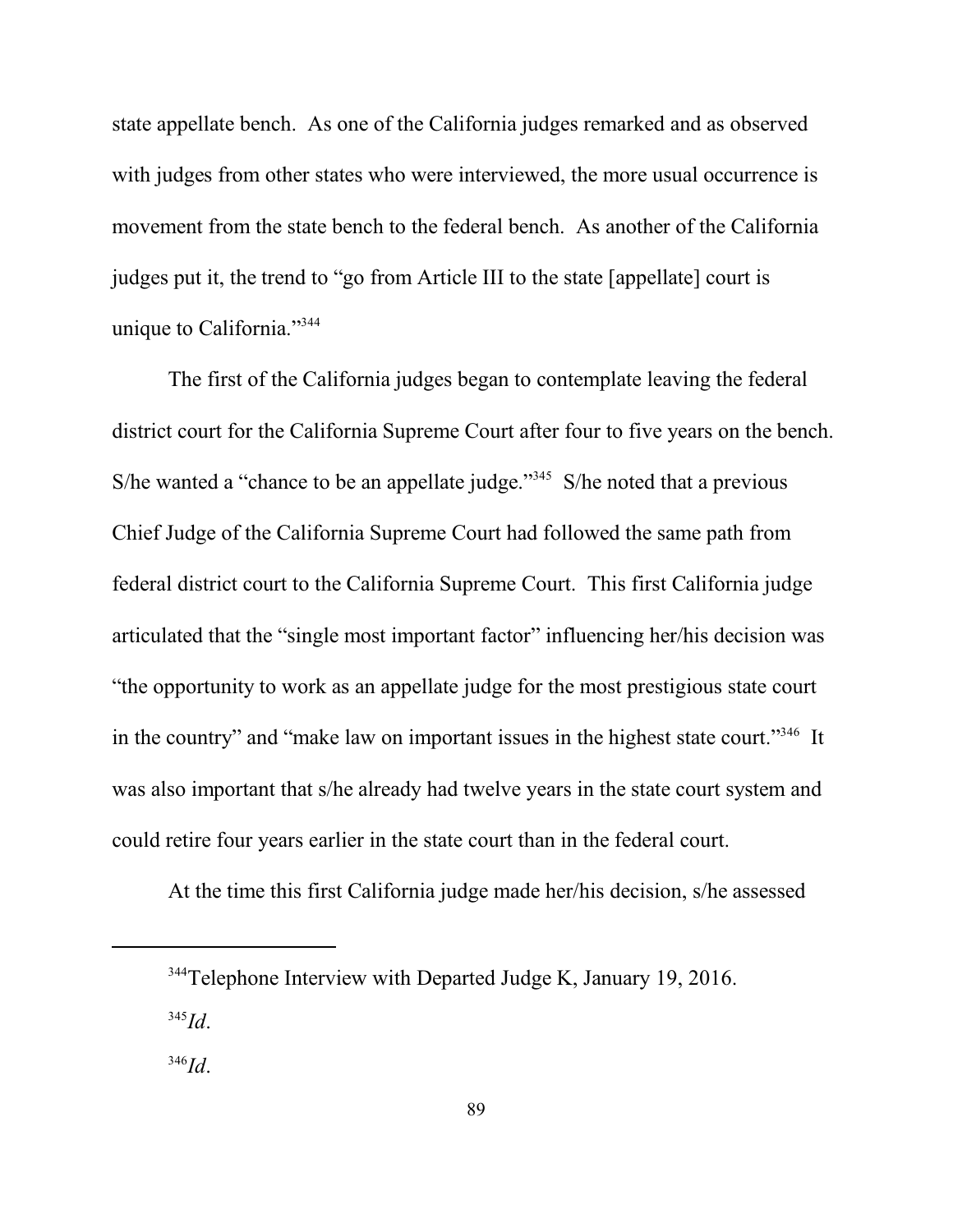state appellate bench. As one of the California judges remarked and as observed with judges from other states who were interviewed, the more usual occurrence is movement from the state bench to the federal bench. As another of the California judges put it, the trend to "go from Article III to the state [appellate] court is unique to California."[344]

The first of the California judges began to contemplate leaving the federal district court for the California Supreme Court after four to five years on the bench. S/he wanted a "chance to be an appellate judge."[345] S/he noted that a previous Chief Judge of the California Supreme Court had followed the same path from federal district court to the California Supreme Court. This first California judge articulated that the "single most important factor" influencing her/his decision was "the opportunity to work as an appellate judge for the most prestigious state court in the country" and "make law on important issues in the highest state court."[346] It was also important that s/he already had twelve years in the state court system and could retire four years earlier in the state court than in the federal court.

At the time this first California judge made her/his decision, s/he assessed

---

[344] Telephone Interview with Departed Judge K, January 19, 2016.

[345] *Id*.

[346] *Id*.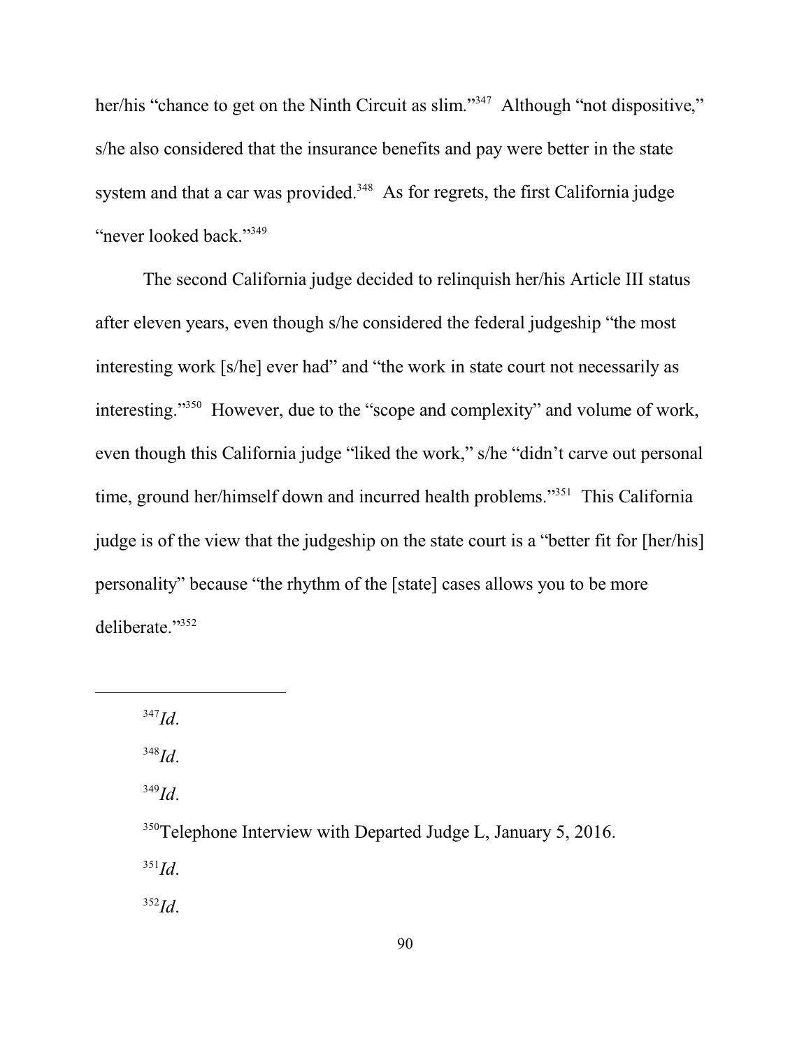her/his "chance to get on the Ninth Circuit as slim."[347] Although "not dispositive," s/he also considered that the insurance benefits and pay were better in the state system and that a car was provided.[348] As for regrets, the first California judge "never looked back."[349]

The second California judge decided to relinquish her/his Article III status after eleven years, even though s/he considered the federal judgeship "the most interesting work [s/he] ever had" and "the work in state court not necessarily as interesting."[350] However, due to the "scope and complexity" and volume of work, even though this California judge "liked the work," s/he "didn't carve out personal time, ground her/himself down and incurred health problems."[351] This California judge is of the view that the judgeship on the state court is a "better fit for [her/his] personality" because "the rhythm of the [state] cases allows you to be more deliberate."[352]

---

[347] *Id*.

[348] *Id*.

[349] *Id*.

[350] Telephone Interview with Departed Judge L, January 5, 2016.

[351] *Id*.

[352] *Id*.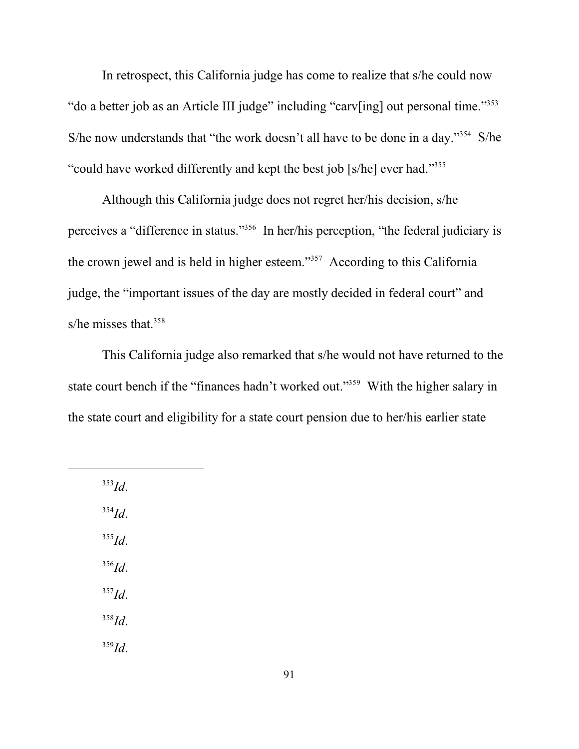In retrospect, this California judge has come to realize that s/he could now "do a better job as an Article III judge" including "carv[ing] out personal time."[353] S/he now understands that "the work doesn't all have to be done in a day."[354] S/he "could have worked differently and kept the best job [s/he] ever had."[355]

Although this California judge does not regret her/his decision, s/he perceives a "difference in status."[356] In her/his perception, "the federal judiciary is the crown jewel and is held in higher esteem."[357] According to this California judge, the "important issues of the day are mostly decided in federal court" and s/he misses that.[358]

This California judge also remarked that s/he would not have returned to the state court bench if the "finances hadn't worked out."[359] With the higher salary in the state court and eligibility for a state court pension due to her/his earlier state

---

[353] *Id*.

[354] *Id*.

[355] *Id*.

[356] *Id*.

[357] *Id*.

[358] *Id*.

[359] *Id*.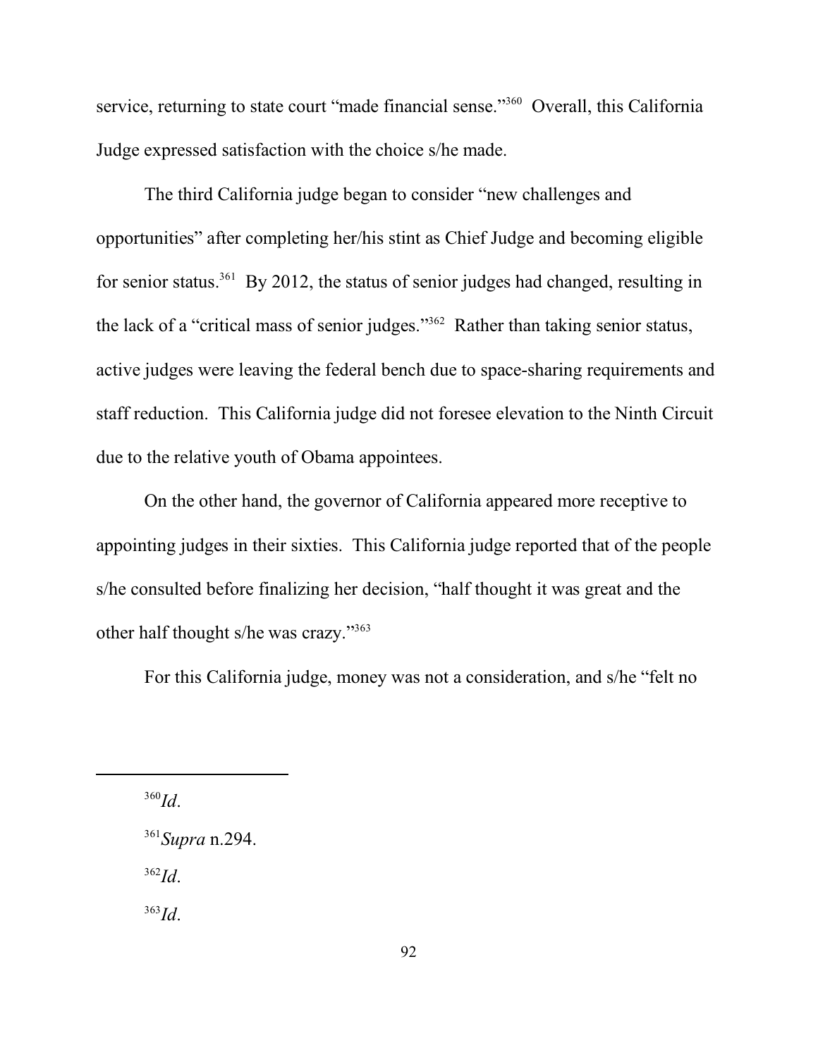service, returning to state court "made financial sense."[360] Overall, this California Judge expressed satisfaction with the choice s/he made.

The third California judge began to consider "new challenges and opportunities" after completing her/his stint as Chief Judge and becoming eligible for senior status.[361] By 2012, the status of senior judges had changed, resulting in the lack of a "critical mass of senior judges."[362] Rather than taking senior status, active judges were leaving the federal bench due to space-sharing requirements and staff reduction. This California judge did not foresee elevation to the Ninth Circuit due to the relative youth of Obama appointees.

On the other hand, the governor of California appeared more receptive to appointing judges in their sixties. This California judge reported that of the people s/he consulted before finalizing her decision, "half thought it was great and the other half thought s/he was crazy."[363]

For this California judge, money was not a consideration, and s/he "felt no

---

[360] *Id*.

[361] *Supra* n.294.

[362] *Id*.

[363] *Id*.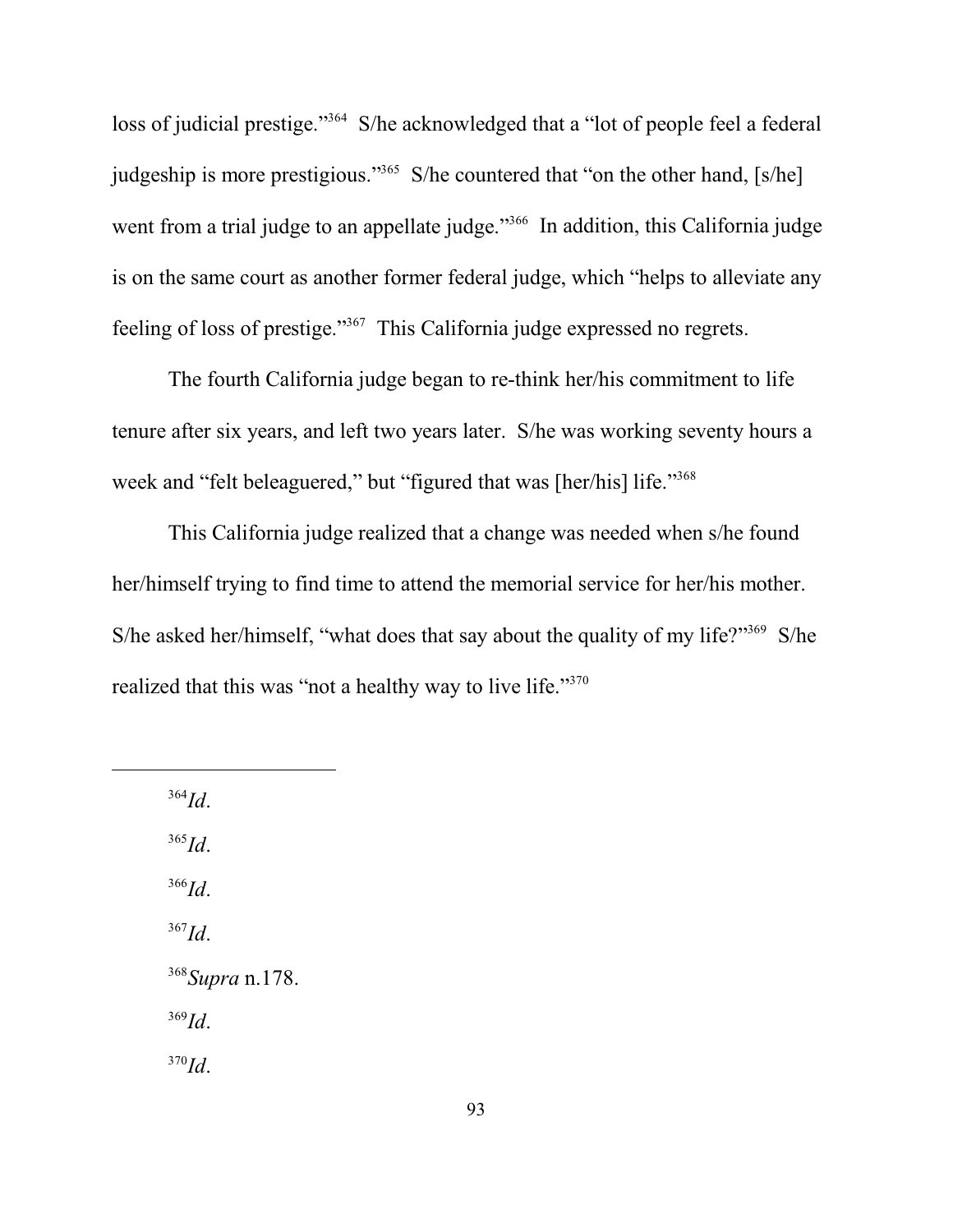loss of judicial prestige."[364] S/he acknowledged that a "lot of people feel a federal judgeship is more prestigious."[365] S/he countered that "on the other hand, [s/he] went from a trial judge to an appellate judge."[366] In addition, this California judge is on the same court as another former federal judge, which "helps to alleviate any feeling of loss of prestige."[367] This California judge expressed no regrets.

The fourth California judge began to re-think her/his commitment to life tenure after six years, and left two years later. S/he was working seventy hours a week and "felt beleaguered," but "figured that was [her/his] life."[368]

This California judge realized that a change was needed when s/he found her/himself trying to find time to attend the memorial service for her/his mother. S/he asked her/himself, "what does that say about the quality of my life?"[369] S/he realized that this was "not a healthy way to live life."[370]

---

[364] *Id*.

[365] *Id*.

[366] *Id*.

[367] *Id*.

[368] *Supra* n.178.

[369] *Id*.

[370] *Id*.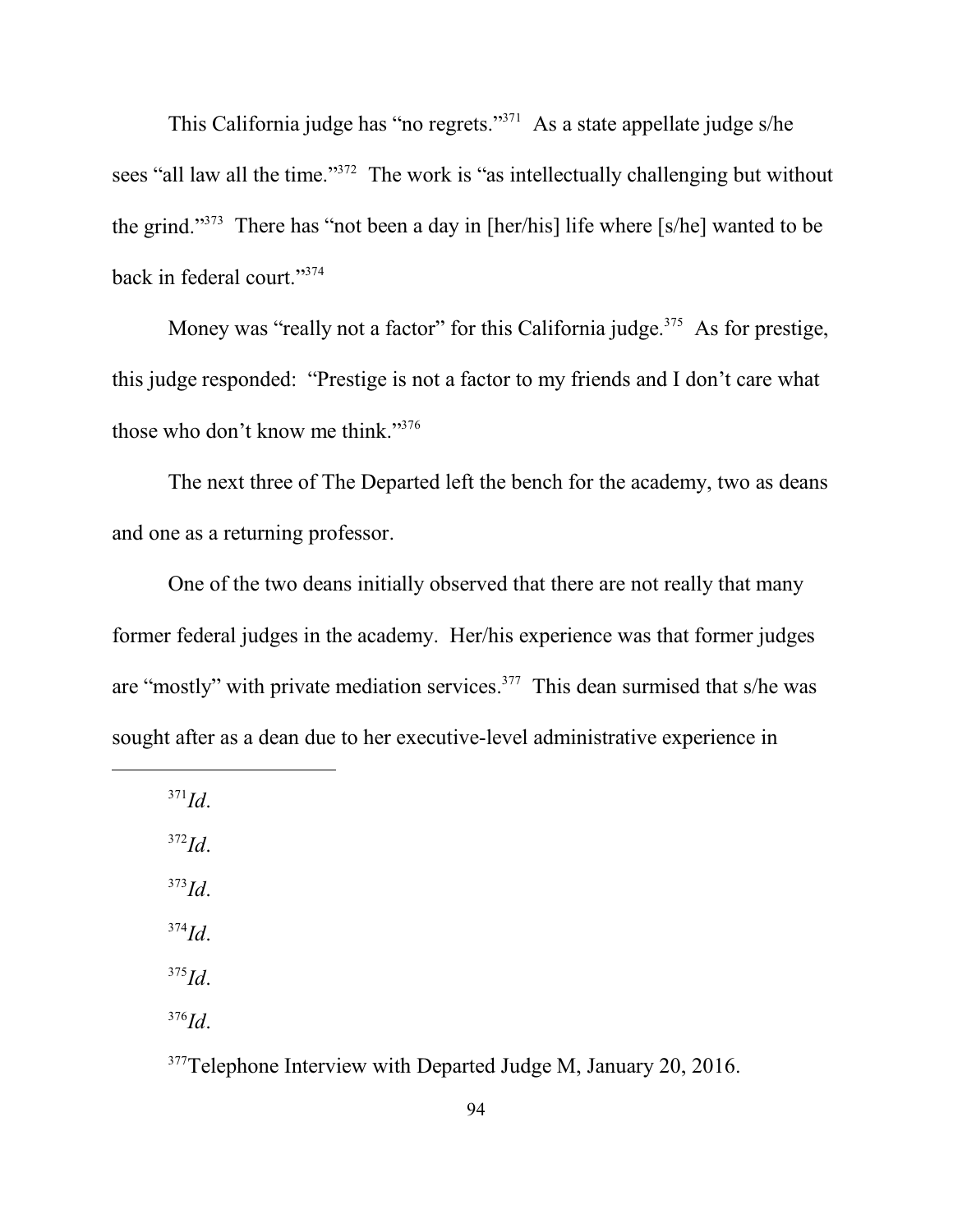This California judge has "no regrets."[371] As a state appellate judge s/he sees "all law all the time."[372] The work is "as intellectually challenging but without the grind."[373] There has "not been a day in [her/his] life where [s/he] wanted to be back in federal court."[374]

Money was "really not a factor" for this California judge.[375] As for prestige, this judge responded: "Prestige is not a factor to my friends and I don't care what those who don't know me think."[376]

The next three of The Departed left the bench for the academy, two as deans and one as a returning professor.

One of the two deans initially observed that there are not really that many former federal judges in the academy. Her/his experience was that former judges are "mostly" with private mediation services.[377] This dean surmised that s/he was sought after as a dean due to her executive-level administrative experience in

---

[371]*Id*.

[372]*Id*.

[373]*Id*.

[374]*Id*.

[375]*Id*.

[376]*Id*.

[377]Telephone Interview with Departed Judge M, January 20, 2016.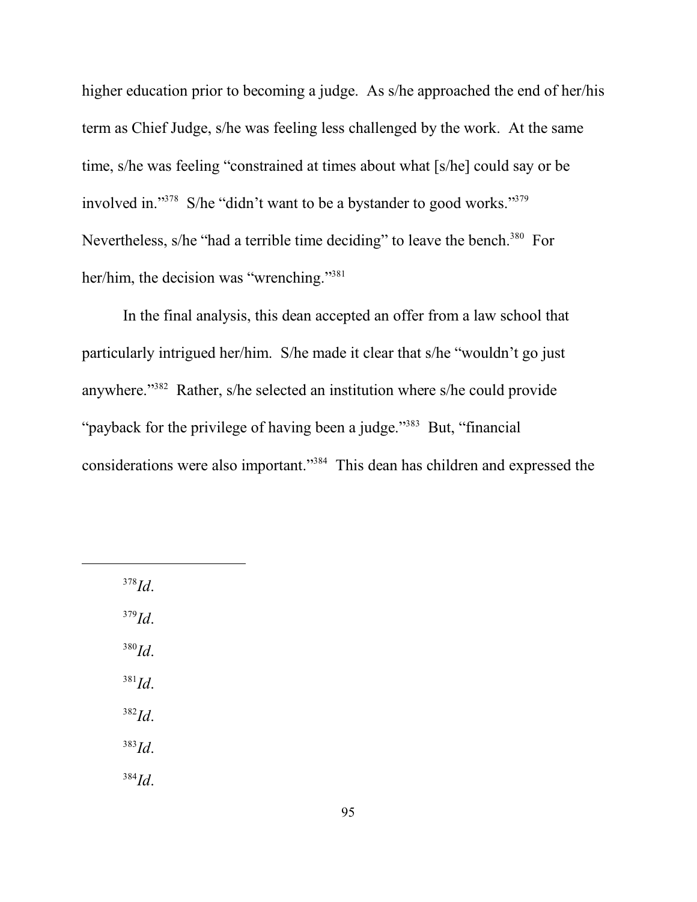higher education prior to becoming a judge. As s/he approached the end of her/his term as Chief Judge, s/he was feeling less challenged by the work. At the same time, s/he was feeling "constrained at times about what [s/he] could say or be involved in."[378] S/he "didn't want to be a bystander to good works."[379] Nevertheless, s/he "had a terrible time deciding" to leave the bench.[380] For her/him, the decision was "wrenching."[381]

In the final analysis, this dean accepted an offer from a law school that particularly intrigued her/him. S/he made it clear that s/he "wouldn't go just anywhere."[382] Rather, s/he selected an institution where s/he could provide "payback for the privilege of having been a judge."[383] But, "financial considerations were also important."[384] This dean has children and expressed the

---

[378] *Id.*

[379] *Id.*

[380] *Id.*

[381] *Id.*

[382] *Id.*

[383] *Id.*

[384] *Id.*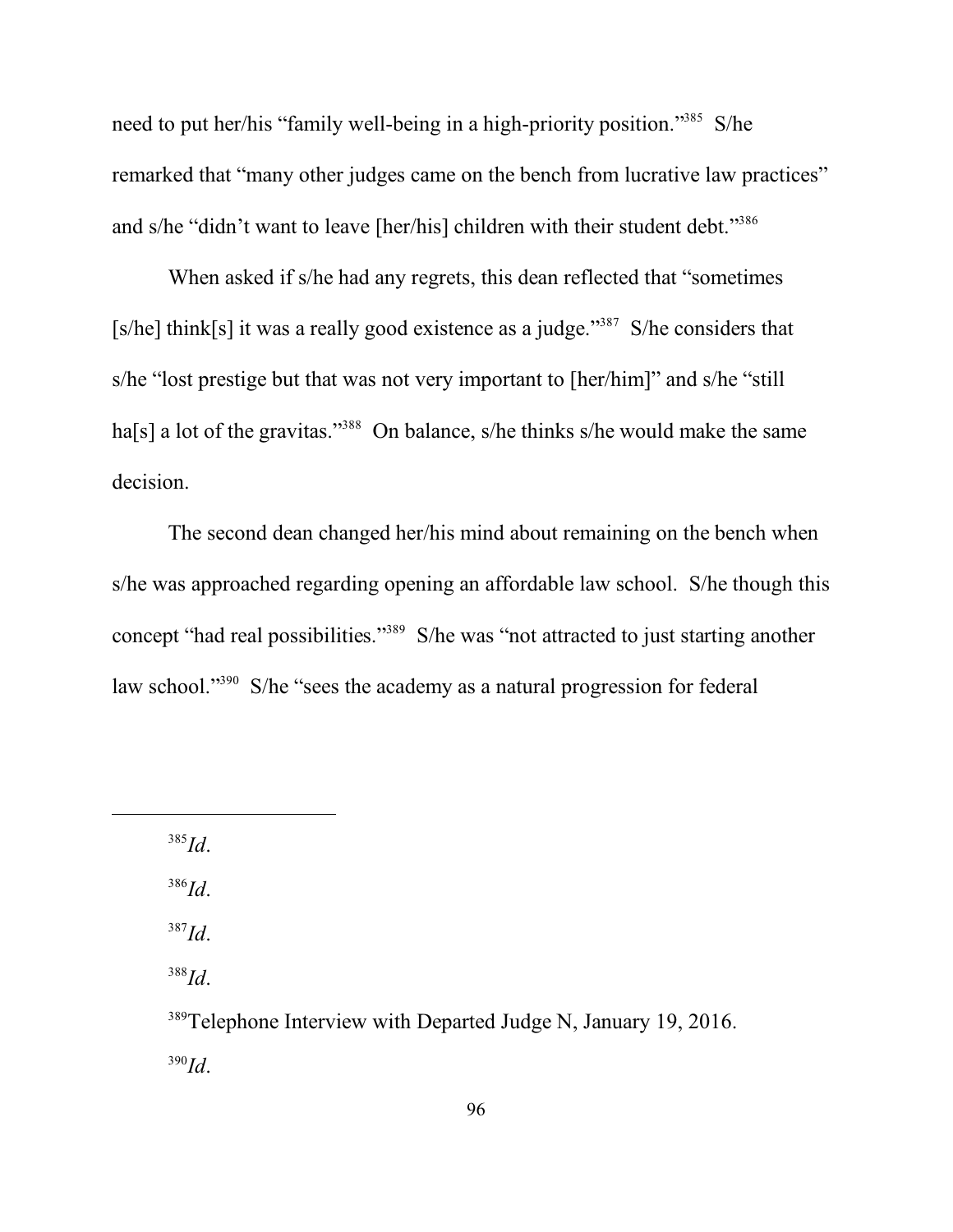need to put her/his "family well-being in a high-priority position."[385] S/he remarked that "many other judges came on the bench from lucrative law practices" and s/he "didn't want to leave [her/his] children with their student debt."[386]

When asked if s/he had any regrets, this dean reflected that "sometimes [s/he] think[s] it was a really good existence as a judge."[387] S/he considers that s/he "lost prestige but that was not very important to [her/him]" and s/he "still ha[s] a lot of the gravitas."[388] On balance, s/he thinks s/he would make the same decision.

The second dean changed her/his mind about remaining on the bench when s/he was approached regarding opening an affordable law school. S/he though this concept "had real possibilities."[389] S/he was "not attracted to just starting another law school."[390] S/he "sees the academy as a natural progression for federal

---

[385] *Id*.

[386] *Id*.

[387] *Id*.

[388] *Id*.

[389] Telephone Interview with Departed Judge N, January 19, 2016.

[390] *Id*.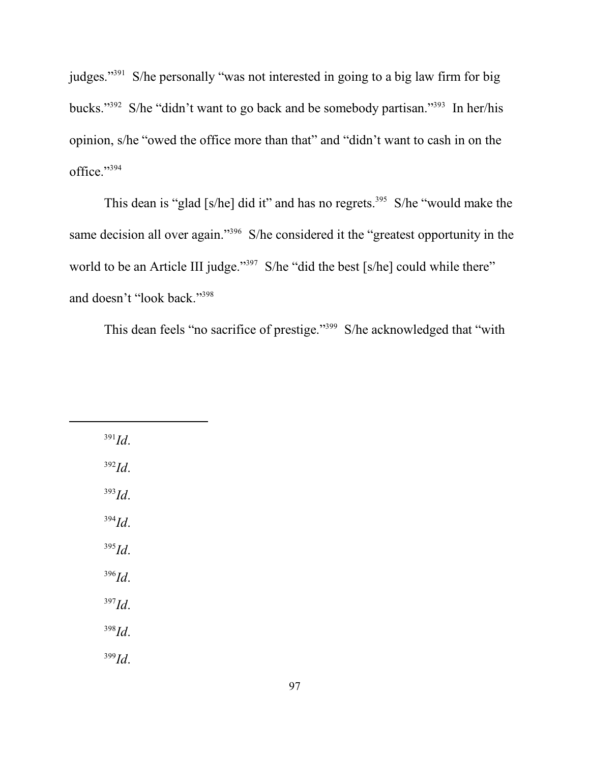judges."[391] S/he personally "was not interested in going to a big law firm for big bucks."[392] S/he "didn't want to go back and be somebody partisan."[393] In her/his opinion, s/he "owed the office more than that" and "didn't want to cash in on the office."[394]

This dean is "glad [s/he] did it" and has no regrets.[395] S/he "would make the same decision all over again."[396] S/he considered it the "greatest opportunity in the world to be an Article III judge."[397] S/he "did the best [s/he] could while there" and doesn't "look back."[398]

This dean feels "no sacrifice of prestige."[399] S/he acknowledged that "with

---

[391] *Id*.

[392] *Id*.

[393] *Id*.

[394] *Id*.

[395] *Id*.

[396] *Id*.

[397] *Id*.

[398] *Id*.

[399] *Id*.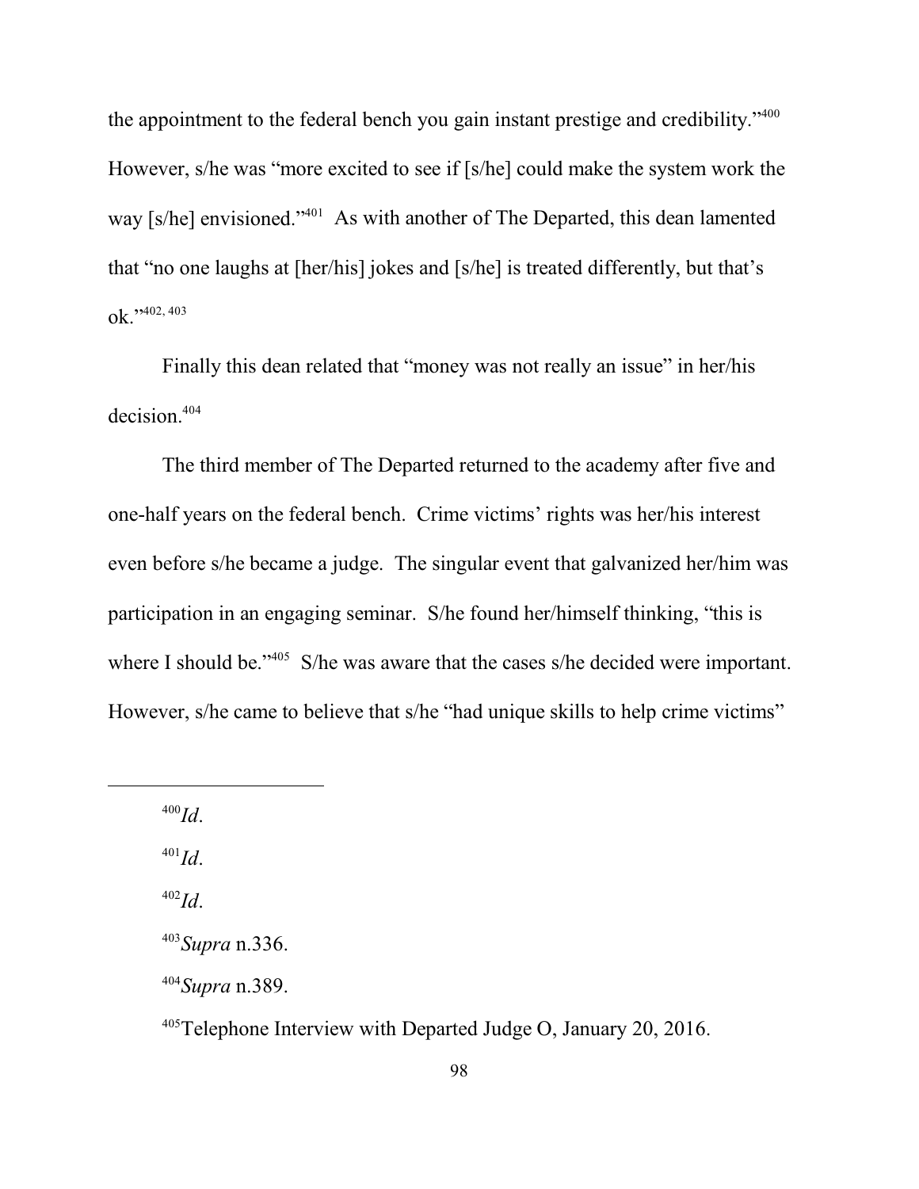the appointment to the federal bench you gain instant prestige and credibility."[400] However, s/he was "more excited to see if [s/he] could make the system work the way [s/he] envisioned."[401] As with another of The Departed, this dean lamented that "no one laughs at [her/his] jokes and [s/he] is treated differently, but that's ok."[402, 403]

Finally this dean related that "money was not really an issue" in her/his decision.[404]

The third member of The Departed returned to the academy after five and one-half years on the federal bench. Crime victims' rights was her/his interest even before s/he became a judge. The singular event that galvanized her/him was participation in an engaging seminar. S/he found her/himself thinking, "this is where I should be."[405] S/he was aware that the cases s/he decided were important. However, s/he came to believe that s/he "had unique skills to help crime victims"

---

[400] *Id*.

[401] *Id*.

[402] *Id*.

[403] *Supra* n.336.

[404] *Supra* n.389.

[405] Telephone Interview with Departed Judge O, January 20, 2016.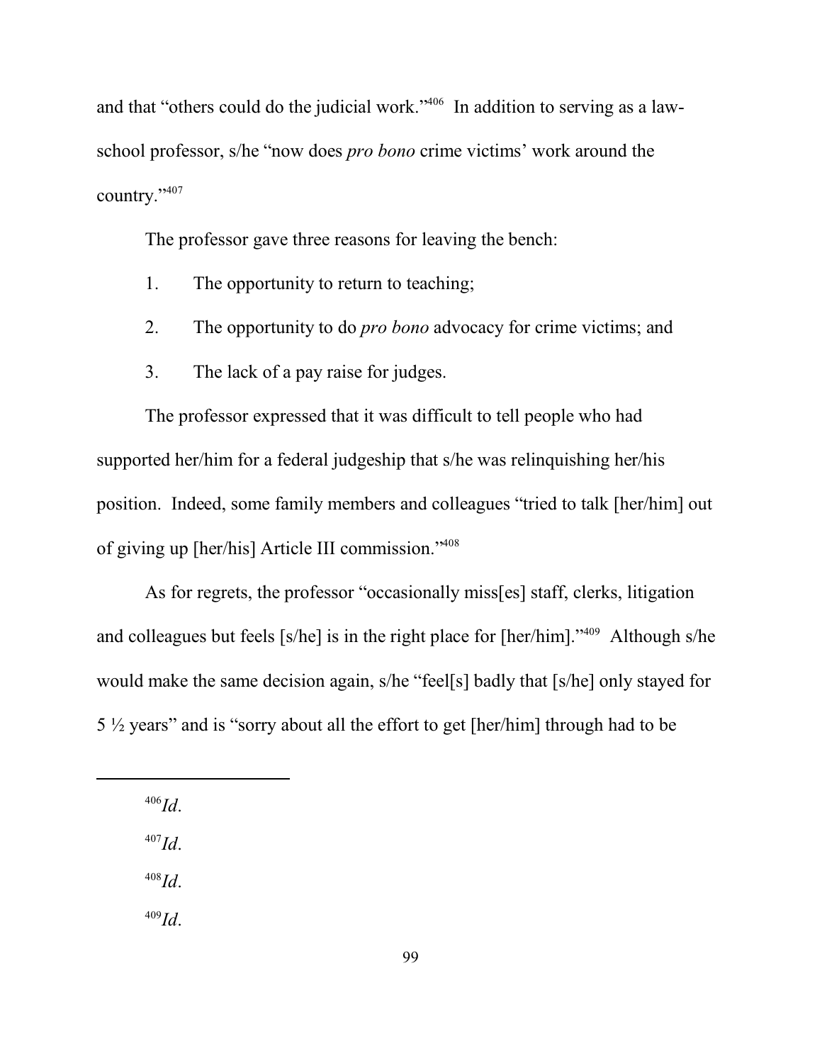and that "others could do the judicial work."[406] In addition to serving as a law-school professor, s/he "now does *pro bono* crime victims' work around the country."[407]

The professor gave three reasons for leaving the bench:

1. The opportunity to return to teaching;

2. The opportunity to do *pro bono* advocacy for crime victims; and

3. The lack of a pay raise for judges.

The professor expressed that it was difficult to tell people who had supported her/him for a federal judgeship that s/he was relinquishing her/his position. Indeed, some family members and colleagues "tried to talk [her/him] out of giving up [her/his] Article III commission."[408]

As for regrets, the professor "occasionally miss[es] staff, clerks, litigation and colleagues but feels [s/he] is in the right place for [her/him]."[409] Although s/he would make the same decision again, s/he "feel[s] badly that [s/he] only stayed for 5 ½ years" and is "sorry about all the effort to get [her/him] through had to be

---

[406] *Id*.

[407] *Id*.

[408] *Id*.

[409] *Id*.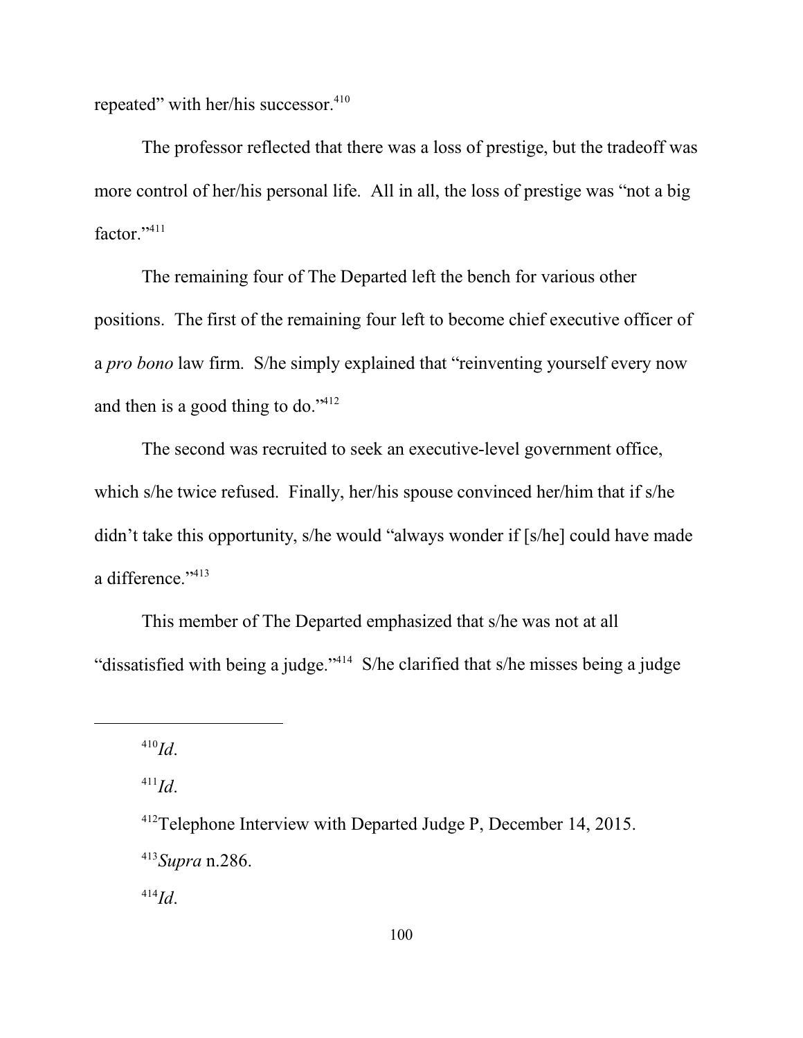repeated" with her/his successor.[410]

The professor reflected that there was a loss of prestige, but the tradeoff was more control of her/his personal life. All in all, the loss of prestige was "not a big factor."[411]

The remaining four of The Departed left the bench for various other positions. The first of the remaining four left to become chief executive officer of a *pro bono* law firm. S/he simply explained that "reinventing yourself every now and then is a good thing to do."[412]

The second was recruited to seek an executive-level government office, which s/he twice refused. Finally, her/his spouse convinced her/him that if s/he didn't take this opportunity, s/he would "always wonder if [s/he] could have made a difference."[413]

This member of The Departed emphasized that s/he was not at all "dissatisfied with being a judge."[414] S/he clarified that s/he misses being a judge

---

[410] *Id*.

[411] *Id*.

[412] Telephone Interview with Departed Judge P, December 14, 2015.

[413] *Supra* n.286.

[414] *Id*.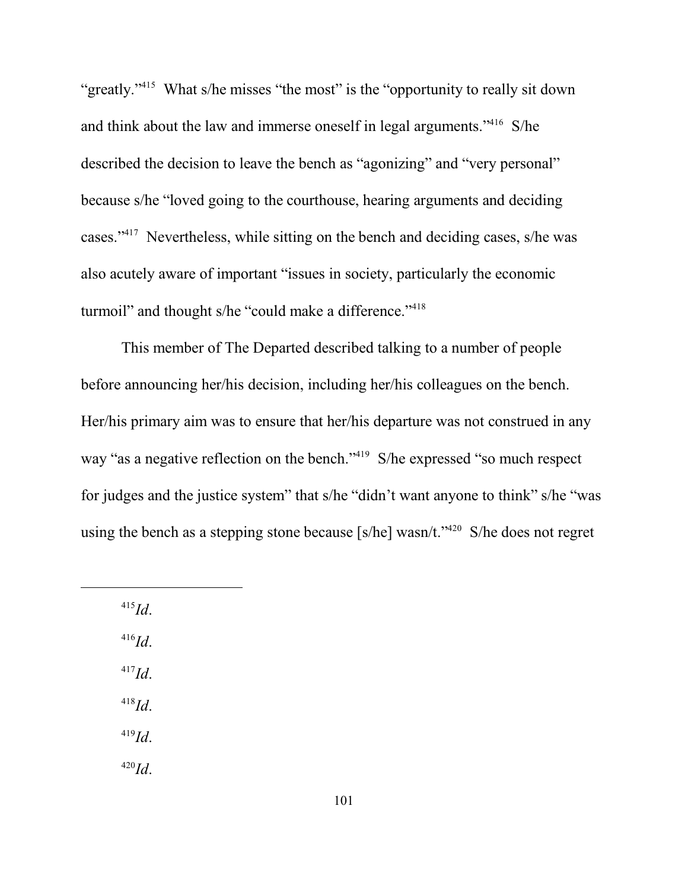"greatly."[415] What s/he misses "the most" is the "opportunity to really sit down and think about the law and immerse oneself in legal arguments."[416] S/he described the decision to leave the bench as "agonizing" and "very personal" because s/he "loved going to the courthouse, hearing arguments and deciding cases."[417] Nevertheless, while sitting on the bench and deciding cases, s/he was also acutely aware of important "issues in society, particularly the economic turmoil" and thought s/he "could make a difference."[418]

This member of The Departed described talking to a number of people before announcing her/his decision, including her/his colleagues on the bench. Her/his primary aim was to ensure that her/his departure was not construed in any way "as a negative reflection on the bench."[419] S/he expressed "so much respect for judges and the justice system" that s/he "didn't want anyone to think" s/he "was using the bench as a stepping stone because [s/he] wasn/t."[420] S/he does not regret

---

[415] *Id*.

[416] *Id*.

[417] *Id*.

[418] *Id*.

[419] *Id*.

[420] *Id*.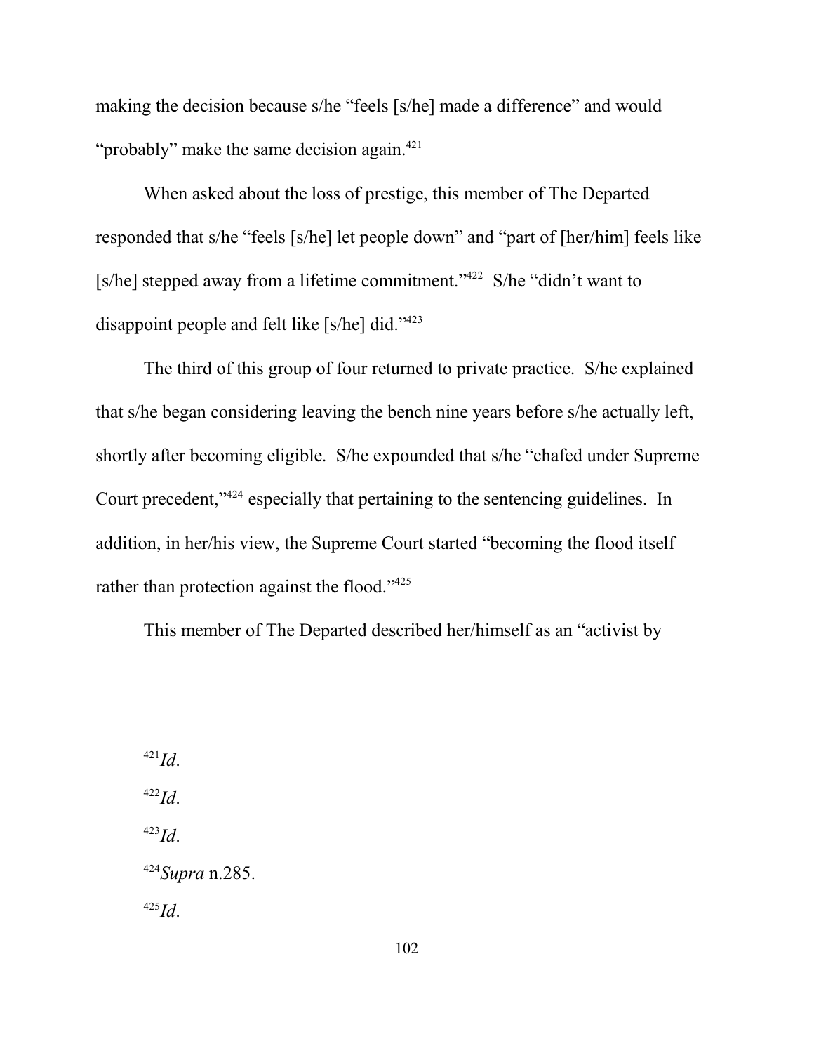making the decision because s/he "feels [s/he] made a difference" and would "probably" make the same decision again.[421]

When asked about the loss of prestige, this member of The Departed responded that s/he "feels [s/he] let people down" and "part of [her/him] feels like [s/he] stepped away from a lifetime commitment."[422] S/he "didn't want to disappoint people and felt like [s/he] did."[423]

The third of this group of four returned to private practice. S/he explained that s/he began considering leaving the bench nine years before s/he actually left, shortly after becoming eligible. S/he expounded that s/he "chafed under Supreme Court precedent,"[424] especially that pertaining to the sentencing guidelines. In addition, in her/his view, the Supreme Court started "becoming the flood itself rather than protection against the flood."[425]

This member of The Departed described her/himself as an "activist by

---

[421] *Id*.

[422] *Id*.

[423] *Id*.

[424] *Supra* n.285.

[425] *Id*.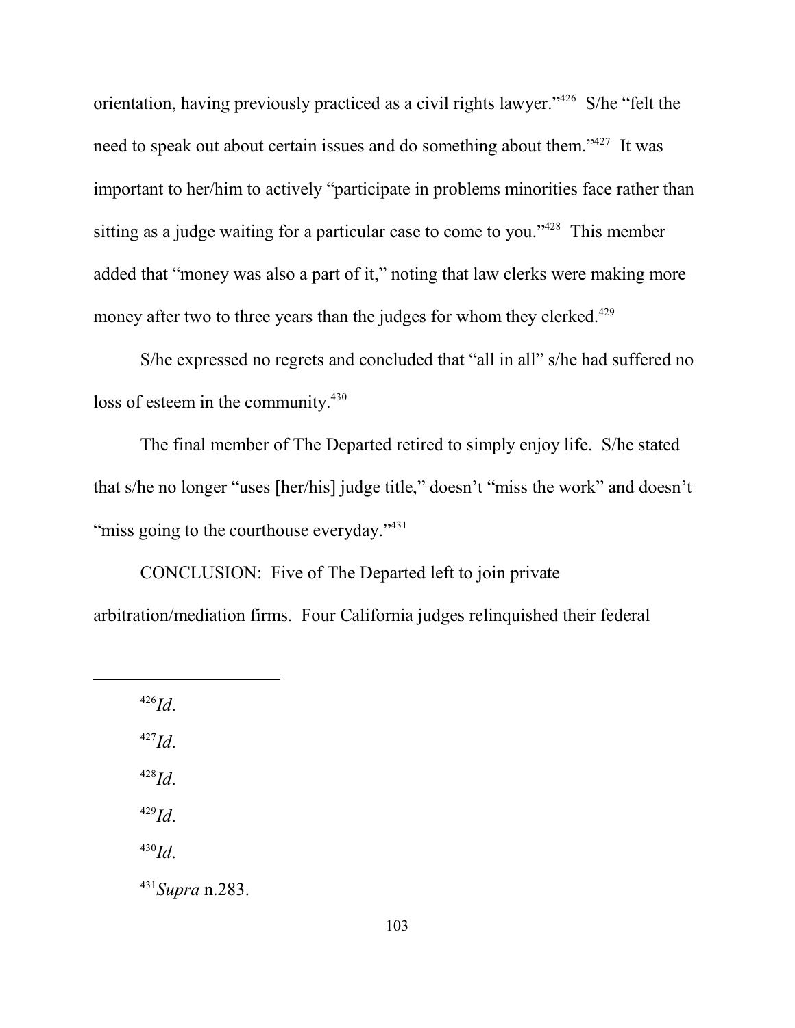orientation, having previously practiced as a civil rights lawyer."[426] S/he "felt the need to speak out about certain issues and do something about them."[427] It was important to her/him to actively "participate in problems minorities face rather than sitting as a judge waiting for a particular case to come to you."[428] This member added that "money was also a part of it," noting that law clerks were making more money after two to three years than the judges for whom they clerked.[429]

S/he expressed no regrets and concluded that "all in all" s/he had suffered no loss of esteem in the community.[430]

The final member of The Departed retired to simply enjoy life. S/he stated that s/he no longer "uses [her/his] judge title," doesn't "miss the work" and doesn't "miss going to the courthouse everyday."[431]

CONCLUSION: Five of The Departed left to join private arbitration/mediation firms. Four California judges relinquished their federal

---

[426] *Id*.

[427] *Id*.

[428] *Id*.

[429] *Id*.

[430] *Id*.

[431] *Supra* n.283.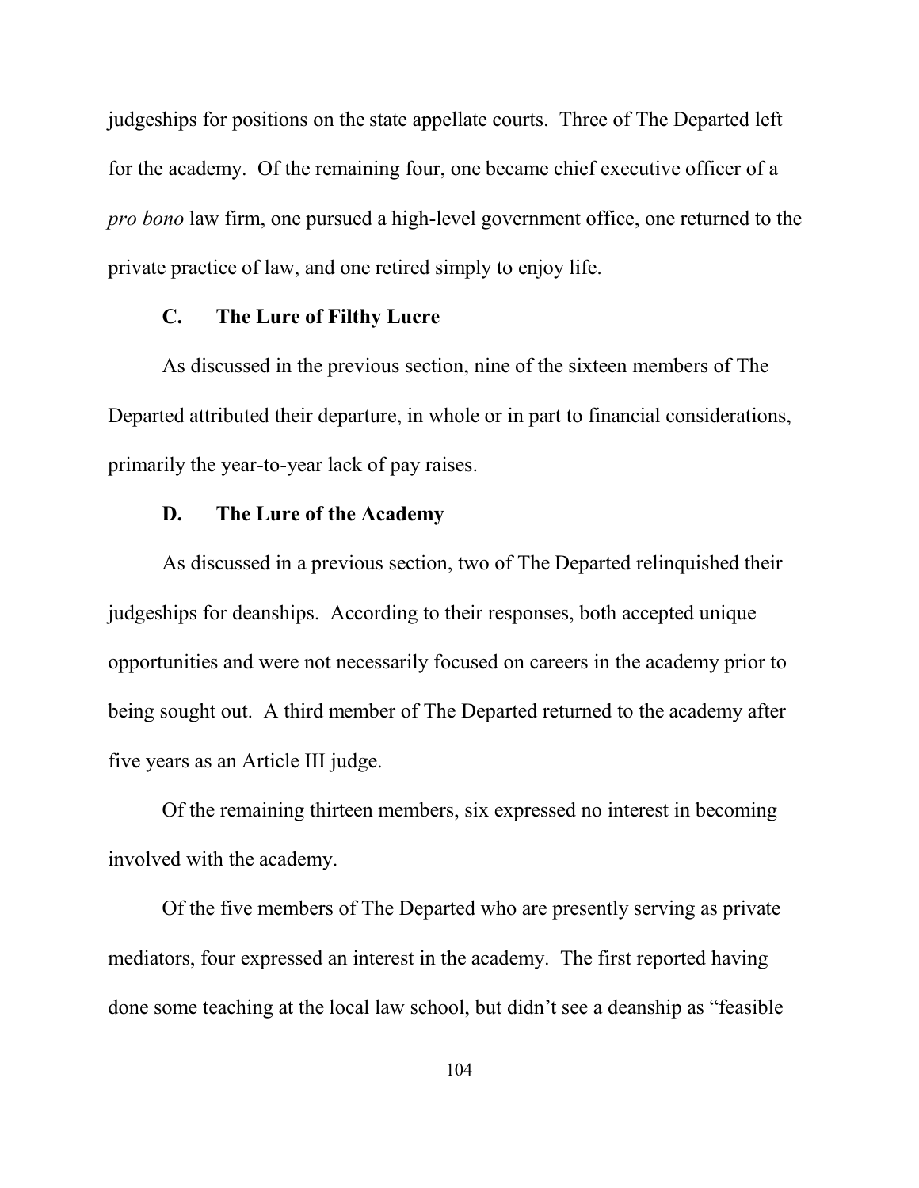judgeships for positions on the state appellate courts. Three of The Departed left for the academy. Of the remaining four, one became chief executive officer of a *pro bono* law firm, one pursued a high-level government office, one returned to the private practice of law, and one retired simply to enjoy life.

### C. The Lure of Filthy Lucre

As discussed in the previous section, nine of the sixteen members of The Departed attributed their departure, in whole or in part to financial considerations, primarily the year-to-year lack of pay raises.

### D. The Lure of the Academy

As discussed in a previous section, two of The Departed relinquished their judgeships for deanships. According to their responses, both accepted unique opportunities and were not necessarily focused on careers in the academy prior to being sought out. A third member of The Departed returned to the academy after five years as an Article III judge.

Of the remaining thirteen members, six expressed no interest in becoming involved with the academy.

Of the five members of The Departed who are presently serving as private mediators, four expressed an interest in the academy. The first reported having done some teaching at the local law school, but didn't see a deanship as "feasible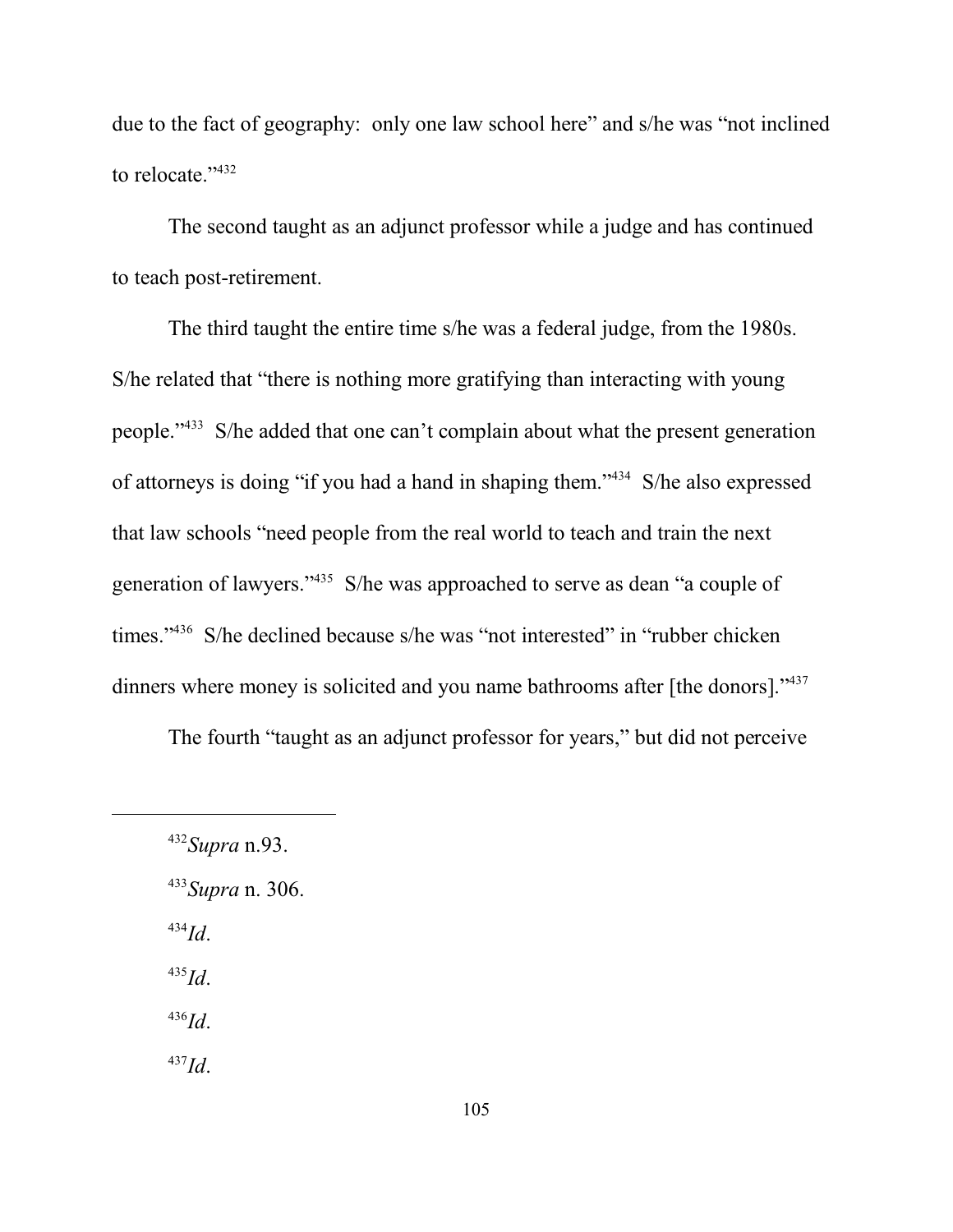due to the fact of geography: only one law school here" and s/he was "not inclined to relocate."[432]

The second taught as an adjunct professor while a judge and has continued to teach post-retirement.

The third taught the entire time s/he was a federal judge, from the 1980s. S/he related that "there is nothing more gratifying than interacting with young people."[433] S/he added that one can't complain about what the present generation of attorneys is doing "if you had a hand in shaping them."[434] S/he also expressed that law schools "need people from the real world to teach and train the next generation of lawyers."[435] S/he was approached to serve as dean "a couple of times."[436] S/he declined because s/he was "not interested" in "rubber chicken dinners where money is solicited and you name bathrooms after [the donors]."[437]

The fourth "taught as an adjunct professor for years," but did not perceive

---

[432] *Supra* n.93.

[433] *Supra* n. 306.

[434] *Id*.

[435] *Id*.

[436] *Id*.

[437] *Id*.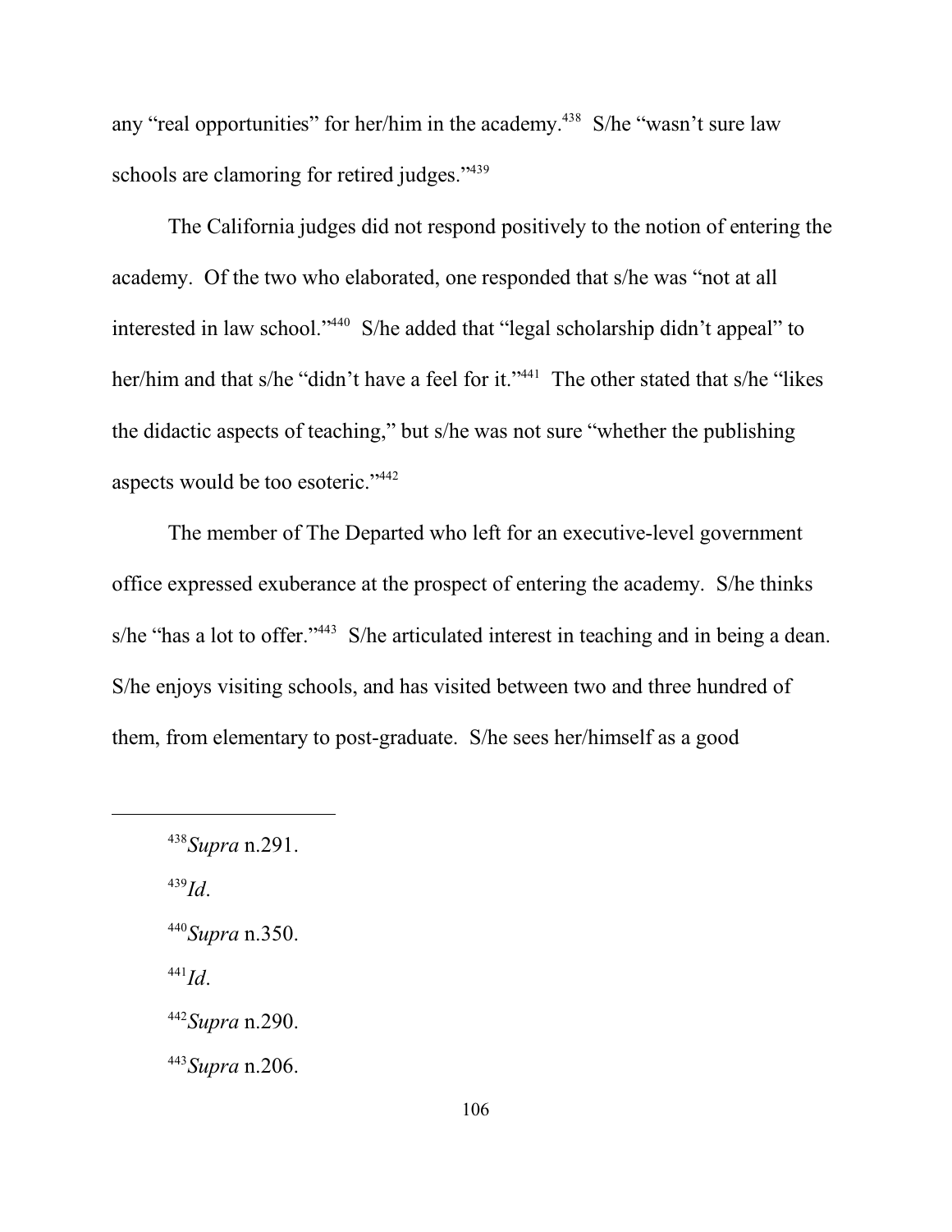any "real opportunities" for her/him in the academy.[438] S/he "wasn't sure law schools are clamoring for retired judges."[439]

The California judges did not respond positively to the notion of entering the academy. Of the two who elaborated, one responded that s/he was "not at all interested in law school."[440] S/he added that "legal scholarship didn't appeal" to her/him and that s/he "didn't have a feel for it."[441] The other stated that s/he "likes the didactic aspects of teaching," but s/he was not sure "whether the publishing aspects would be too esoteric."[442]

The member of The Departed who left for an executive-level government office expressed exuberance at the prospect of entering the academy. S/he thinks s/he "has a lot to offer."[443] S/he articulated interest in teaching and in being a dean. S/he enjoys visiting schools, and has visited between two and three hundred of them, from elementary to post-graduate. S/he sees her/himself as a good

---

[438] *Supra* n.291.

[439] *Id*.

[440] *Supra* n.350.

[441] *Id*.

[442] *Supra* n.290.

[443] *Supra* n.206.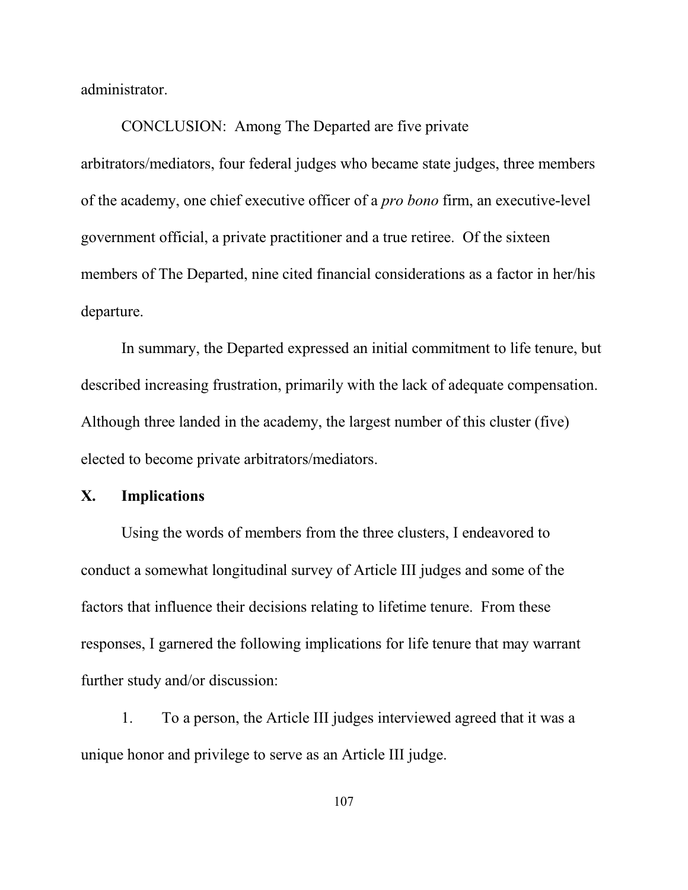administrator.

CONCLUSION: Among The Departed are five private arbitrators/mediators, four federal judges who became state judges, three members of the academy, one chief executive officer of a *pro bono* firm, an executive-level government official, a private practitioner and a true retiree. Of the sixteen members of The Departed, nine cited financial considerations as a factor in her/his departure.

In summary, the Departed expressed an initial commitment to life tenure, but described increasing frustration, primarily with the lack of adequate compensation. Although three landed in the academy, the largest number of this cluster (five) elected to become private arbitrators/mediators.

## X. Implications

Using the words of members from the three clusters, I endeavored to conduct a somewhat longitudinal survey of Article III judges and some of the factors that influence their decisions relating to lifetime tenure. From these responses, I garnered the following implications for life tenure that may warrant further study and/or discussion:

1. To a person, the Article III judges interviewed agreed that it was a unique honor and privilege to serve as an Article III judge.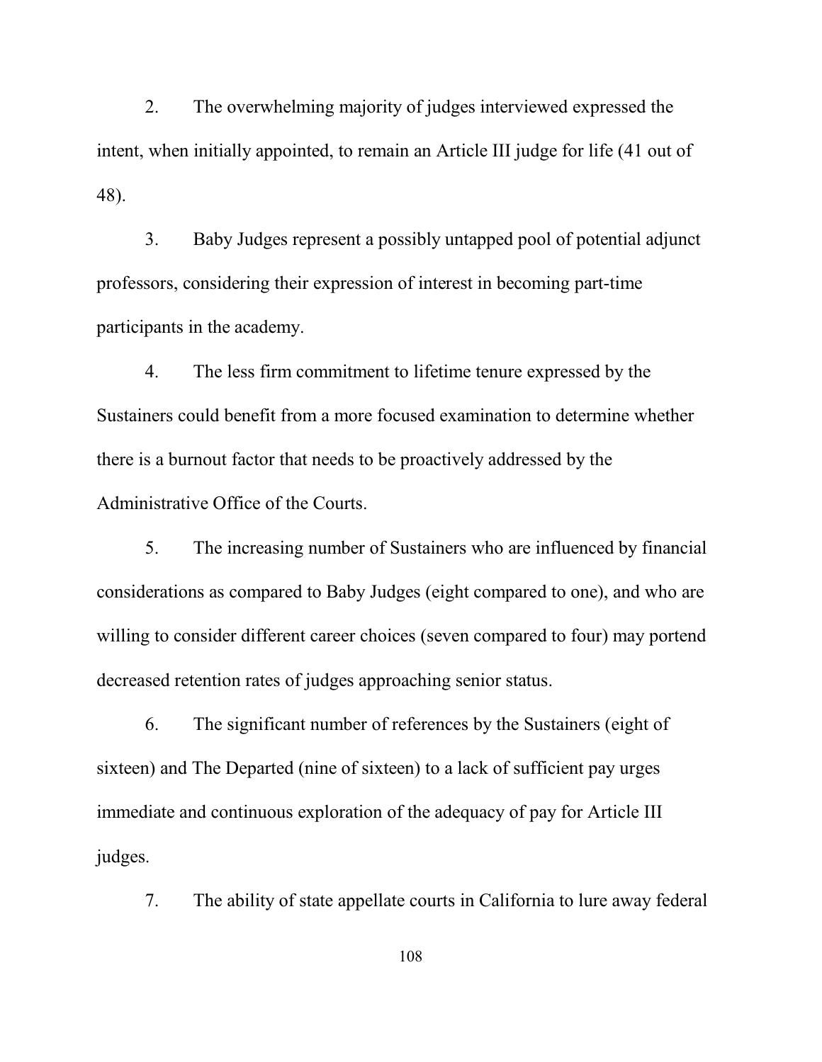2. The overwhelming majority of judges interviewed expressed the intent, when initially appointed, to remain an Article III judge for life (41 out of 48).

3. Baby Judges represent a possibly untapped pool of potential adjunct professors, considering their expression of interest in becoming part-time participants in the academy.

4. The less firm commitment to lifetime tenure expressed by the Sustainers could benefit from a more focused examination to determine whether there is a burnout factor that needs to be proactively addressed by the Administrative Office of the Courts.

5. The increasing number of Sustainers who are influenced by financial considerations as compared to Baby Judges (eight compared to one), and who are willing to consider different career choices (seven compared to four) may portend decreased retention rates of judges approaching senior status.

6. The significant number of references by the Sustainers (eight of sixteen) and The Departed (nine of sixteen) to a lack of sufficient pay urges immediate and continuous exploration of the adequacy of pay for Article III judges.

7. The ability of state appellate courts in California to lure away federal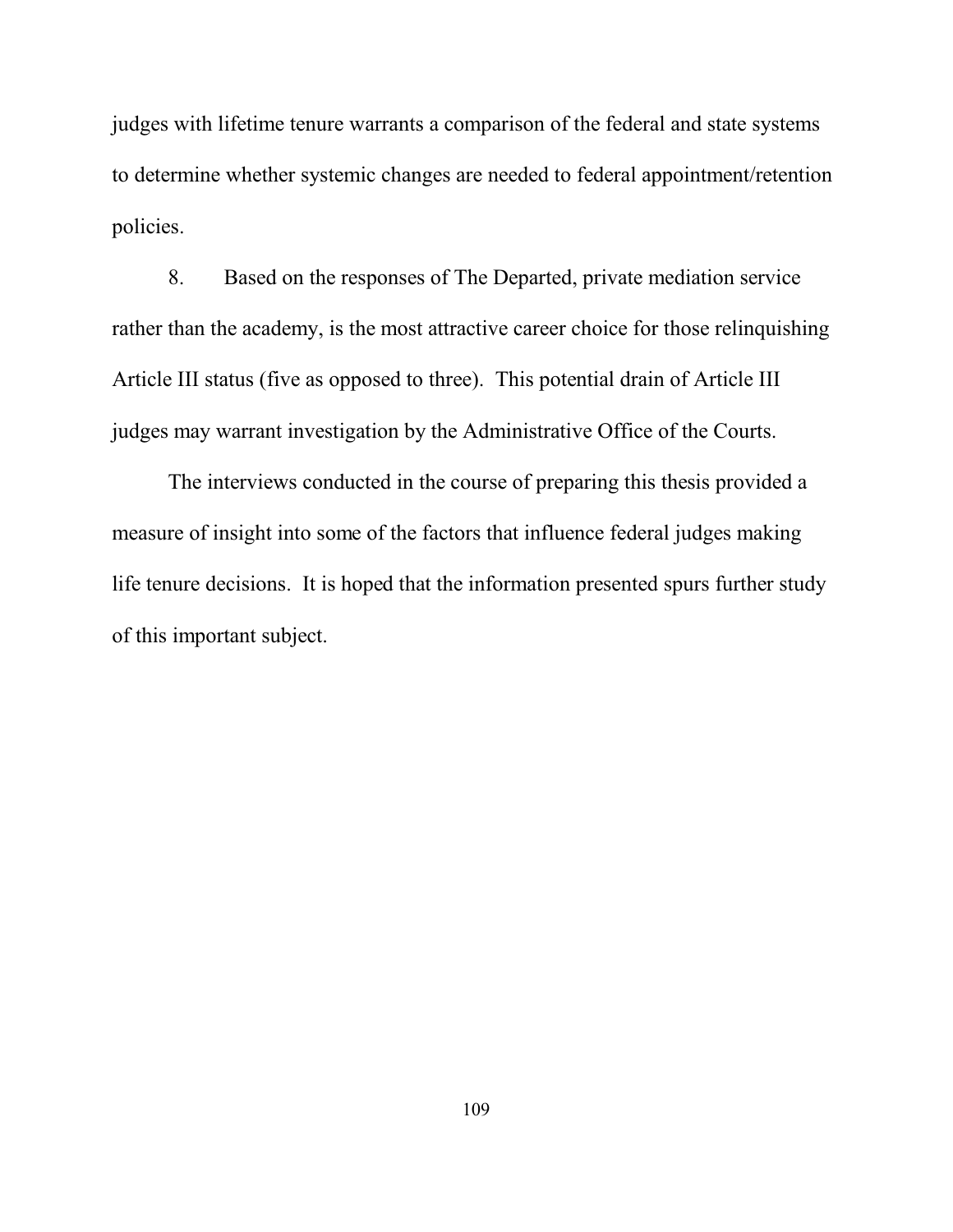judges with lifetime tenure warrants a comparison of the federal and state systems to determine whether systemic changes are needed to federal appointment/retention policies.

8. Based on the responses of The Departed, private mediation service rather than the academy, is the most attractive career choice for those relinquishing Article III status (five as opposed to three). This potential drain of Article III judges may warrant investigation by the Administrative Office of the Courts.

The interviews conducted in the course of preparing this thesis provided a measure of insight into some of the factors that influence federal judges making life tenure decisions. It is hoped that the information presented spurs further study of this important subject.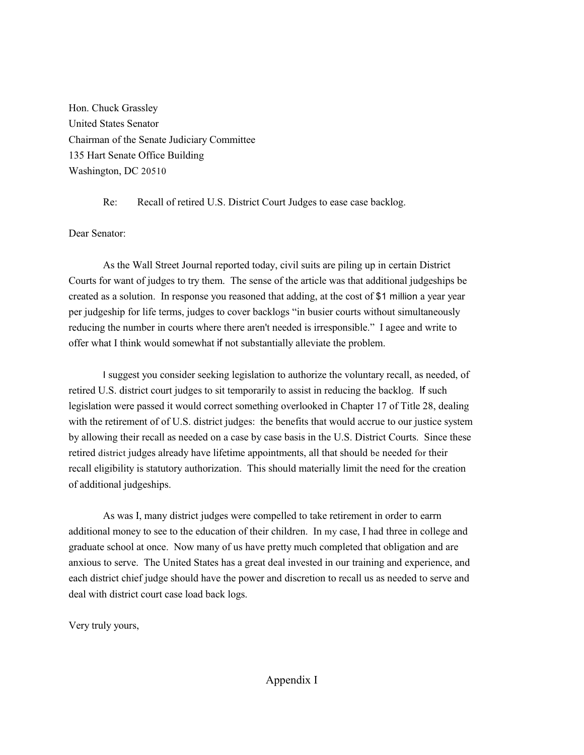Hon. Chuck Grassley
United States Senator
Chairman of the Senate Judiciary Committee
135 Hart Senate Office Building
Washington, DC 20510

Re: Recall of retired U.S. District Court Judges to ease case backlog.

Dear Senator:

As the Wall Street Journal reported today, civil suits are piling up in certain District Courts for want of judges to try them. The sense of the article was that additional judgeships be created as a solution. In response you reasoned that adding, at the cost of $1 million a year year per judgeship for life terms, judges to cover backlogs "in busier courts without simultaneosly reducing the number in courts where there aren't needed is irresponsible." I agee and write to offer what I think would somewhat if not substantially alleviate the problem.

I suggest you consider seeking legislation to authorize the voluntary recall, as needed, of retired U.S. district court judges to sit temporarily to assist in reducing the backlog. If such legislation were passed it would correct something overlooked in Chapter 17 of Title 28, dealing with the retirement of of U.S. district judges: the benefits that would accrue to our justice system by allowing their recall as needed on a case by case basis in the U.S. District Courts. Since these retired district judges already have lifetime appointments, all that should be needed for their recall eligibility is statutory authorization. This should materially limit the need for the creation of additional judgeships.

As was I, many district judges were compelled to take retirement in order to earrn additional money to see to the education of their children. In my case, I had three in college and graduate school at once. Now many of us have pretty much completed that obligation and are anxious to serve. The United States has a great deal invested in our training and experience, and each district chief judge should have the power and discretion to recall us as needed to serve and deal with district court case load back logs.

Very truly yours,

Appendix I